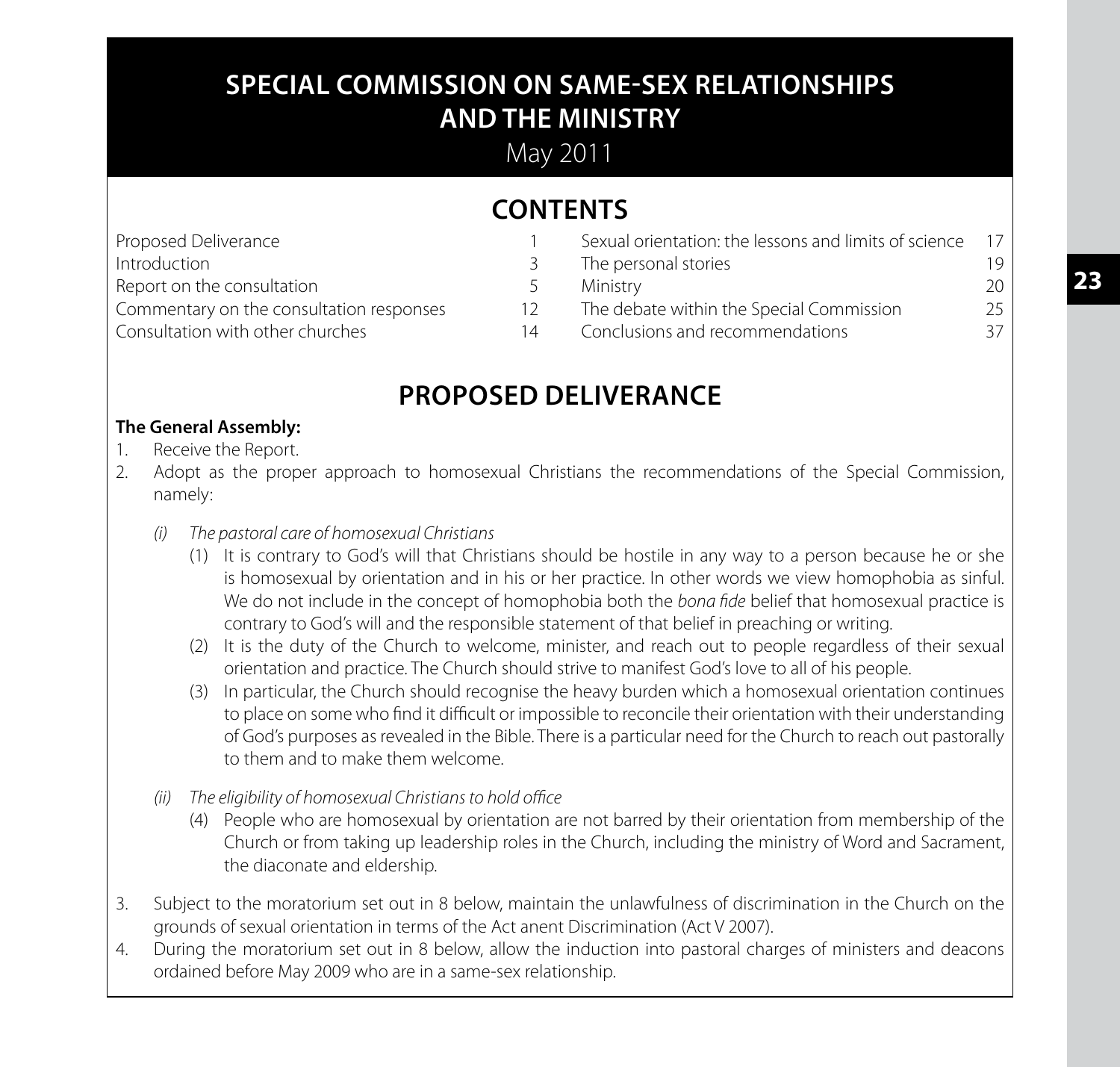# SPECIAL COMMISSION ON SAME-SEX RELATIONSHIPS AND THE MINISTRY

May 2011

## CONTENTS

| | | | |
|---|---|---|---|
| Proposed Deliverance | 1 | Sexual orientation: the lessons and limits of science | 17 |
| Introduction | 3 | The personal stories | 19 |
| Report on the consultation | 5 | Ministry | 20 |
| Commentary on the consultation responses | 12 | The debate within the Special Commission | 25 |
| Consultation with other churches | 14 | Conclusions and recommendations | 37 |

## PROPOSED DELIVERANCE

**The General Assembly:**

1. Receive the Report.
2. Adopt as the proper approach to homosexual Christians the recommendations of the Special Commission, namely:

   *(i) The pastoral care of homosexual Christians*

   (1) It is contrary to God's will that Christians should be hostile in any way to a person because he or she is homosexual by orientation and in his or her practice. In other words we view homophobia as sinful. We do not include in the concept of homophobia both the *bona fide* belief that homosexual practice is contrary to God's will and the responsible statement of that belief in preaching or writing.

   (2) It is the duty of the Church to welcome, minister, and reach out to people regardless of their sexual orientation and practice. The Church should strive to manifest God's love to all of his people.

   (3) In particular, the Church should recognise the heavy burden which a homosexual orientation continues to place on some who find it difficult or impossible to reconcile their orientation with their understanding of God's purposes as revealed in the Bible. There is a particular need for the Church to reach out pastorally to them and to make them welcome.

   *(ii) The eligibility of homosexual Christians to hold office*

   (4) People who are homosexual by orientation are not barred by their orientation from membership of the Church or from taking up leadership roles in the Church, including the ministry of Word and Sacrament, the diaconate and eldership.

3. Subject to the moratorium set out in 8 below, maintain the unlawfulness of discrimination in the Church on the grounds of sexual orientation in terms of the Act anent Discrimination (Act V 2007).
4. During the moratorium set out in 8 below, allow the induction into pastoral charges of ministers and deacons ordained before May 2009 who are in a same-sex relationship.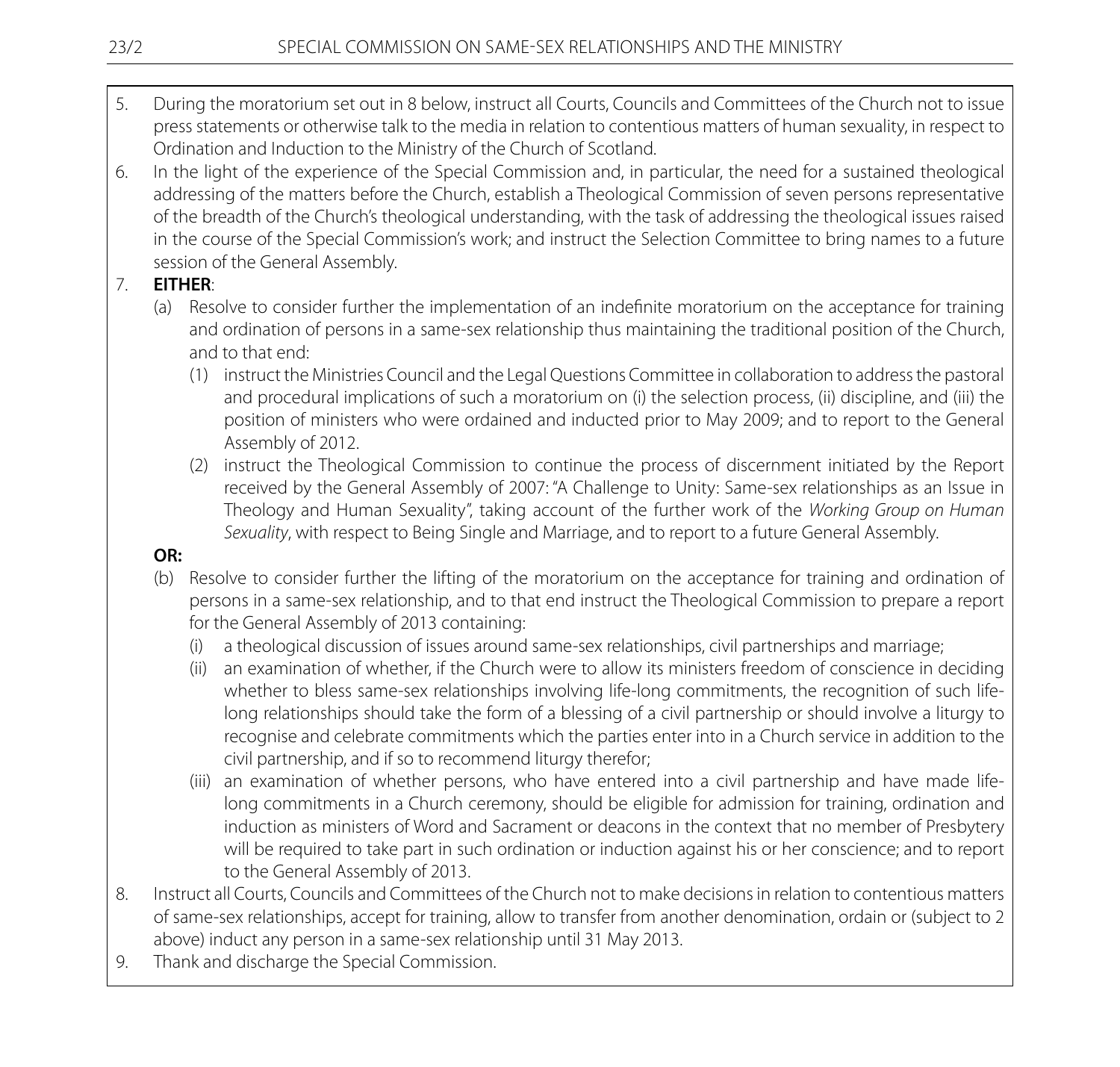5. During the moratorium set out in 8 below, instruct all Courts, Councils and Committees of the Church not to issue press statements or otherwise talk to the media in relation to contentious matters of human sexuality, in respect to Ordination and Induction to the Ministry of the Church of Scotland.
6. In the light of the experience of the Special Commission and, in particular, the need for a sustained theological addressing of the matters before the Church, establish a Theological Commission of seven persons representative of the breadth of the Church's theological understanding, with the task of addressing the theological issues raised in the course of the Special Commission's work; and instruct the Selection Committee to bring names to a future session of the General Assembly.
7. **EITHER**:
   (a) Resolve to consider further the implementation of an indefinite moratorium on the acceptance for training and ordination of persons in a same-sex relationship thus maintaining the traditional position of the Church, and to that end:
      (1) instruct the Ministries Council and the Legal Questions Committee in collaboration to address the pastoral and procedural implications of such a moratorium on (i) the selection process, (ii) discipline, and (iii) the position of ministers who were ordained and inducted prior to May 2009; and to report to the General Assembly of 2012.
      (2) instruct the Theological Commission to continue the process of discernment initiated by the Report received by the General Assembly of 2007: "A Challenge to Unity: Same-sex relationships as an Issue in Theology and Human Sexuality", taking account of the further work of the *Working Group on Human Sexuality*, with respect to Being Single and Marriage, and to report to a future General Assembly.

   **OR:**

   (b) Resolve to consider further the lifting of the moratorium on the acceptance for training and ordination of persons in a same-sex relationship, and to that end instruct the Theological Commission to prepare a report for the General Assembly of 2013 containing:
      (i) a theological discussion of issues around same-sex relationships, civil partnerships and marriage;
      (ii) an examination of whether, if the Church were to allow its ministers freedom of conscience in deciding whether to bless same-sex relationships involving life-long commitments, the recognition of such life-long relationships should take the form of a blessing of a civil partnership or should involve a liturgy to recognise and celebrate commitments which the parties enter into in a Church service in addition to the civil partnership, and if so to recommend liturgy therefor;
      (iii) an examination of whether persons, who have entered into a civil partnership and have made life-long commitments in a Church ceremony, should be eligible for admission for training, ordination and induction as ministers of Word and Sacrament or deacons in the context that no member of Presbytery will be required to take part in such ordination or induction against his or her conscience; and to report to the General Assembly of 2013.
8. Instruct all Courts, Councils and Committees of the Church not to make decisions in relation to contentious matters of same-sex relationships, accept for training, allow to transfer from another denomination, ordain or (subject to 2 above) induct any person in a same-sex relationship until 31 May 2013.
9. Thank and discharge the Special Commission.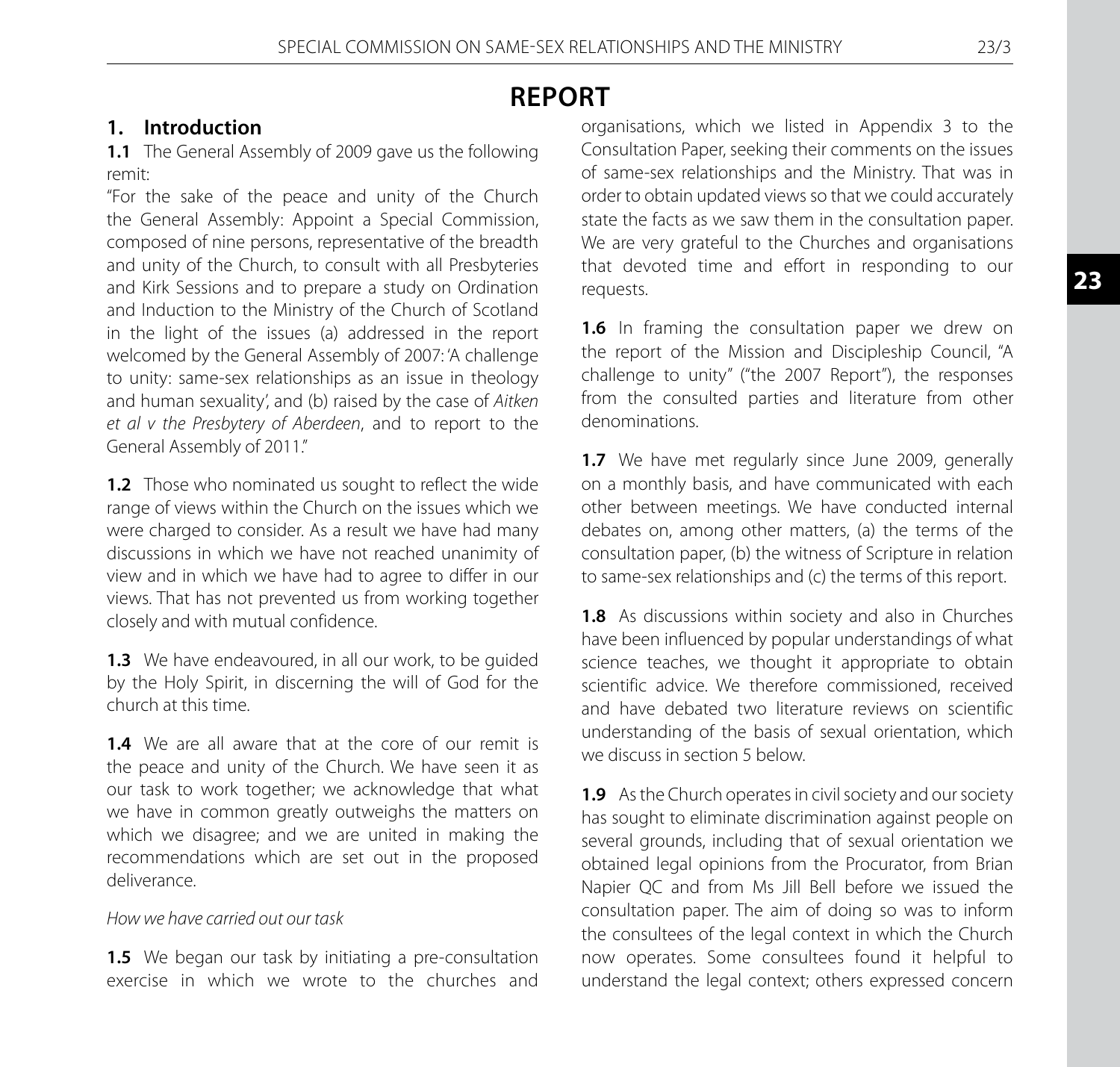# REPORT

## 1. Introduction

**1.1** The General Assembly of 2009 gave us the following remit:

"For the sake of the peace and unity of the Church the General Assembly: Appoint a Special Commission, composed of nine persons, representative of the breadth and unity of the Church, to consult with all Presbyteries and Kirk Sessions and to prepare a study on Ordination and Induction to the Ministry of the Church of Scotland in the light of the issues (a) addressed in the report welcomed by the General Assembly of 2007: 'A challenge to unity: same-sex relationships as an issue in theology and human sexuality', and (b) raised by the case of *Aitken et al v the Presbytery of Aberdeen*, and to report to the General Assembly of 2011."

**1.2** Those who nominated us sought to reflect the wide range of views within the Church on the issues which we were charged to consider. As a result we have had many discussions in which we have not reached unanimity of view and in which we have had to agree to differ in our views. That has not prevented us from working together closely and with mutual confidence.

**1.3** We have endeavoured, in all our work, to be guided by the Holy Spirit, in discerning the will of God for the church at this time.

**1.4** We are all aware that at the core of our remit is the peace and unity of the Church. We have seen it as our task to work together; we acknowledge that what we have in common greatly outweighs the matters on which we disagree; and we are united in making the recommendations which are set out in the proposed deliverance.

*How we have carried out our task*

**1.5** We began our task by initiating a pre-consultation exercise in which we wrote to the churches and organisations, which we listed in Appendix 3 to the Consultation Paper, seeking their comments on the issues of same-sex relationships and the Ministry. That was in order to obtain updated views so that we could accurately state the facts as we saw them in the consultation paper. We are very grateful to the Churches and organisations that devoted time and effort in responding to our requests.

**1.6** In framing the consultation paper we drew on the report of the Mission and Discipleship Council, "A challenge to unity" ("the 2007 Report"), the responses from the consulted parties and literature from other denominations.

**1.7** We have met regularly since June 2009, generally on a monthly basis, and have communicated with each other between meetings. We have conducted internal debates on, among other matters, (a) the terms of the consultation paper, (b) the witness of Scripture in relation to same-sex relationships and (c) the terms of this report.

**1.8** As discussions within society and also in Churches have been influenced by popular understandings of what science teaches, we thought it appropriate to obtain scientific advice. We therefore commissioned, received and have debated two literature reviews on scientific understanding of the basis of sexual orientation, which we discuss in section 5 below.

**1.9** As the Church operates in civil society and our society has sought to eliminate discrimination against people on several grounds, including that of sexual orientation we obtained legal opinions from the Procurator, from Brian Napier QC and from Ms Jill Bell before we issued the consultation paper. The aim of doing so was to inform the consultees of the legal context in which the Church now operates. Some consultees found it helpful to understand the legal context; others expressed concern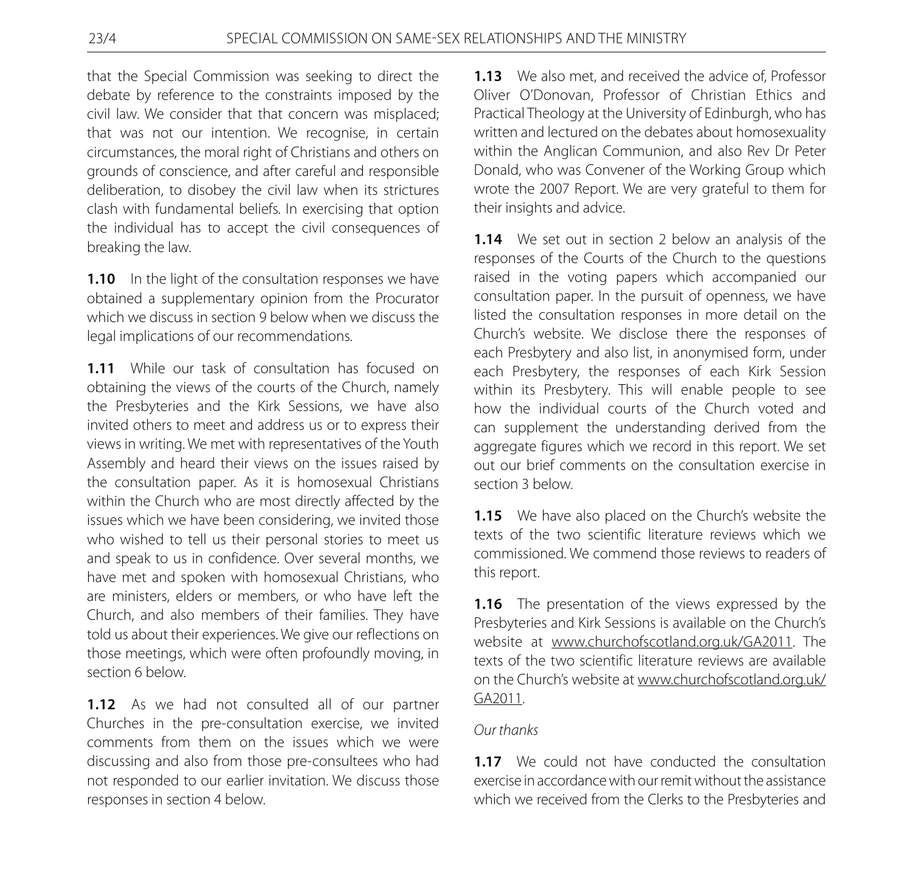that the Special Commission was seeking to direct the debate by reference to the constraints imposed by the civil law. We consider that that concern was misplaced; that was not our intention. We recognise, in certain circumstances, the moral right of Christians and others on grounds of conscience, and after careful and responsible deliberation, to disobey the civil law when its strictures clash with fundamental beliefs. In exercising that option the individual has to accept the civil consequences of breaking the law.

**1.10** In the light of the consultation responses we have obtained a supplementary opinion from the Procurator which we discuss in section 9 below when we discuss the legal implications of our recommendations.

**1.11** While our task of consultation has focused on obtaining the views of the courts of the Church, namely the Presbyteries and the Kirk Sessions, we have also invited others to meet and address us or to express their views in writing. We met with representatives of the Youth Assembly and heard their views on the issues raised by the consultation paper. As it is homosexual Christians within the Church who are most directly affected by the issues which we have been considering, we invited those who wished to tell us their personal stories to meet us and speak to us in confidence. Over several months, we have met and spoken with homosexual Christians, who are ministers, elders or members, or who have left the Church, and also members of their families. They have told us about their experiences. We give our reflections on those meetings, which were often profoundly moving, in section 6 below.

**1.12** As we had not consulted all of our partner Churches in the pre-consultation exercise, we invited comments from them on the issues which we were discussing and also from those pre-consultees who had not responded to our earlier invitation. We discuss those responses in section 4 below.

**1.13** We also met, and received the advice of, Professor Oliver O'Donovan, Professor of Christian Ethics and Practical Theology at the University of Edinburgh, who has written and lectured on the debates about homosexuality within the Anglican Communion, and also Rev Dr Peter Donald, who was Convener of the Working Group which wrote the 2007 Report. We are very grateful to them for their insights and advice.

**1.14** We set out in section 2 below an analysis of the responses of the Courts of the Church to the questions raised in the voting papers which accompanied our consultation paper. In the pursuit of openness, we have listed the consultation responses in more detail on the Church's website. We disclose there the responses of each Presbytery and also list, in anonymised form, under each Presbytery, the responses of each Kirk Session within its Presbytery. This will enable people to see how the individual courts of the Church voted and can supplement the understanding derived from the aggregate figures which we record in this report. We set out our brief comments on the consultation exercise in section 3 below.

**1.15** We have also placed on the Church's website the texts of the two scientific literature reviews which we commissioned. We commend those reviews to readers of this report.

**1.16** The presentation of the views expressed by the Presbyteries and Kirk Sessions is available on the Church's website at www.churchofscotland.org.uk/GA2011. The texts of the two scientific literature reviews are available on the Church's website at www.churchofscotland.org.uk/GA2011.

*Our thanks*

**1.17** We could not have conducted the consultation exercise in accordance with our remit without the assistance which we received from the Clerks to the Presbyteries and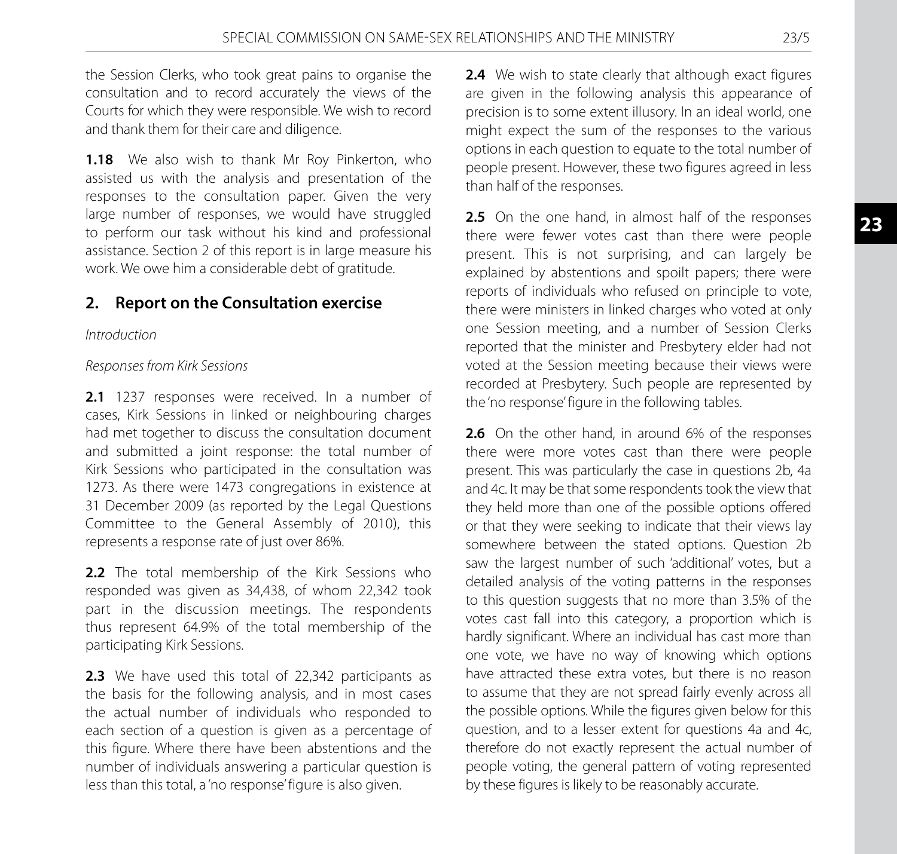the Session Clerks, who took great pains to organise the consultation and to record accurately the views of the Courts for which they were responsible. We wish to record and thank them for their care and diligence.

**1.18** We also wish to thank Mr Roy Pinkerton, who assisted us with the analysis and presentation of the responses to the consultation paper. Given the very large number of responses, we would have struggled to perform our task without his kind and professional assistance. Section 2 of this report is in large measure his work. We owe him a considerable debt of gratitude.

## 2. Report on the Consultation exercise

*Introduction*

*Responses from Kirk Sessions*

**2.1** 1237 responses were received. In a number of cases, Kirk Sessions in linked or neighbouring charges had met together to discuss the consultation document and submitted a joint response: the total number of Kirk Sessions who participated in the consultation was 1273. As there were 1473 congregations in existence at 31 December 2009 (as reported by the Legal Questions Committee to the General Assembly of 2010), this represents a response rate of just over 86%.

**2.2** The total membership of the Kirk Sessions who responded was given as 34,438, of whom 22,342 took part in the discussion meetings. The respondents thus represent 64.9% of the total membership of the participating Kirk Sessions.

**2.3** We have used this total of 22,342 participants as the basis for the following analysis, and in most cases the actual number of individuals who responded to each section of a question is given as a percentage of this figure. Where there have been abstentions and the number of individuals answering a particular question is less than this total, a 'no response' figure is also given.

**2.4** We wish to state clearly that although exact figures are given in the following analysis this appearance of precision is to some extent illusory. In an ideal world, one might expect the sum of the responses to the various options in each question to equate to the total number of people present. However, these two figures agreed in less than half of the responses.

**2.5** On the one hand, in almost half of the responses there were fewer votes cast than there were people present. This is not surprising, and can largely be explained by abstentions and spoilt papers; there were reports of individuals who refused on principle to vote, there were ministers in linked charges who voted at only one Session meeting, and a number of Session Clerks reported that the minister and Presbytery elder had not voted at the Session meeting because their views were recorded at Presbytery. Such people are represented by the 'no response' figure in the following tables.

**2.6** On the other hand, in around 6% of the responses there were more votes cast than there were people present. This was particularly the case in questions 2b, 4a and 4c. It may be that some respondents took the view that they held more than one of the possible options offered or that they were seeking to indicate that their views lay somewhere between the stated options. Question 2b saw the largest number of such 'additional' votes, but a detailed analysis of the voting patterns in the responses to this question suggests that no more than 3.5% of the votes cast fall into this category, a proportion which is hardly significant. Where an individual has cast more than one vote, we have no way of knowing which options have attracted these extra votes, but there is no reason to assume that they are not spread fairly evenly across all the possible options. While the figures given below for this question, and to a lesser extent for questions 4a and 4c, therefore do not exactly represent the actual number of people voting, the general pattern of voting represented by these figures is likely to be reasonably accurate.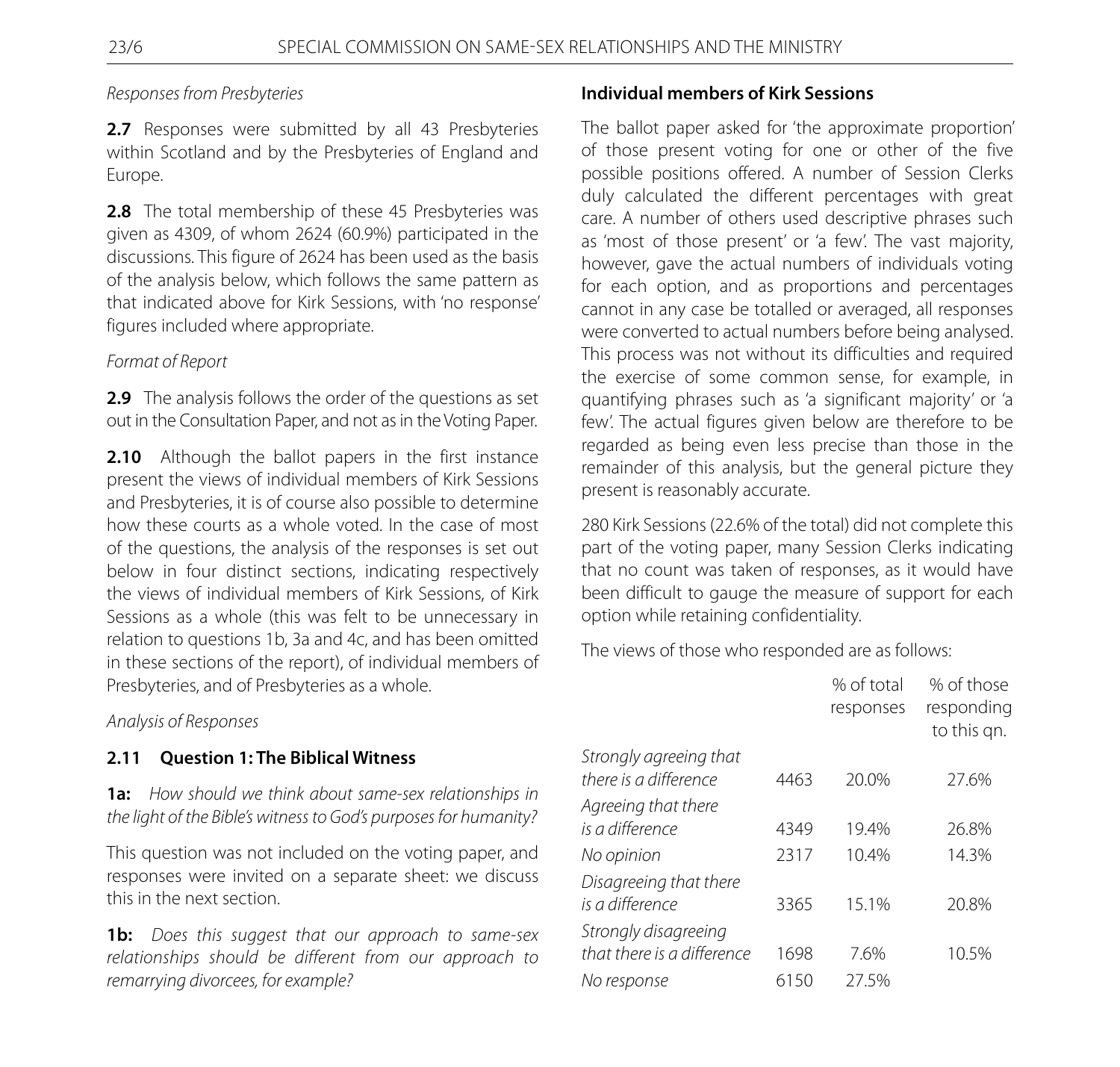*Responses from Presbyteries*

**2.7** Responses were submitted by all 43 Presbyteries within Scotland and by the Presbyteries of England and Europe.

**2.8** The total membership of these 45 Presbyteries was given as 4309, of whom 2624 (60.9%) participated in the discussions. This figure of 2624 has been used as the basis of the analysis below, which follows the same pattern as that indicated above for Kirk Sessions, with 'no response' figures included where appropriate.

*Format of Report*

**2.9** The analysis follows the order of the questions as set out in the Consultation Paper, and not as in the Voting Paper.

**2.10** Although the ballot papers in the first instance present the views of individual members of Kirk Sessions and Presbyteries, it is of course also possible to determine how these courts as a whole voted. In the case of most of the questions, the analysis of the responses is set out below in four distinct sections, indicating respectively the views of individual members of Kirk Sessions, of Kirk Sessions as a whole (this was felt to be unnecessary in relation to questions 1b, 3a and 4c, and has been omitted in these sections of the report), of individual members of Presbyteries, and of Presbyteries as a whole.

*Analysis of Responses*

### 2.11 Question 1: The Biblical Witness

**1a:** *How should we think about same-sex relationships in the light of the Bible's witness to God's purposes for humanity?*

This question was not included on the voting paper, and responses were invited on a separate sheet: we discuss this in the next section.

**1b:** *Does this suggest that our approach to same-sex relationships should be different from our approach to remarrying divorcees, for example?*

**Individual members of Kirk Sessions**

The ballot paper asked for 'the approximate proportion' of those present voting for one or other of the five possible positions offered. A number of Session Clerks duly calculated the different percentages with great care. A number of others used descriptive phrases such as 'most of those present' or 'a few'. The vast majority, however, gave the actual numbers of individuals voting for each option, and as proportions and percentages cannot in any case be totalled or averaged, all responses were converted to actual numbers before being analysed. This process was not without its difficulties and required the exercise of some common sense, for example, in quantifying phrases such as 'a significant majority' or 'a few'. The actual figures given below are therefore to be regarded as being even less precise than those in the remainder of this analysis, but the general picture they present is reasonably accurate.

280 Kirk Sessions (22.6% of the total) did not complete this part of the voting paper, many Session Clerks indicating that no count was taken of responses, as it would have been difficult to gauge the measure of support for each option while retaining confidentiality.

The views of those who responded are as follows:

| | | % of total responses | % of those responding to this qn. |
|---|---|---|---|
| *Strongly agreeing that there is a difference* | 4463 | 20.0% | 27.6% |
| *Agreeing that there is a difference* | 4349 | 19.4% | 26.8% |
| *No opinion* | 2317 | 10.4% | 14.3% |
| *Disagreeing that there is a difference* | 3365 | 15.1% | 20.8% |
| *Strongly disagreeing that there is a difference* | 1698 | 7.6% | 10.5% |
| *No response* | 6150 | 27.5% | |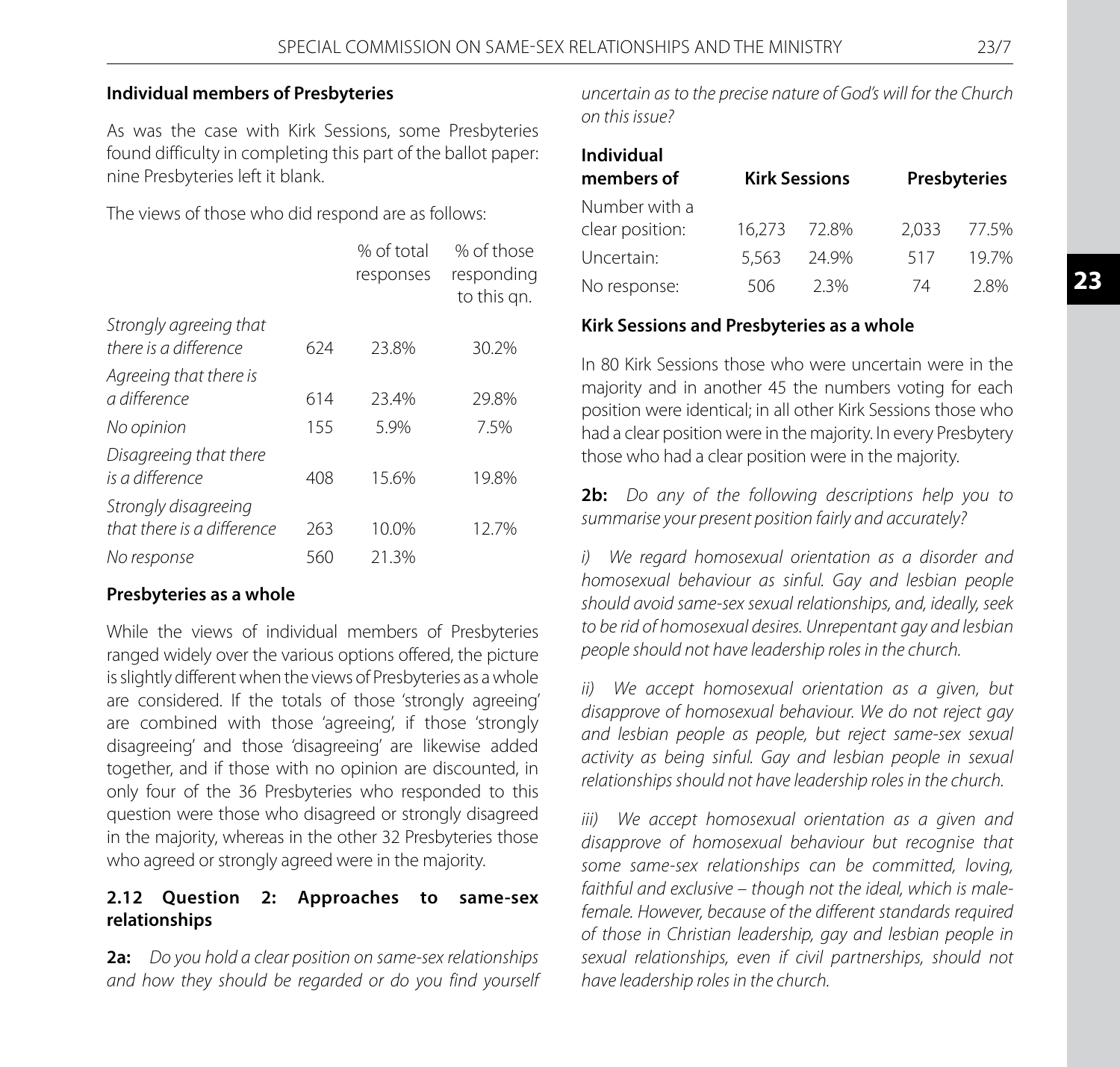**Individual members of Presbyteries**

As was the case with Kirk Sessions, some Presbyteries found difficulty in completing this part of the ballot paper: nine Presbyteries left it blank.

The views of those who did respond are as follows:

| | | % of total responses | % of those responding to this qn. |
|---|---|---|---|
| *Strongly agreeing that there is a difference* | 624 | 23.8% | 30.2% |
| *Agreeing that there is a difference* | 614 | 23.4% | 29.8% |
| *No opinion* | 155 | 5.9% | 7.5% |
| *Disagreeing that there is a difference* | 408 | 15.6% | 19.8% |
| *Strongly disagreeing that there is a difference* | 263 | 10.0% | 12.7% |
| *No response* | 560 | 21.3% | |

**Presbyteries as a whole**

While the views of individual members of Presbyteries ranged widely over the various options offered, the picture is slightly different when the views of Presbyteries as a whole are considered. If the totals of those 'strongly agreeing' are combined with those 'agreeing', if those 'strongly disagreeing' and those 'disagreeing' are likewise added together, and if those with no opinion are discounted, in only four of the 36 Presbyteries who responded to this question were those who disagreed or strongly disagreed in the majority, whereas in the other 32 Presbyteries those who agreed or strongly agreed were in the majority.

### 2.12 Question 2: Approaches to same-sex relationships

**2a:** *Do you hold a clear position on same-sex relationships and how they should be regarded or do you find yourself uncertain as to the precise nature of God's will for the Church on this issue?*

| **Individual members of** | **Kirk Sessions** | | **Presbyteries** | |
|---|---|---|---|---|
| Number with a clear position: | 16,273 | 72.8% | 2,033 | 77.5% |
| Uncertain: | 5,563 | 24.9% | 517 | 19.7% |
| No response: | 506 | 2.3% | 74 | 2.8% |

**Kirk Sessions and Presbyteries as a whole**

In 80 Kirk Sessions those who were uncertain were in the majority and in another 45 the numbers voting for each position were identical; in all other Kirk Sessions those who had a clear position were in the majority. In every Presbytery those who had a clear position were in the majority.

**2b:** *Do any of the following descriptions help you to summarise your present position fairly and accurately?*

*i) We regard homosexual orientation as a disorder and homosexual behaviour as sinful. Gay and lesbian people should avoid same-sex sexual relationships, and, ideally, seek to be rid of homosexual desires. Unrepentant gay and lesbian people should not have leadership roles in the church.*

*ii) We accept homosexual orientation as a given, but disapprove of homosexual behaviour. We do not reject gay and lesbian people as people, but reject same-sex sexual activity as being sinful. Gay and lesbian people in sexual relationships should not have leadership roles in the church.*

*iii) We accept homosexual orientation as a given and disapprove of homosexual behaviour but recognise that some same-sex relationships can be committed, loving, faithful and exclusive – though not the ideal, which is male-female. However, because of the different standards required of those in Christian leadership, gay and lesbian people in sexual relationships, even if civil partnerships, should not have leadership roles in the church.*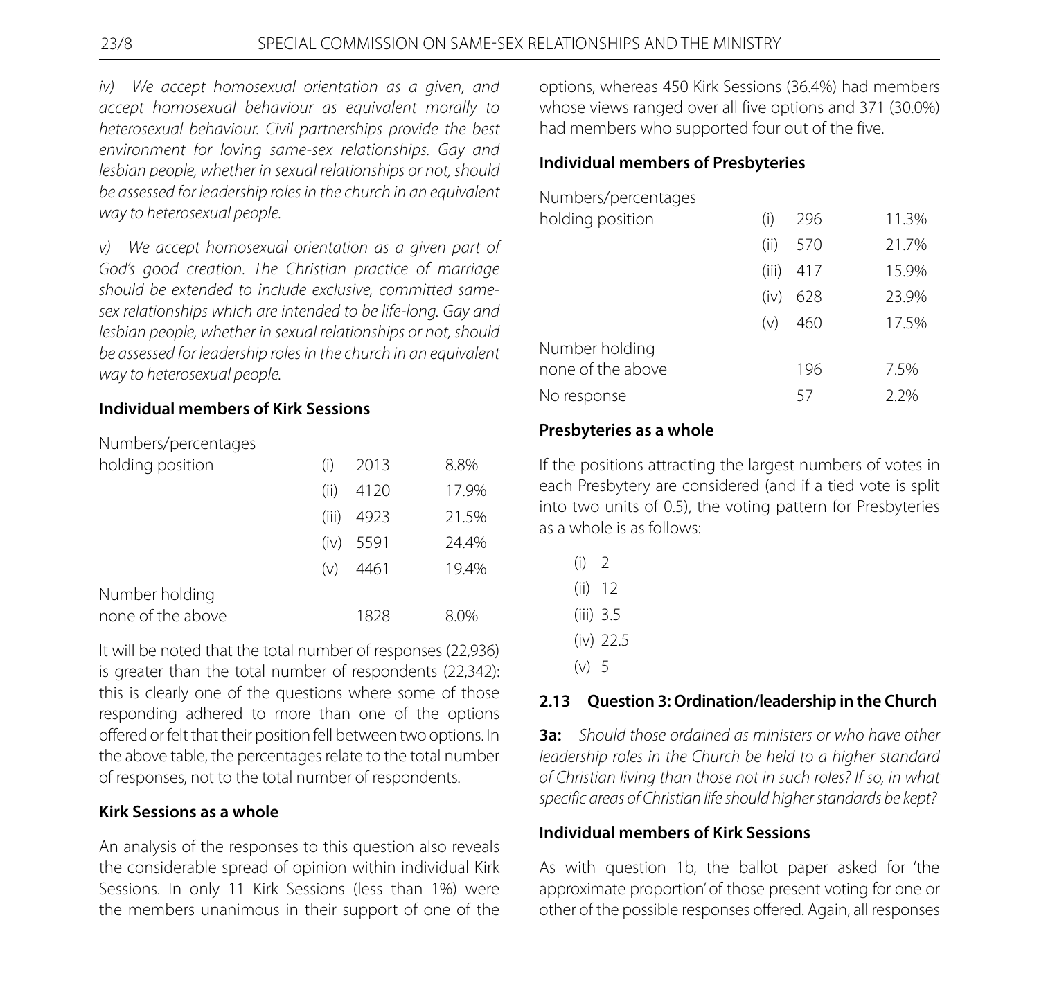*iv) We accept homosexual orientation as a given, and accept homosexual behaviour as equivalent morally to heterosexual behaviour. Civil partnerships provide the best environment for loving same-sex relationships. Gay and lesbian people, whether in sexual relationships or not, should be assessed for leadership roles in the church in an equivalent way to heterosexual people.*

*v) We accept homosexual orientation as a given part of God's good creation. The Christian practice of marriage should be extended to include exclusive, committed same-sex relationships which are intended to be life-long. Gay and lesbian people, whether in sexual relationships or not, should be assessed for leadership roles in the church in an equivalent way to heterosexual people.*

**Individual members of Kirk Sessions**

| Numbers/percentages holding position | | | |
|---|---|---|---|
| | (i) | 2013 | 8.8% |
| | (ii) | 4120 | 17.9% |
| | (iii) | 4923 | 21.5% |
| | (iv) | 5591 | 24.4% |
| | (v) | 4461 | 19.4% |
| Number holding none of the above | | 1828 | 8.0% |

It will be noted that the total number of responses (22,936) is greater than the total number of respondents (22,342): this is clearly one of the questions where some of those responding adhered to more than one of the options offered or felt that their position fell between two options. In the above table, the percentages relate to the total number of responses, not to the total number of respondents.

**Kirk Sessions as a whole**

An analysis of the responses to this question also reveals the considerable spread of opinion within individual Kirk Sessions. In only 11 Kirk Sessions (less than 1%) were the members unanimous in their support of one of the options, whereas 450 Kirk Sessions (36.4%) had members whose views ranged over all five options and 371 (30.0%) had members who supported four out of the five.

**Individual members of Presbyteries**

| Numbers/percentages holding position | | | |
|---|---|---|---|
| | (i) | 296 | 11.3% |
| | (ii) | 570 | 21.7% |
| | (iii) | 417 | 15.9% |
| | (iv) | 628 | 23.9% |
| | (v) | 460 | 17.5% |
| Number holding none of the above | | 196 | 7.5% |
| No response | | 57 | 2.2% |

**Presbyteries as a whole**

If the positions attracting the largest numbers of votes in each Presbytery are considered (and if a tied vote is split into two units of 0.5), the voting pattern for Presbyteries as a whole is as follows:

(i) 2
(ii) 12
(iii) 3.5
(iv) 22.5
(v) 5

**2.13 Question 3: Ordination/leadership in the Church**

**3a:** *Should those ordained as ministers or who have other leadership roles in the Church be held to a higher standard of Christian living than those not in such roles? If so, in what specific areas of Christian life should higher standards be kept?*

**Individual members of Kirk Sessions**

As with question 1b, the ballot paper asked for 'the approximate proportion' of those present voting for one or other of the possible responses offered. Again, all responses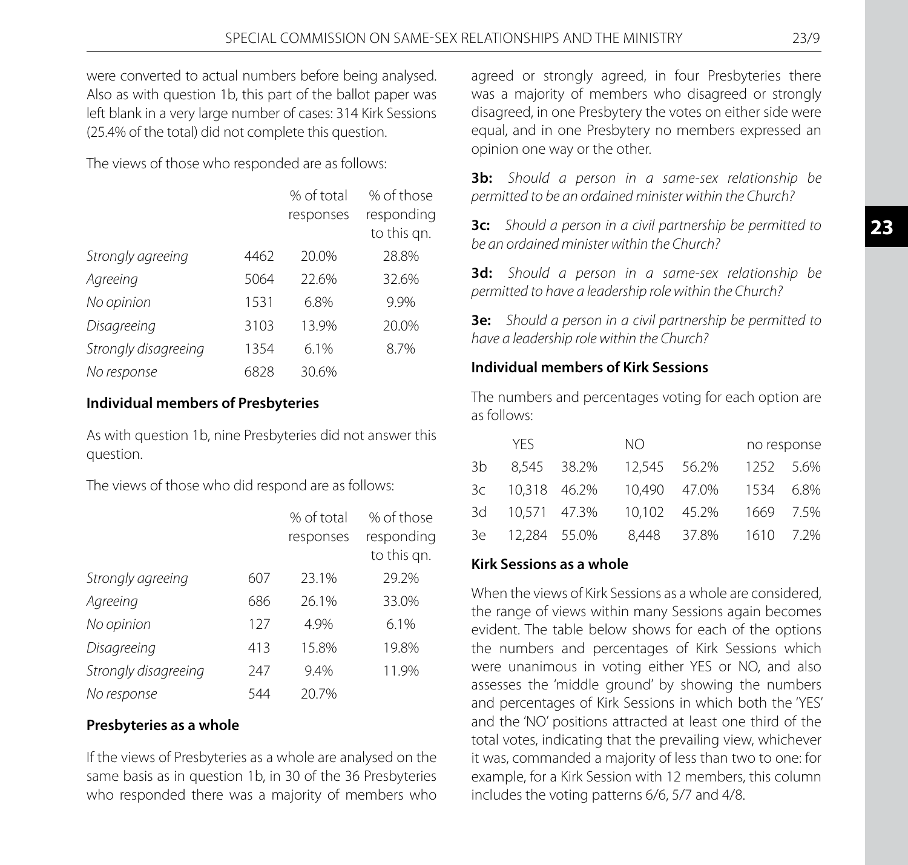were converted to actual numbers before being analysed. Also as with question 1b, this part of the ballot paper was left blank in a very large number of cases: 314 Kirk Sessions (25.4% of the total) did not complete this question.

The views of those who responded are as follows:

| | | % of total responses | % of those responding to this qn. |
|---|---|---|---|
| *Strongly agreeing* | 4462 | 20.0% | 28.8% |
| *Agreeing* | 5064 | 22.6% | 32.6% |
| *No opinion* | 1531 | 6.8% | 9.9% |
| *Disagreeing* | 3103 | 13.9% | 20.0% |
| *Strongly disagreeing* | 1354 | 6.1% | 8.7% |
| *No response* | 6828 | 30.6% | |

**Individual members of Presbyteries**

As with question 1b, nine Presbyteries did not answer this question.

The views of those who did respond are as follows:

| | | % of total responses | % of those responding to this qn. |
|---|---|---|---|
| *Strongly agreeing* | 607 | 23.1% | 29.2% |
| *Agreeing* | 686 | 26.1% | 33.0% |
| *No opinion* | 127 | 4.9% | 6.1% |
| *Disagreeing* | 413 | 15.8% | 19.8% |
| *Strongly disagreeing* | 247 | 9.4% | 11.9% |
| *No response* | 544 | 20.7% | |

**Presbyteries as a whole**

If the views of Presbyteries as a whole are analysed on the same basis as in question 1b, in 30 of the 36 Presbyteries who responded there was a majority of members who agreed or strongly agreed, in four Presbyteries there was a majority of members who disagreed or strongly disagreed, in one Presbytery the votes on either side were equal, and in one Presbytery no members expressed an opinion one way or the other.

**3b:** *Should a person in a same-sex relationship be permitted to be an ordained minister within the Church?*

**3c:** *Should a person in a civil partnership be permitted to be an ordained minister within the Church?*

**3d:** *Should a person in a same-sex relationship be permitted to have a leadership role within the Church?*

**3e:** *Should a person in a civil partnership be permitted to have a leadership role within the Church?*

**Individual members of Kirk Sessions**

The numbers and percentages voting for each option are as follows:

| | YES | | NO | | no response | |
|---|---|---|---|---|---|---|
| 3b | 8,545 | 38.2% | 12,545 | 56.2% | 1252 | 5.6% |
| 3c | 10,318 | 46.2% | 10,490 | 47.0% | 1534 | 6.8% |
| 3d | 10,571 | 47.3% | 10,102 | 45.2% | 1669 | 7.5% |
| 3e | 12,284 | 55.0% | 8,448 | 37.8% | 1610 | 7.2% |

**Kirk Sessions as a whole**

When the views of Kirk Sessions as a whole are considered, the range of views within many Sessions again becomes evident. The table below shows for each of the options the numbers and percentages of Kirk Sessions which were unanimous in voting either YES or NO, and also assesses the 'middle ground' by showing the numbers and percentages of Kirk Sessions in which both the 'YES' and the 'NO' positions attracted at least one third of the total votes, indicating that the prevailing view, whichever it was, commanded a majority of less than two to one: for example, for a Kirk Session with 12 members, this column includes the voting patterns 6/6, 5/7 and 4/8.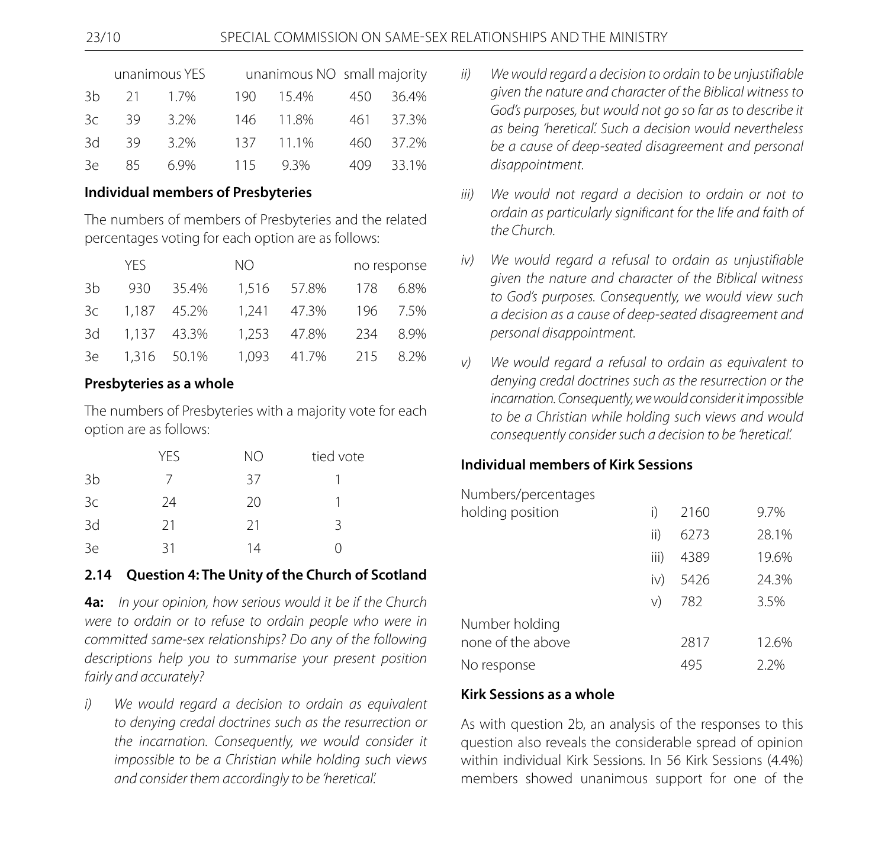| | unanimous YES | | unanimous NO | | small majority | |
|---|---|---|---|---|---|---|
| 3b | 21 | 1.7% | 190 | 15.4% | 450 | 36.4% |
| 3c | 39 | 3.2% | 146 | 11.8% | 461 | 37.3% |
| 3d | 39 | 3.2% | 137 | 11.1% | 460 | 37.2% |
| 3e | 85 | 6.9% | 115 | 9.3% | 409 | 33.1% |

**Individual members of Presbyteries**

The numbers of members of Presbyteries and the related percentages voting for each option are as follows:

| | YES | | NO | | no response | |
|---|---|---|---|---|---|---|
| 3b | 930 | 35.4% | 1,516 | 57.8% | 178 | 6.8% |
| 3c | 1,187 | 45.2% | 1,241 | 47.3% | 196 | 7.5% |
| 3d | 1,137 | 43.3% | 1,253 | 47.8% | 234 | 8.9% |
| 3e | 1,316 | 50.1% | 1,093 | 41.7% | 215 | 8.2% |

**Presbyteries as a whole**

The numbers of Presbyteries with a majority vote for each option are as follows:

| | YES | NO | tied vote |
|---|---|---|---|
| 3b | 7 | 37 | 1 |
| 3c | 24 | 20 | 1 |
| 3d | 21 | 21 | 3 |
| 3e | 31 | 14 | 0 |

### 2.14 Question 4: The Unity of the Church of Scotland

**4a:** *In your opinion, how serious would it be if the Church were to ordain or to refuse to ordain people who were in committed same-sex relationships? Do any of the following descriptions help you to summarise your present position fairly and accurately?*

i) *We would regard a decision to ordain as equivalent to denying credal doctrines such as the resurrection or the incarnation. Consequently, we would consider it impossible to be a Christian while holding such views and consider them accordingly to be 'heretical'.*

ii) *We would regard a decision to ordain to be unjustifiable given the nature and character of the Biblical witness to God's purposes, but would not go so far as to describe it as being 'heretical'. Such a decision would nevertheless be a cause of deep-seated disagreement and personal disappointment.*

iii) *We would not regard a decision to ordain or not to ordain as particularly significant for the life and faith of the Church.*

iv) *We would regard a refusal to ordain as unjustifiable given the nature and character of the Biblical witness to God's purposes. Consequently, we would view such a decision as a cause of deep-seated disagreement and personal disappointment.*

v) *We would regard a refusal to ordain as equivalent to denying credal doctrines such as the resurrection or the incarnation. Consequently, we would consider it impossible to be a Christian while holding such views and would consequently consider such a decision to be 'heretical'.*

**Individual members of Kirk Sessions**

| Numbers/percentages holding position | | | |
|---|---|---|---|
| | i) | 2160 | 9.7% |
| | ii) | 6273 | 28.1% |
| | iii) | 4389 | 19.6% |
| | iv) | 5426 | 24.3% |
| | v) | 782 | 3.5% |
| Number holding none of the above | | 2817 | 12.6% |
| No response | | 495 | 2.2% |

**Kirk Sessions as a whole**

As with question 2b, an analysis of the responses to this question also reveals the considerable spread of opinion within individual Kirk Sessions. In 56 Kirk Sessions (4.4%) members showed unanimous support for one of the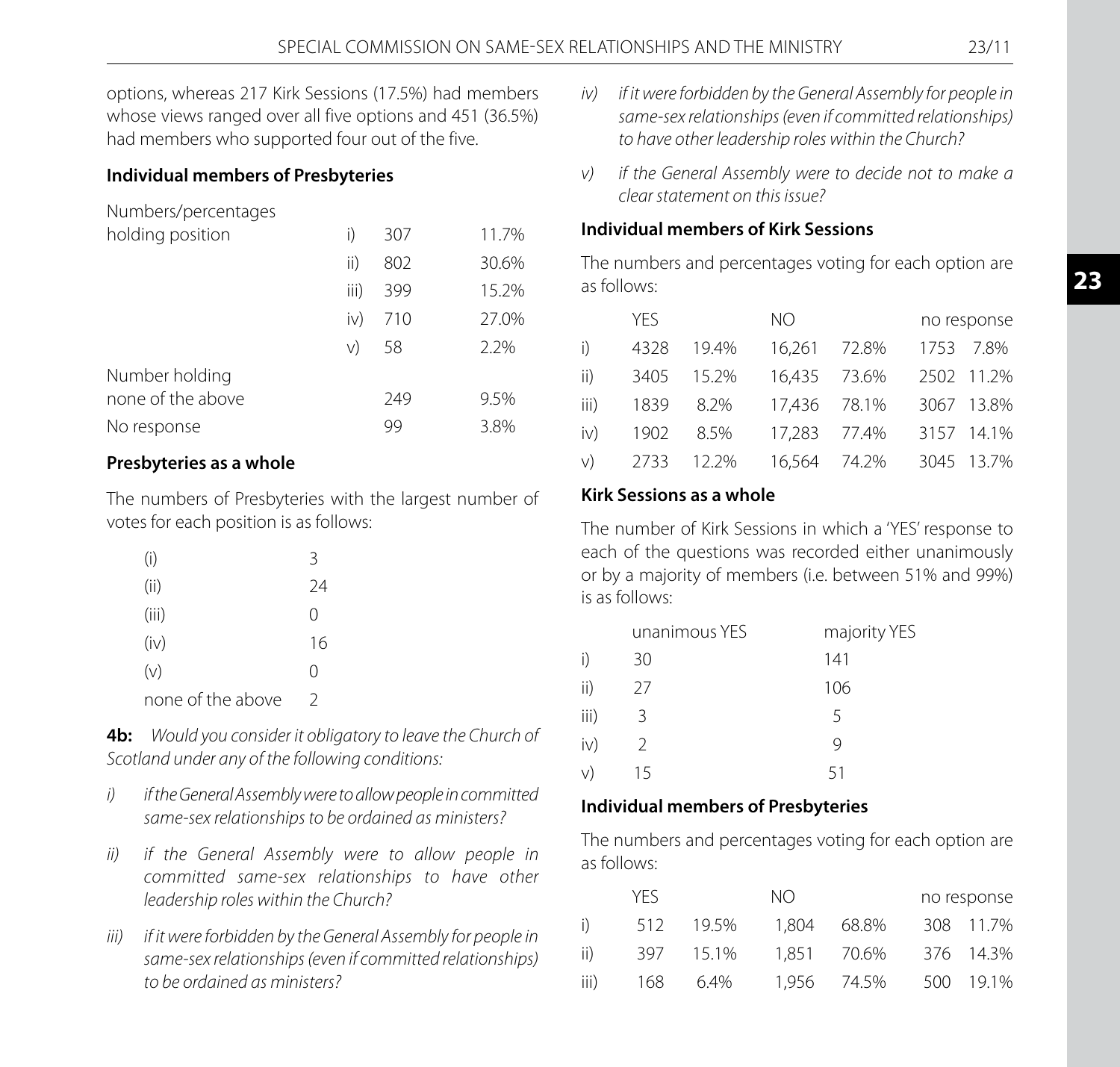options, whereas 217 Kirk Sessions (17.5%) had members whose views ranged over all five options and 451 (36.5%) had members who supported four out of the five.

**Individual members of Presbyteries**

| Numbers/percentages holding position | | | |
|---|---|---|---|
| | i) | 307 | 11.7% |
| | ii) | 802 | 30.6% |
| | iii) | 399 | 15.2% |
| | iv) | 710 | 27.0% |
| | v) | 58 | 2.2% |
| Number holding none of the above | | 249 | 9.5% |
| No response | | 99 | 3.8% |

**Presbyteries as a whole**

The numbers of Presbyteries with the largest number of votes for each position is as follows:

| | |
|---|---|
| (i) | 3 |
| (ii) | 24 |
| (iii) | 0 |
| (iv) | 16 |
| (v) | 0 |
| none of the above | 2 |

**4b:** *Would you consider it obligatory to leave the Church of Scotland under any of the following conditions:*

*i) if the General Assembly were to allow people in committed same-sex relationships to be ordained as ministers?*

*ii) if the General Assembly were to allow people in committed same-sex relationships to have other leadership roles within the Church?*

*iii) if it were forbidden by the General Assembly for people in same-sex relationships (even if committed relationships) to be ordained as ministers?*

*iv) if it were forbidden by the General Assembly for people in same-sex relationships (even if committed relationships) to have other leadership roles within the Church?*

*v) if the General Assembly were to decide not to make a clear statement on this issue?*

**Individual members of Kirk Sessions**

The numbers and percentages voting for each option are as follows:

| | YES | | NO | | no response | |
|---|---|---|---|---|---|---|
| i) | 4328 | 19.4% | 16,261 | 72.8% | 1753 | 7.8% |
| ii) | 3405 | 15.2% | 16,435 | 73.6% | 2502 | 11.2% |
| iii) | 1839 | 8.2% | 17,436 | 78.1% | 3067 | 13.8% |
| iv) | 1902 | 8.5% | 17,283 | 77.4% | 3157 | 14.1% |
| v) | 2733 | 12.2% | 16,564 | 74.2% | 3045 | 13.7% |

**Kirk Sessions as a whole**

The number of Kirk Sessions in which a 'YES' response to each of the questions was recorded either unanimously or by a majority of members (i.e. between 51% and 99%) is as follows:

| | unanimous YES | majority YES |
|---|---|---|
| i) | 30 | 141 |
| ii) | 27 | 106 |
| iii) | 3 | 5 |
| iv) | 2 | 9 |
| v) | 15 | 51 |

**Individual members of Presbyteries**

The numbers and percentages voting for each option are as follows:

| | YES | | NO | | no response | |
|---|---|---|---|---|---|---|
| i) | 512 | 19.5% | 1,804 | 68.8% | 308 | 11.7% |
| ii) | 397 | 15.1% | 1,851 | 70.6% | 376 | 14.3% |
| iii) | 168 | 6.4% | 1,956 | 74.5% | 500 | 19.1% |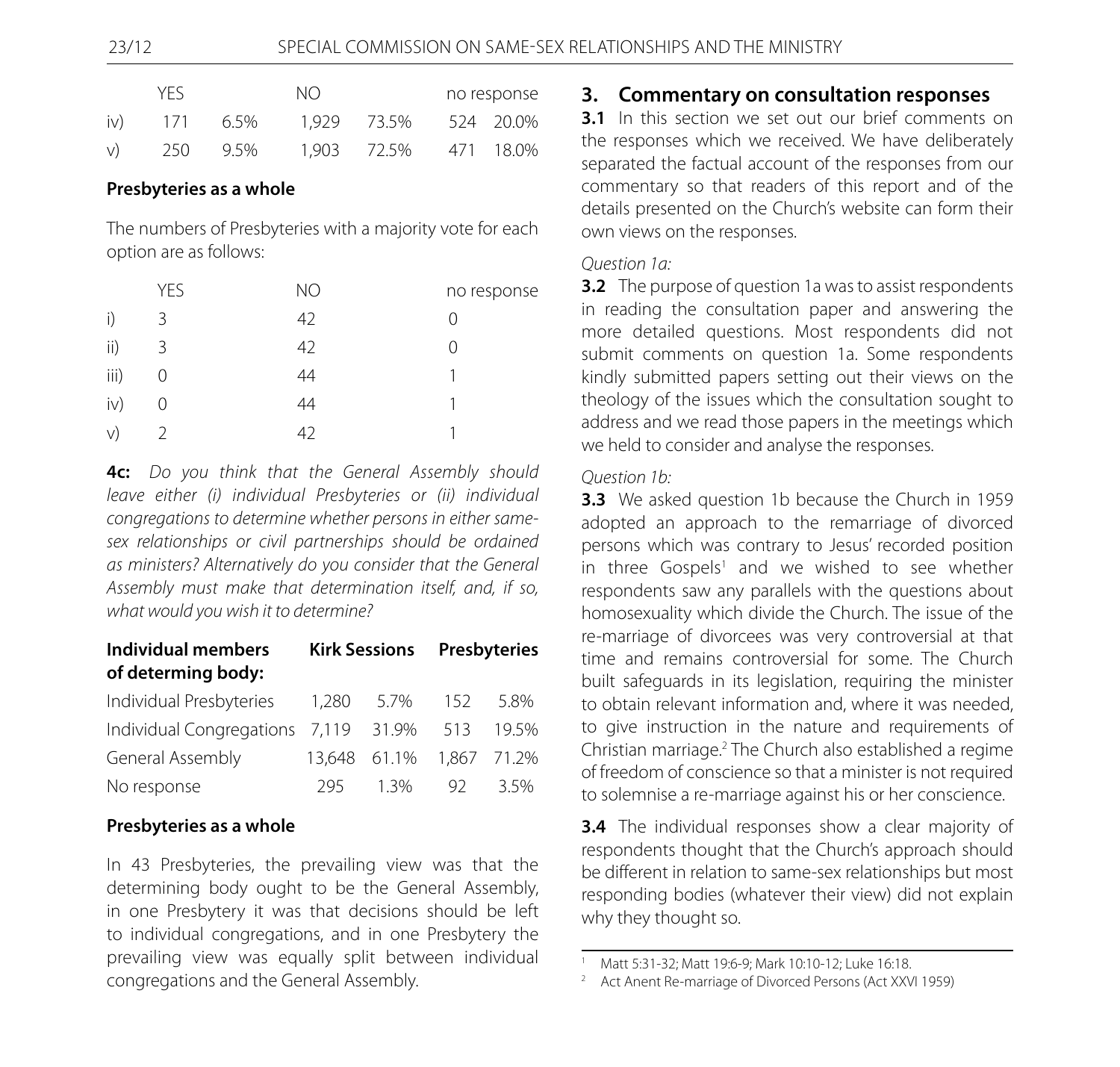| | YES | | NO | | no response | |
|---|---|---|---|---|---|---|
| iv) | 171 | 6.5% | 1,929 | 73.5% | 524 | 20.0% |
| v) | 250 | 9.5% | 1,903 | 72.5% | 471 | 18.0% |

**Presbyteries as a whole**

The numbers of Presbyteries with a majority vote for each option are as follows:

| | YES | NO | no response |
|---|---|---|---|
| i) | 3 | 42 | 0 |
| ii) | 3 | 42 | 0 |
| iii) | 0 | 44 | 1 |
| iv) | 0 | 44 | 1 |
| v) | 2 | 42 | 1 |

**4c:** *Do you think that the General Assembly should leave either (i) individual Presbyteries or (ii) individual congregations to determine whether persons in either same-sex relationships or civil partnerships should be ordained as ministers? Alternatively do you consider that the General Assembly must make that determination itself, and, if so, what would you wish it to determine?*

| Individual members of determing body: | Kirk Sessions | | Presbyteries | |
|---|---|---|---|---|
| Individual Presbyteries | 1,280 | 5.7% | 152 | 5.8% |
| Individual Congregations | 7,119 | 31.9% | 513 | 19.5% |
| General Assembly | 13,648 | 61.1% | 1,867 | 71.2% |
| No response | 295 | 1.3% | 92 | 3.5% |

**Presbyteries as a whole**

In 43 Presbyteries, the prevailing view was that the determining body ought to be the General Assembly, in one Presbytery it was that decisions should be left to individual congregations, and in one Presbytery the prevailing view was equally split between individual congregations and the General Assembly.

## 3. Commentary on consultation responses

**3.1** In this section we set out our brief comments on the responses which we received. We have deliberately separated the factual account of the responses from our commentary so that readers of this report and of the details presented on the Church's website can form their own views on the responses.

*Question 1a:*

**3.2** The purpose of question 1a was to assist respondents in reading the consultation paper and answering the more detailed questions. Most respondents did not submit comments on question 1a. Some respondents kindly submitted papers setting out their views on the theology of the issues which the consultation sought to address and we read those papers in the meetings which we held to consider and analyse the responses.

*Question 1b:*

**3.3** We asked question 1b because the Church in 1959 adopted an approach to the remarriage of divorced persons which was contrary to Jesus' recorded position in three Gospels[1] and we wished to see whether respondents saw any parallels with the questions about homosexuality which divide the Church. The issue of the re-marriage of divorcees was very controversial at that time and remains controversial for some. The Church built safeguards in its legislation, requiring the minister to obtain relevant information and, where it was needed, to give instruction in the nature and requirements of Christian marriage.[2] The Church also established a regime of freedom of conscience so that a minister is not required to solemnise a re-marriage against his or her conscience.

**3.4** The individual responses show a clear majority of respondents thought that the Church's approach should be different in relation to same-sex relationships but most responding bodies (whatever their view) did not explain why they thought so.

[1] Matt 5:31-32; Matt 19:6-9; Mark 10:10-12; Luke 16:18.

[2] Act Anent Re-marriage of Divorced Persons (Act XXVI 1959)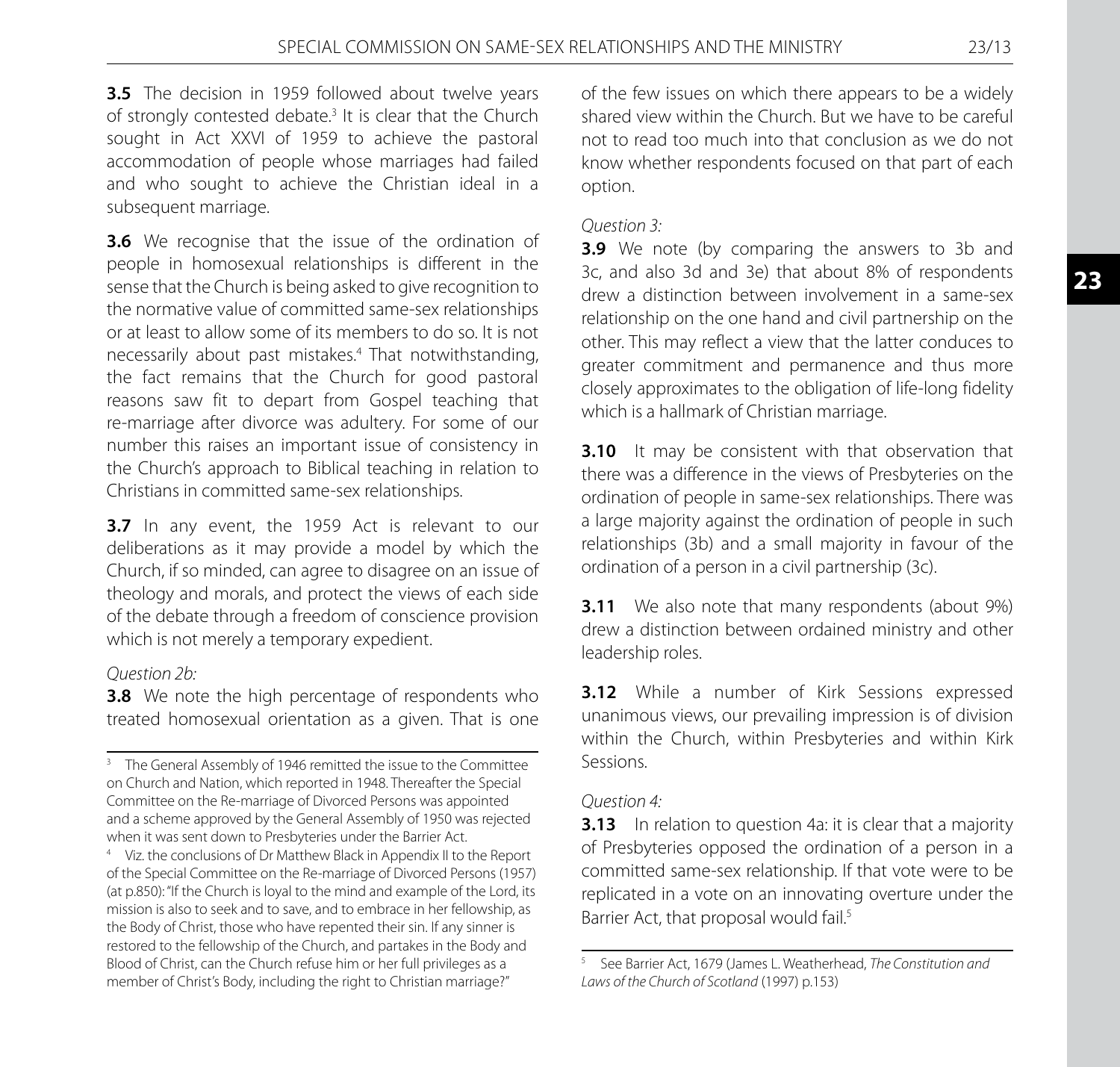**3.5** The decision in 1959 followed about twelve years of strongly contested debate.[3] It is clear that the Church sought in Act XXVI of 1959 to achieve the pastoral accommodation of people whose marriages had failed and who sought to achieve the Christian ideal in a subsequent marriage.

**3.6** We recognise that the issue of the ordination of people in homosexual relationships is different in the sense that the Church is being asked to give recognition to the normative value of committed same-sex relationships or at least to allow some of its members to do so. It is not necessarily about past mistakes.[4] That notwithstanding, the fact remains that the Church for good pastoral reasons saw fit to depart from Gospel teaching that re-marriage after divorce was adultery. For some of our number this raises an important issue of consistency in the Church's approach to Biblical teaching in relation to Christians in committed same-sex relationships.

**3.7** In any event, the 1959 Act is relevant to our deliberations as it may provide a model by which the Church, if so minded, can agree to disagree on an issue of theology and morals, and protect the views of each side of the debate through a freedom of conscience provision which is not merely a temporary expedient.

*Question 2b:*

**3.8** We note the high percentage of respondents who treated homosexual orientation as a given. That is one of the few issues on which there appears to be a widely shared view within the Church. But we have to be careful not to read too much into that conclusion as we do not know whether respondents focused on that part of each option.

*Question 3:*

**3.9** We note (by comparing the answers to 3b and 3c, and also 3d and 3e) that about 8% of respondents drew a distinction between involvement in a same-sex relationship on the one hand and civil partnership on the other. This may reflect a view that the latter conduces to greater commitment and permanence and thus more closely approximates to the obligation of life-long fidelity which is a hallmark of Christian marriage.

**3.10** It may be consistent with that observation that there was a difference in the views of Presbyteries on the ordination of people in same-sex relationships. There was a large majority against the ordination of people in such relationships (3b) and a small majority in favour of the ordination of a person in a civil partnership (3c).

**3.11** We also note that many respondents (about 9%) drew a distinction between ordained ministry and other leadership roles.

**3.12** While a number of Kirk Sessions expressed unanimous views, our prevailing impression is of division within the Church, within Presbyteries and within Kirk Sessions.

*Question 4:*

**3.13** In relation to question 4a: it is clear that a majority of Presbyteries opposed the ordination of a person in a committed same-sex relationship. If that vote were to be replicated in a vote on an innovating overture under the Barrier Act, that proposal would fail.[5]

---

[3] The General Assembly of 1946 remitted the issue to the Committee on Church and Nation, which reported in 1948. Thereafter the Special Committee on the Re-marriage of Divorced Persons was appointed and a scheme approved by the General Assembly of 1950 was rejected when it was sent down to Presbyteries under the Barrier Act.

[4] Viz. the conclusions of Dr Matthew Black in Appendix II to the Report of the Special Committee on the Re-marriage of Divorced Persons (1957) (at p.850): "If the Church is loyal to the mind and example of the Lord, its mission is also to seek and to save, and to embrace in her fellowship, as the Body of Christ, those who have repented their sin. If any sinner is restored to the fellowship of the Church, and partakes in the Body and Blood of Christ, can the Church refuse him or her full privileges as a member of Christ's Body, including the right to Christian marriage?"

[5] See Barrier Act, 1679 (James L. Weatherhead, *The Constitution and Laws of the Church of Scotland* (1997) p.153)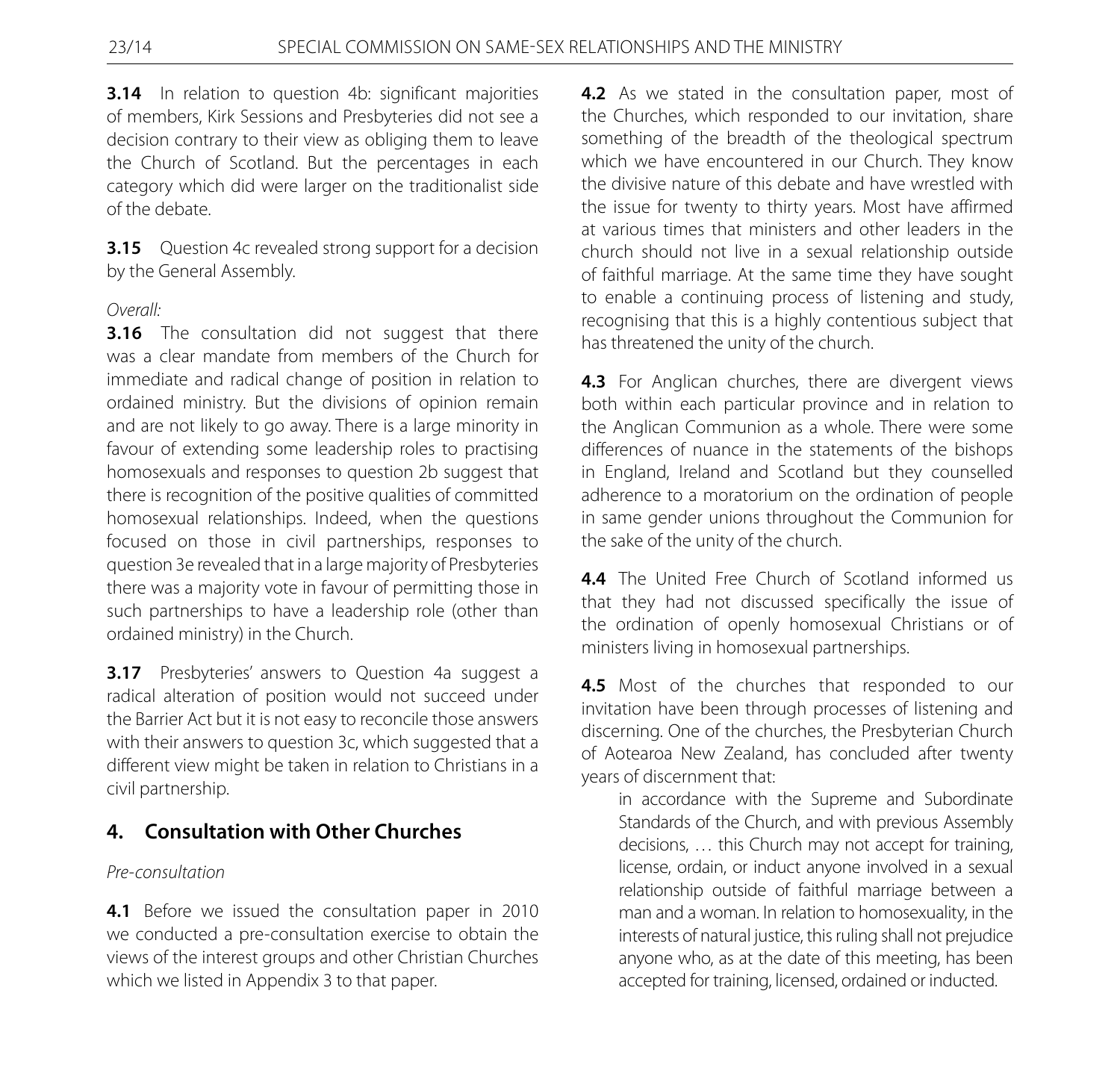**3.14** In relation to question 4b: significant majorities of members, Kirk Sessions and Presbyteries did not see a decision contrary to their view as obliging them to leave the Church of Scotland. But the percentages in each category which did were larger on the traditionalist side of the debate.

**3.15** Question 4c revealed strong support for a decision by the General Assembly.

*Overall:*

**3.16** The consultation did not suggest that there was a clear mandate from members of the Church for immediate and radical change of position in relation to ordained ministry. But the divisions of opinion remain and are not likely to go away. There is a large minority in favour of extending some leadership roles to practising homosexuals and responses to question 2b suggest that there is recognition of the positive qualities of committed homosexual relationships. Indeed, when the questions focused on those in civil partnerships, responses to question 3e revealed that in a large majority of Presbyteries there was a majority vote in favour of permitting those in such partnerships to have a leadership role (other than ordained ministry) in the Church.

**3.17** Presbyteries' answers to Question 4a suggest a radical alteration of position would not succeed under the Barrier Act but it is not easy to reconcile those answers with their answers to question 3c, which suggested that a different view might be taken in relation to Christians in a civil partnership.

## 4. Consultation with Other Churches

*Pre-consultation*

**4.1** Before we issued the consultation paper in 2010 we conducted a pre-consultation exercise to obtain the views of the interest groups and other Christian Churches which we listed in Appendix 3 to that paper.

**4.2** As we stated in the consultation paper, most of the Churches, which responded to our invitation, share something of the breadth of the theological spectrum which we have encountered in our Church. They know the divisive nature of this debate and have wrestled with the issue for twenty to thirty years. Most have affirmed at various times that ministers and other leaders in the church should not live in a sexual relationship outside of faithful marriage. At the same time they have sought to enable a continuing process of listening and study, recognising that this is a highly contentious subject that has threatened the unity of the church.

**4.3** For Anglican churches, there are divergent views both within each particular province and in relation to the Anglican Communion as a whole. There were some differences of nuance in the statements of the bishops in England, Ireland and Scotland but they counselled adherence to a moratorium on the ordination of people in same gender unions throughout the Communion for the sake of the unity of the church.

**4.4** The United Free Church of Scotland informed us that they had not discussed specifically the issue of the ordination of openly homosexual Christians or of ministers living in homosexual partnerships.

**4.5** Most of the churches that responded to our invitation have been through processes of listening and discerning. One of the churches, the Presbyterian Church of Aotearoa New Zealand, has concluded after twenty years of discernment that:

> in accordance with the Supreme and Subordinate Standards of the Church, and with previous Assembly decisions, … this Church may not accept for training, license, ordain, or induct anyone involved in a sexual relationship outside of faithful marriage between a man and a woman. In relation to homosexuality, in the interests of natural justice, this ruling shall not prejudice anyone who, as at the date of this meeting, has been accepted for training, licensed, ordained or inducted.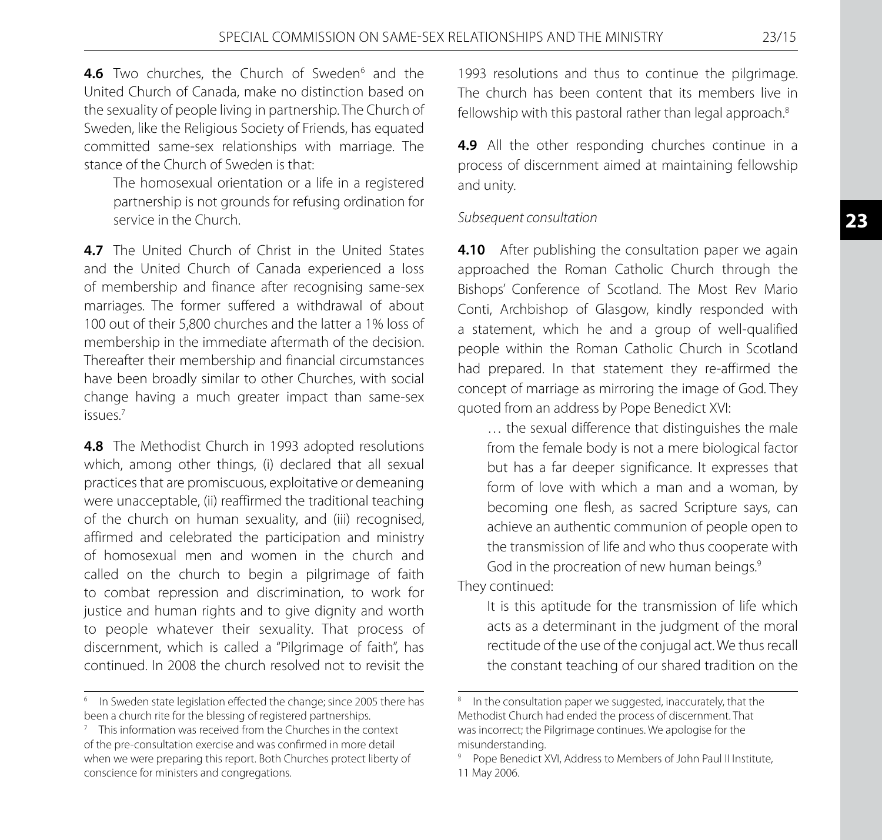**4.6** Two churches, the Church of Sweden[6] and the United Church of Canada, make no distinction based on the sexuality of people living in partnership. The Church of Sweden, like the Religious Society of Friends, has equated committed same-sex relationships with marriage. The stance of the Church of Sweden is that:

> The homosexual orientation or a life in a registered partnership is not grounds for refusing ordination for service in the Church.

**4.7** The United Church of Christ in the United States and the United Church of Canada experienced a loss of membership and finance after recognising same-sex marriages. The former suffered a withdrawal of about 100 out of their 5,800 churches and the latter a 1% loss of membership in the immediate aftermath of the decision. Thereafter their membership and financial circumstances have been broadly similar to other Churches, with social change having a much greater impact than same-sex issues.[7]

**4.8** The Methodist Church in 1993 adopted resolutions which, among other things, (i) declared that all sexual practices that are promiscuous, exploitative or demeaning were unacceptable, (ii) reaffirmed the traditional teaching of the church on human sexuality, and (iii) recognised, affirmed and celebrated the participation and ministry of homosexual men and women in the church and called on the church to begin a pilgrimage of faith to combat repression and discrimination, to work for justice and human rights and to give dignity and worth to people whatever their sexuality. That process of discernment, which is called a "Pilgrimage of faith", has continued. In 2008 the church resolved not to revisit the 1993 resolutions and thus to continue the pilgrimage. The church has been content that its members live in fellowship with this pastoral rather than legal approach.[8]

**4.9** All the other responding churches continue in a process of discernment aimed at maintaining fellowship and unity.

*Subsequent consultation*

**4.10** After publishing the consultation paper we again approached the Roman Catholic Church through the Bishops' Conference of Scotland. The Most Rev Mario Conti, Archbishop of Glasgow, kindly responded with a statement, which he and a group of well-qualified people within the Roman Catholic Church in Scotland had prepared. In that statement they re-affirmed the concept of marriage as mirroring the image of God. They quoted from an address by Pope Benedict XVI:

> … the sexual difference that distinguishes the male from the female body is not a mere biological factor but has a far deeper significance. It expresses that form of love with which a man and a woman, by becoming one flesh, as sacred Scripture says, can achieve an authentic communion of people open to the transmission of life and who thus cooperate with God in the procreation of new human beings.[9]

They continued:

> It is this aptitude for the transmission of life which acts as a determinant in the judgment of the moral rectitude of the use of the conjugal act. We thus recall the constant teaching of our shared tradition on the

---

[6] In Sweden state legislation effected the change; since 2005 there has been a church rite for the blessing of registered partnerships.

[7] This information was received from the Churches in the context of the pre-consultation exercise and was confirmed in more detail when we were preparing this report. Both Churches protect liberty of conscience for ministers and congregations.

[8] In the consultation paper we suggested, inaccurately, that the Methodist Church had ended the process of discernment. That was incorrect; the Pilgrimage continues. We apologise for the misunderstanding.

[9] Pope Benedict XVI, Address to Members of John Paul II Institute, 11 May 2006.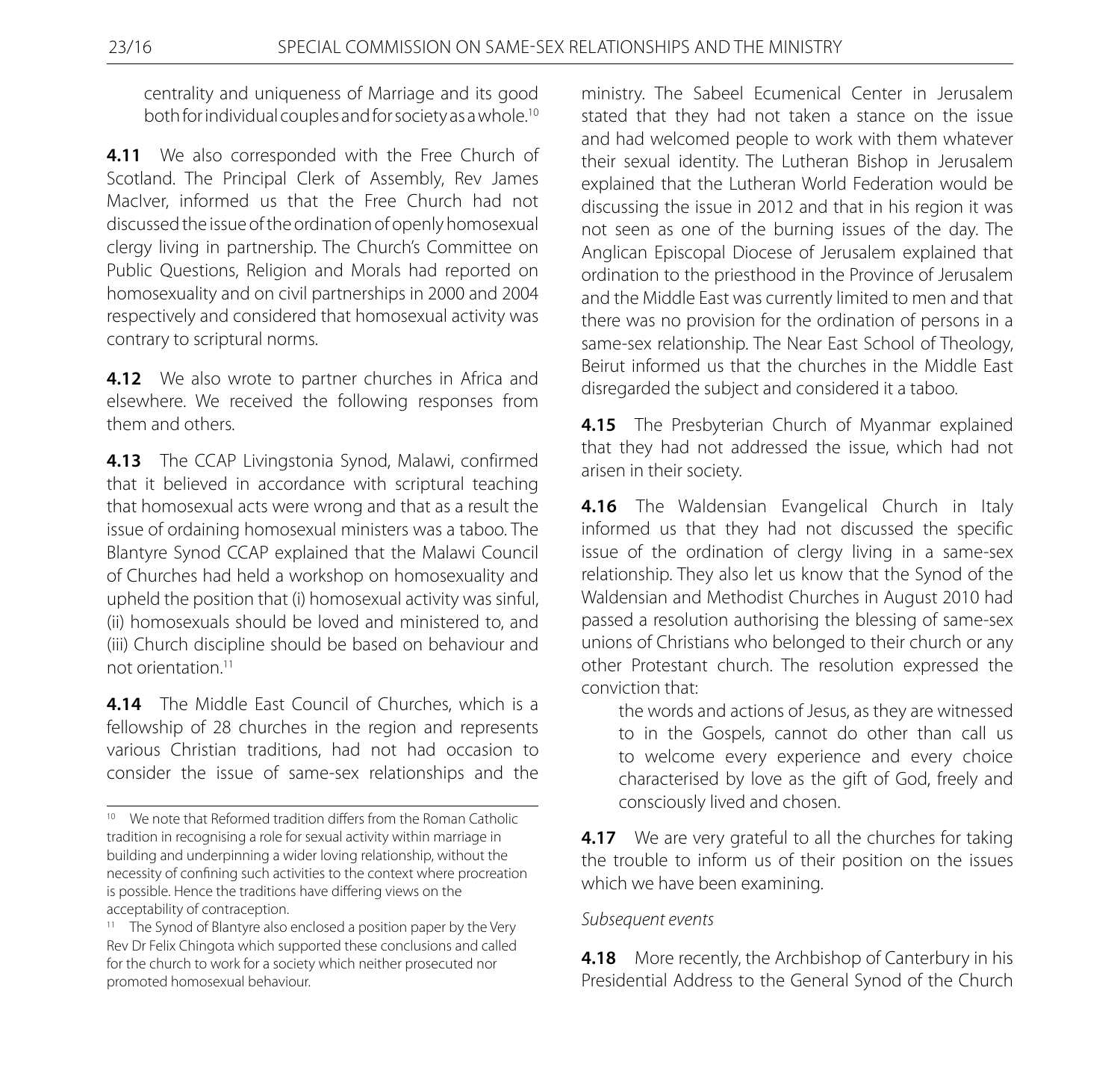centrality and uniqueness of Marriage and its good both for individual couples and for society as a whole.[10]

**4.11** We also corresponded with the Free Church of Scotland. The Principal Clerk of Assembly, Rev James MacIver, informed us that the Free Church had not discussed the issue of the ordination of openly homosexual clergy living in partnership. The Church's Committee on Public Questions, Religion and Morals had reported on homosexuality and on civil partnerships in 2000 and 2004 respectively and considered that homosexual activity was contrary to scriptural norms.

**4.12** We also wrote to partner churches in Africa and elsewhere. We received the following responses from them and others.

**4.13** The CCAP Livingstonia Synod, Malawi, confirmed that it believed in accordance with scriptural teaching that homosexual acts were wrong and that as a result the issue of ordaining homosexual ministers was a taboo. The Blantyre Synod CCAP explained that the Malawi Council of Churches had held a workshop on homosexuality and upheld the position that (i) homosexual activity was sinful, (ii) homosexuals should be loved and ministered to, and (iii) Church discipline should be based on behaviour and not orientation.[11]

**4.14** The Middle East Council of Churches, which is a fellowship of 28 churches in the region and represents various Christian traditions, had not had occasion to consider the issue of same-sex relationships and the ministry. The Sabeel Ecumenical Center in Jerusalem stated that they had not taken a stance on the issue and had welcomed people to work with them whatever their sexual identity. The Lutheran Bishop in Jerusalem explained that the Lutheran World Federation would be discussing the issue in 2012 and that in his region it was not seen as one of the burning issues of the day. The Anglican Episcopal Diocese of Jerusalem explained that ordination to the priesthood in the Province of Jerusalem and the Middle East was currently limited to men and that there was no provision for the ordination of persons in a same-sex relationship. The Near East School of Theology, Beirut informed us that the churches in the Middle East disregarded the subject and considered it a taboo.

**4.15** The Presbyterian Church of Myanmar explained that they had not addressed the issue, which had not arisen in their society.

**4.16** The Waldensian Evangelical Church in Italy informed us that they had not discussed the specific issue of the ordination of clergy living in a same-sex relationship. They also let us know that the Synod of the Waldensian and Methodist Churches in August 2010 had passed a resolution authorising the blessing of same-sex unions of Christians who belonged to their church or any other Protestant church. The resolution expressed the conviction that:

> the words and actions of Jesus, as they are witnessed to in the Gospels, cannot do other than call us to welcome every experience and every choice characterised by love as the gift of God, freely and consciously lived and chosen.

**4.17** We are very grateful to all the churches for taking the trouble to inform us of their position on the issues which we have been examining.

*Subsequent events*

**4.18** More recently, the Archbishop of Canterbury in his Presidential Address to the General Synod of the Church

---

[10] We note that Reformed tradition differs from the Roman Catholic tradition in recognising a role for sexual activity within marriage in building and underpinning a wider loving relationship, without the necessity of confining such activities to the context where procreation is possible. Hence the traditions have differing views on the acceptability of contraception.

[11] The Synod of Blantyre also enclosed a position paper by the Very Rev Dr Felix Chingota which supported these conclusions and called for the church to work for a society which neither prosecuted nor promoted homosexual behaviour.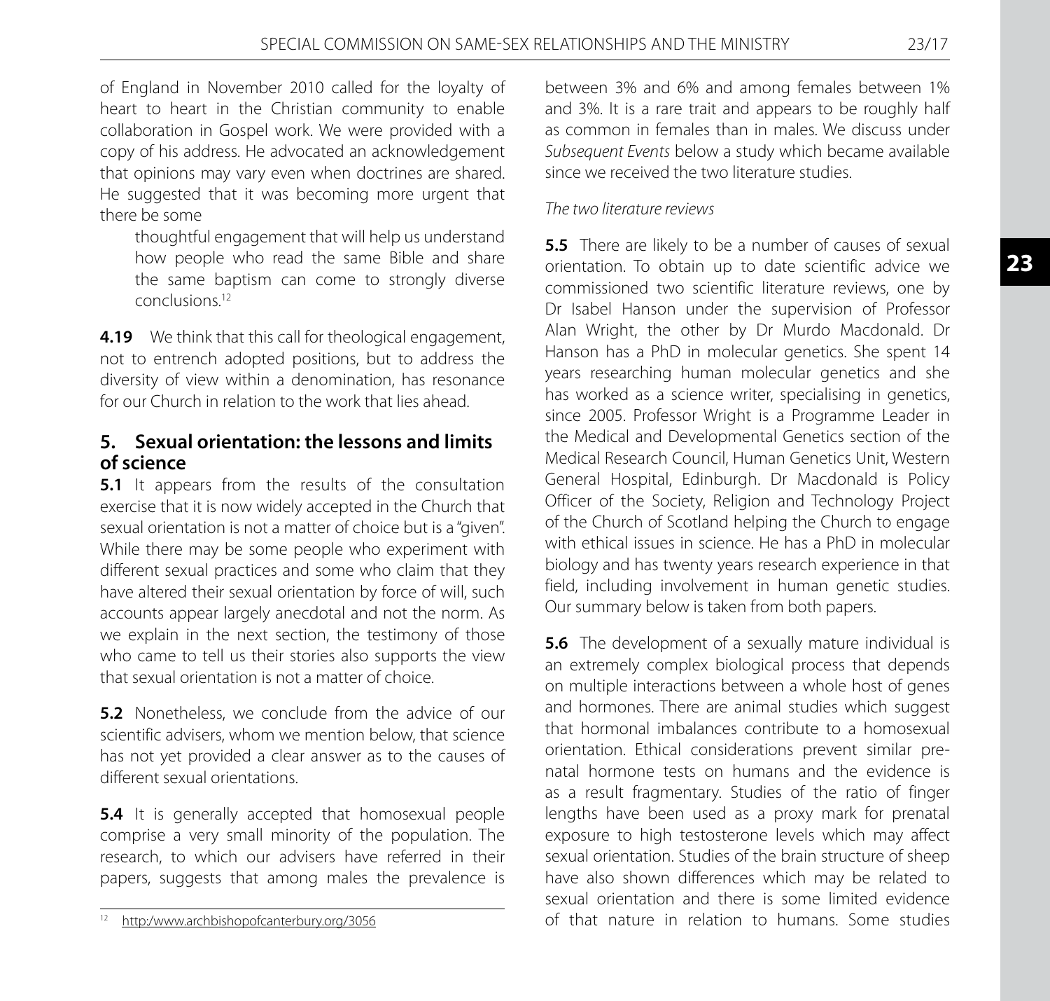of England in November 2010 called for the loyalty of heart to heart in the Christian community to enable collaboration in Gospel work. We were provided with a copy of his address. He advocated an acknowledgement that opinions may vary even when doctrines are shared. He suggested that it was becoming more urgent that there be some

> thoughtful engagement that will help us understand how people who read the same Bible and share the same baptism can come to strongly diverse conclusions.[12]

**4.19** We think that this call for theological engagement, not to entrench adopted positions, but to address the diversity of view within a denomination, has resonance for our Church in relation to the work that lies ahead.

## 5. Sexual orientation: the lessons and limits of science

**5.1** It appears from the results of the consultation exercise that it is now widely accepted in the Church that sexual orientation is not a matter of choice but is a "given". While there may be some people who experiment with different sexual practices and some who claim that they have altered their sexual orientation by force of will, such accounts appear largely anecdotal and not the norm. As we explain in the next section, the testimony of those who came to tell us their stories also supports the view that sexual orientation is not a matter of choice.

**5.2** Nonetheless, we conclude from the advice of our scientific advisers, whom we mention below, that science has not yet provided a clear answer as to the causes of different sexual orientations.

**5.4** It is generally accepted that homosexual people comprise a very small minority of the population. The research, to which our advisers have referred in their papers, suggests that among males the prevalence is between 3% and 6% and among females between 1% and 3%. It is a rare trait and appears to be roughly half as common in females than in males. We discuss under *Subsequent Events* below a study which became available since we received the two literature studies.

*The two literature reviews*

**5.5** There are likely to be a number of causes of sexual orientation. To obtain up to date scientific advice we commissioned two scientific literature reviews, one by Dr Isabel Hanson under the supervision of Professor Alan Wright, the other by Dr Murdo Macdonald. Dr Hanson has a PhD in molecular genetics. She spent 14 years researching human molecular genetics and she has worked as a science writer, specialising in genetics, since 2005. Professor Wright is a Programme Leader in the Medical and Developmental Genetics section of the Medical Research Council, Human Genetics Unit, Western General Hospital, Edinburgh. Dr Macdonald is Policy Officer of the Society, Religion and Technology Project of the Church of Scotland helping the Church to engage with ethical issues in science. He has a PhD in molecular biology and has twenty years research experience in that field, including involvement in human genetic studies. Our summary below is taken from both papers.

**5.6** The development of a sexually mature individual is an extremely complex biological process that depends on multiple interactions between a whole host of genes and hormones. There are animal studies which suggest that hormonal imbalances contribute to a homosexual orientation. Ethical considerations prevent similar pre-natal hormone tests on humans and the evidence is as a result fragmentary. Studies of the ratio of finger lengths have been used as a proxy mark for prenatal exposure to high testosterone levels which may affect sexual orientation. Studies of the brain structure of sheep have also shown differences which may be related to sexual orientation and there is some limited evidence of that nature in relation to humans. Some studies

[12] http:/www.archbishopofcanterbury.org/3056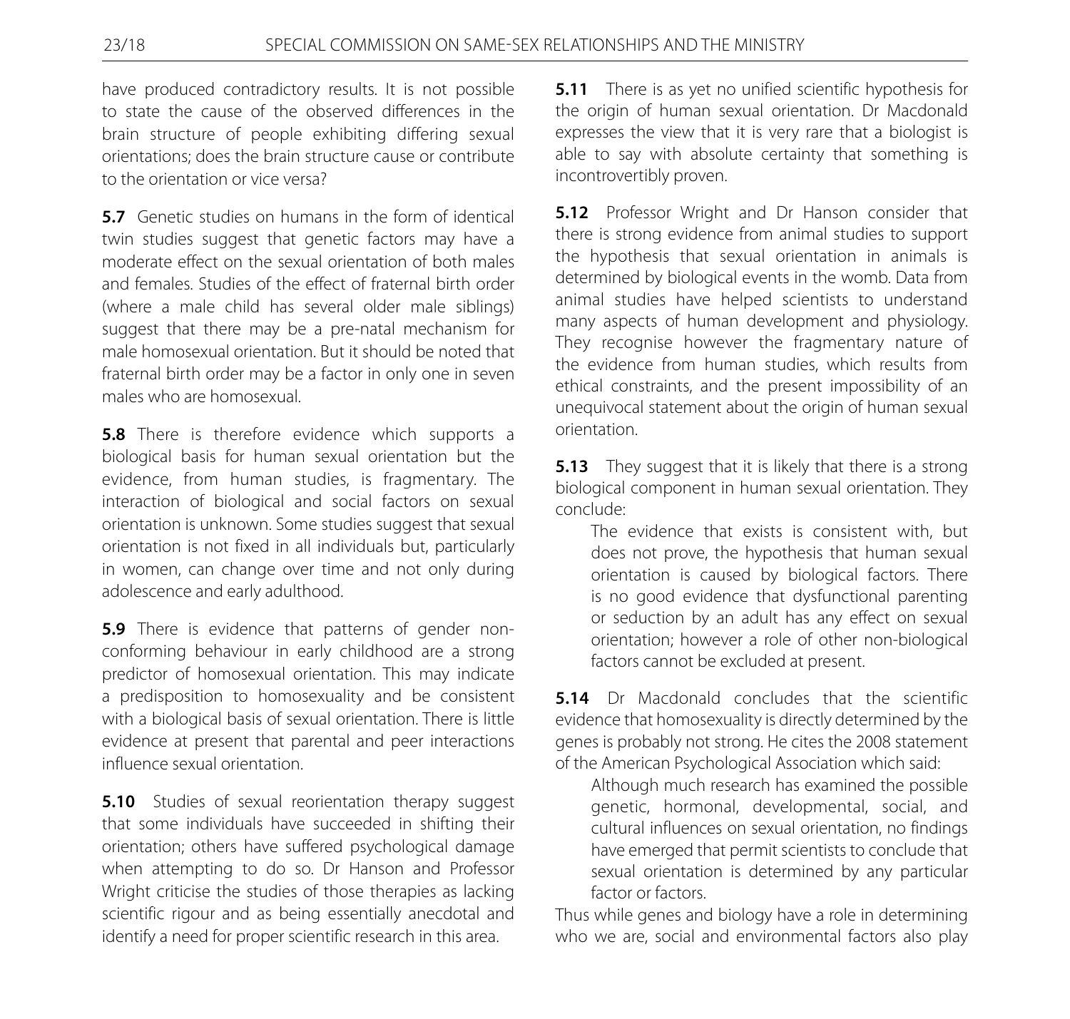have produced contradictory results. It is not possible to state the cause of the observed differences in the brain structure of people exhibiting differing sexual orientations; does the brain structure cause or contribute to the orientation or vice versa?

**5.7** Genetic studies on humans in the form of identical twin studies suggest that genetic factors may have a moderate effect on the sexual orientation of both males and females. Studies of the effect of fraternal birth order (where a male child has several older male siblings) suggest that there may be a pre-natal mechanism for male homosexual orientation. But it should be noted that fraternal birth order may be a factor in only one in seven males who are homosexual.

**5.8** There is therefore evidence which supports a biological basis for human sexual orientation but the evidence, from human studies, is fragmentary. The interaction of biological and social factors on sexual orientation is unknown. Some studies suggest that sexual orientation is not fixed in all individuals but, particularly in women, can change over time and not only during adolescence and early adulthood.

**5.9** There is evidence that patterns of gender non-conforming behaviour in early childhood are a strong predictor of homosexual orientation. This may indicate a predisposition to homosexuality and be consistent with a biological basis of sexual orientation. There is little evidence at present that parental and peer interactions influence sexual orientation.

**5.10** Studies of sexual reorientation therapy suggest that some individuals have succeeded in shifting their orientation; others have suffered psychological damage when attempting to do so. Dr Hanson and Professor Wright criticise the studies of those therapies as lacking scientific rigour and as being essentially anecdotal and identify a need for proper scientific research in this area.

**5.11** There is as yet no unified scientific hypothesis for the origin of human sexual orientation. Dr Macdonald expresses the view that it is very rare that a biologist is able to say with absolute certainty that something is incontrovertibly proven.

**5.12** Professor Wright and Dr Hanson consider that there is strong evidence from animal studies to support the hypothesis that sexual orientation in animals is determined by biological events in the womb. Data from animal studies have helped scientists to understand many aspects of human development and physiology. They recognise however the fragmentary nature of the evidence from human studies, which results from ethical constraints, and the present impossibility of an unequivocal statement about the origin of human sexual orientation.

**5.13** They suggest that it is likely that there is a strong biological component in human sexual orientation. They conclude:

> The evidence that exists is consistent with, but does not prove, the hypothesis that human sexual orientation is caused by biological factors. There is no good evidence that dysfunctional parenting or seduction by an adult has any effect on sexual orientation; however a role of other non-biological factors cannot be excluded at present.

**5.14** Dr Macdonald concludes that the scientific evidence that homosexuality is directly determined by the genes is probably not strong. He cites the 2008 statement of the American Psychological Association which said:

> Although much research has examined the possible genetic, hormonal, developmental, social, and cultural influences on sexual orientation, no findings have emerged that permit scientists to conclude that sexual orientation is determined by any particular factor or factors.

Thus while genes and biology have a role in determining who we are, social and environmental factors also play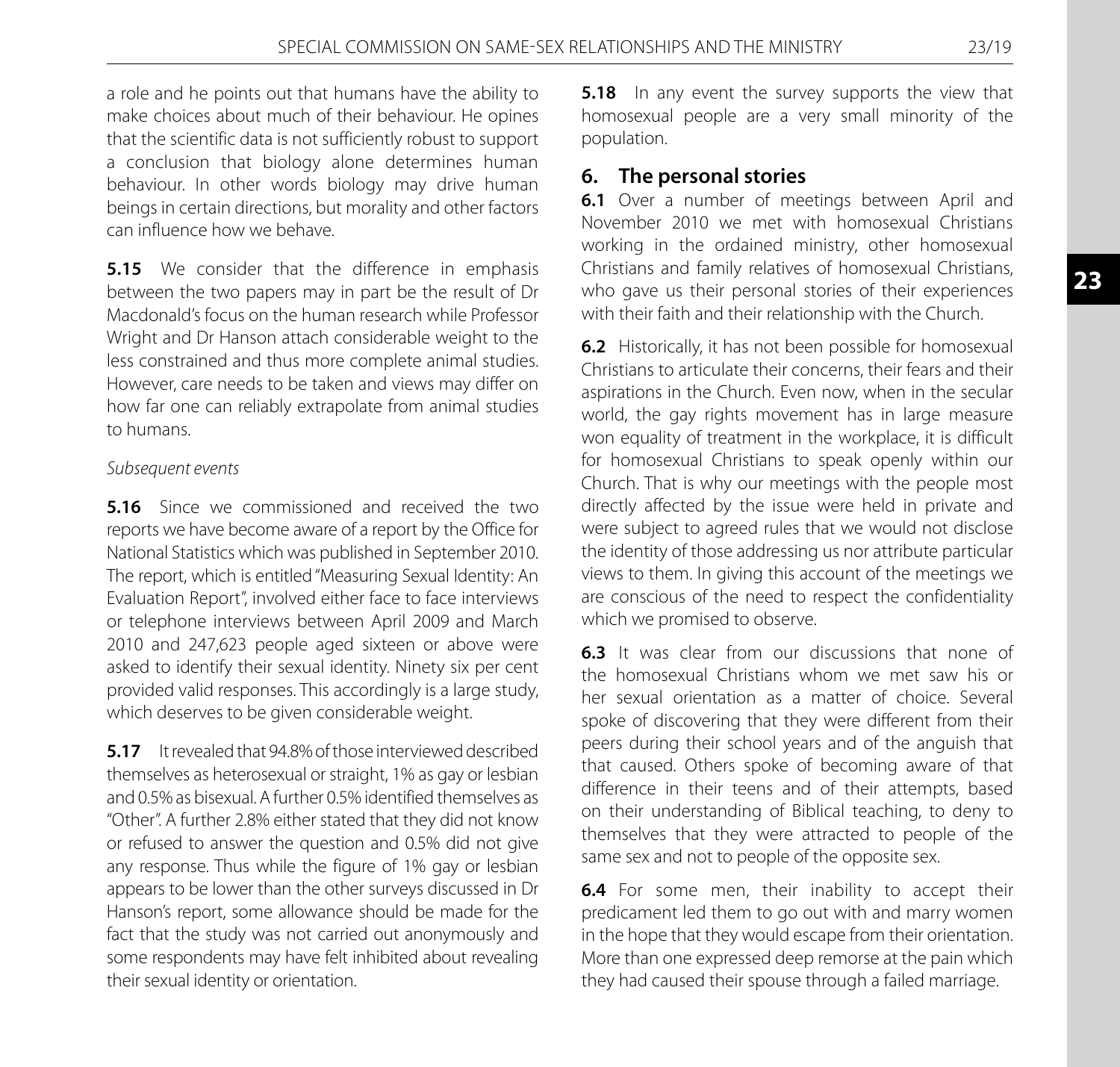a role and he points out that humans have the ability to make choices about much of their behaviour. He opines that the scientific data is not sufficiently robust to support a conclusion that biology alone determines human behaviour. In other words biology may drive human beings in certain directions, but morality and other factors can influence how we behave.

**5.15** We consider that the difference in emphasis between the two papers may in part be the result of Dr Macdonald's focus on the human research while Professor Wright and Dr Hanson attach considerable weight to the less constrained and thus more complete animal studies. However, care needs to be taken and views may differ on how far one can reliably extrapolate from animal studies to humans.

*Subsequent events*

**5.16** Since we commissioned and received the two reports we have become aware of a report by the Office for National Statistics which was published in September 2010. The report, which is entitled "Measuring Sexual Identity: An Evaluation Report", involved either face to face interviews or telephone interviews between April 2009 and March 2010 and 247,623 people aged sixteen or above were asked to identify their sexual identity. Ninety six per cent provided valid responses. This accordingly is a large study, which deserves to be given considerable weight.

**5.17** It revealed that 94.8% of those interviewed described themselves as heterosexual or straight, 1% as gay or lesbian and 0.5% as bisexual. A further 0.5% identified themselves as "Other". A further 2.8% either stated that they did not know or refused to answer the question and 0.5% did not give any response. Thus while the figure of 1% gay or lesbian appears to be lower than the other surveys discussed in Dr Hanson's report, some allowance should be made for the fact that the study was not carried out anonymously and some respondents may have felt inhibited about revealing their sexual identity or orientation.

**5.18** In any event the survey supports the view that homosexual people are a very small minority of the population.

## 6. The personal stories

**6.1** Over a number of meetings between April and November 2010 we met with homosexual Christians working in the ordained ministry, other homosexual Christians and family relatives of homosexual Christians, who gave us their personal stories of their experiences with their faith and their relationship with the Church.

**6.2** Historically, it has not been possible for homosexual Christians to articulate their concerns, their fears and their aspirations in the Church. Even now, when in the secular world, the gay rights movement has in large measure won equality of treatment in the workplace, it is difficult for homosexual Christians to speak openly within our Church. That is why our meetings with the people most directly affected by the issue were held in private and were subject to agreed rules that we would not disclose the identity of those addressing us nor attribute particular views to them. In giving this account of the meetings we are conscious of the need to respect the confidentiality which we promised to observe.

**6.3** It was clear from our discussions that none of the homosexual Christians whom we met saw his or her sexual orientation as a matter of choice. Several spoke of discovering that they were different from their peers during their school years and of the anguish that that caused. Others spoke of becoming aware of that difference in their teens and of their attempts, based on their understanding of Biblical teaching, to deny to themselves that they were attracted to people of the same sex and not to people of the opposite sex.

**6.4** For some men, their inability to accept their predicament led them to go out with and marry women in the hope that they would escape from their orientation. More than one expressed deep remorse at the pain which they had caused their spouse through a failed marriage.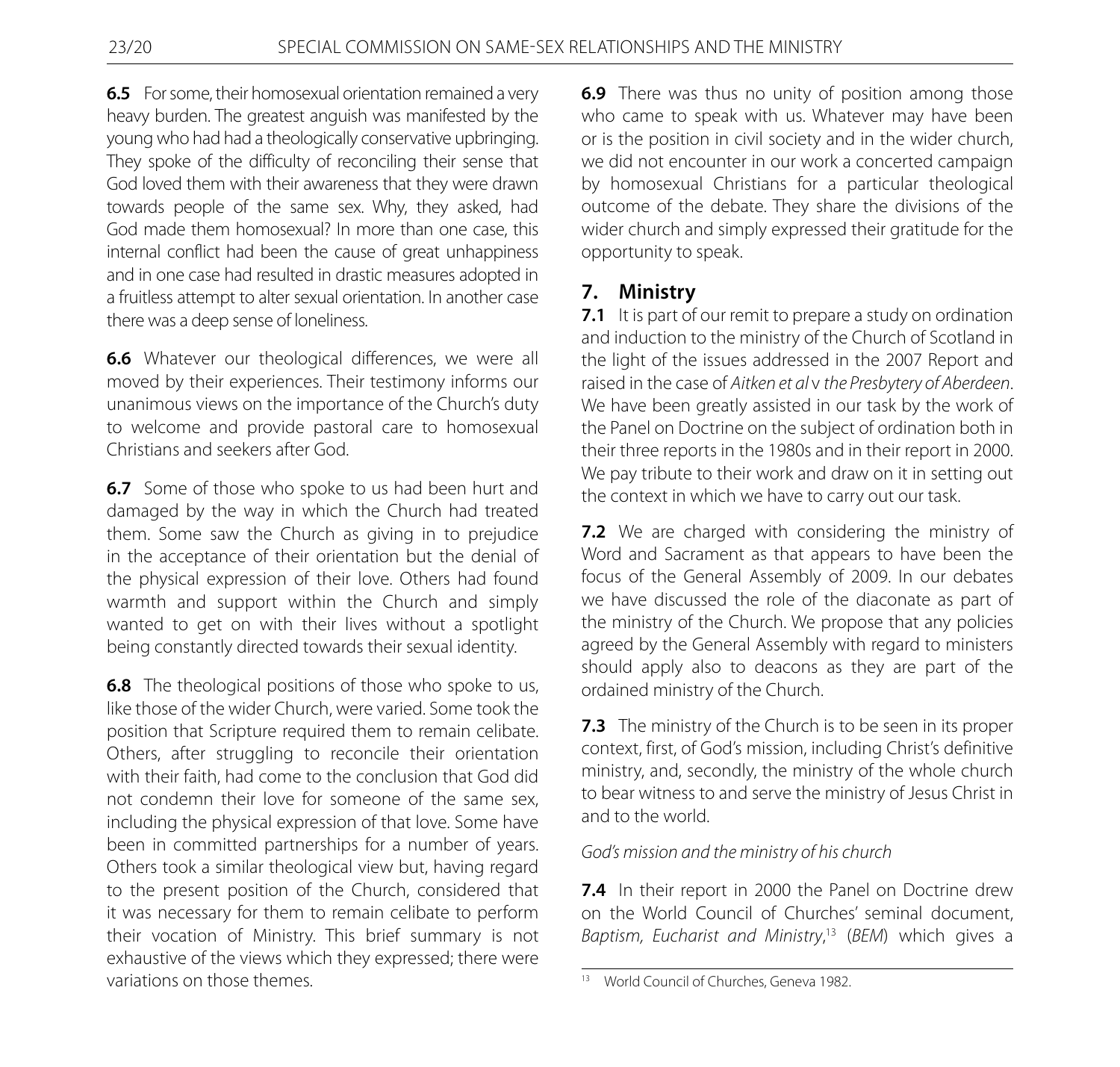**6.5** For some, their homosexual orientation remained a very heavy burden. The greatest anguish was manifested by the young who had had a theologically conservative upbringing. They spoke of the difficulty of reconciling their sense that God loved them with their awareness that they were drawn towards people of the same sex. Why, they asked, had God made them homosexual? In more than one case, this internal conflict had been the cause of great unhappiness and in one case had resulted in drastic measures adopted in a fruitless attempt to alter sexual orientation. In another case there was a deep sense of loneliness.

**6.6** Whatever our theological differences, we were all moved by their experiences. Their testimony informs our unanimous views on the importance of the Church's duty to welcome and provide pastoral care to homosexual Christians and seekers after God.

**6.7** Some of those who spoke to us had been hurt and damaged by the way in which the Church had treated them. Some saw the Church as giving in to prejudice in the acceptance of their orientation but the denial of the physical expression of their love. Others had found warmth and support within the Church and simply wanted to get on with their lives without a spotlight being constantly directed towards their sexual identity.

**6.8** The theological positions of those who spoke to us, like those of the wider Church, were varied. Some took the position that Scripture required them to remain celibate. Others, after struggling to reconcile their orientation with their faith, had come to the conclusion that God did not condemn their love for someone of the same sex, including the physical expression of that love. Some have been in committed partnerships for a number of years. Others took a similar theological view but, having regard to the present position of the Church, considered that it was necessary for them to remain celibate to perform their vocation of Ministry. This brief summary is not exhaustive of the views which they expressed; there were variations on those themes.

**6.9** There was thus no unity of position among those who came to speak with us. Whatever may have been or is the position in civil society and in the wider church, we did not encounter in our work a concerted campaign by homosexual Christians for a particular theological outcome of the debate. They share the divisions of the wider church and simply expressed their gratitude for the opportunity to speak.

## 7. Ministry

**7.1** It is part of our remit to prepare a study on ordination and induction to the ministry of the Church of Scotland in the light of the issues addressed in the 2007 Report and raised in the case of *Aitken et al* v *the Presbytery of Aberdeen*. We have been greatly assisted in our task by the work of the Panel on Doctrine on the subject of ordination both in their three reports in the 1980s and in their report in 2000. We pay tribute to their work and draw on it in setting out the context in which we have to carry out our task.

**7.2** We are charged with considering the ministry of Word and Sacrament as that appears to have been the focus of the General Assembly of 2009. In our debates we have discussed the role of the diaconate as part of the ministry of the Church. We propose that any policies agreed by the General Assembly with regard to ministers should apply also to deacons as they are part of the ordained ministry of the Church.

**7.3** The ministry of the Church is to be seen in its proper context, first, of God's mission, including Christ's definitive ministry, and, secondly, the ministry of the whole church to bear witness to and serve the ministry of Jesus Christ in and to the world.

*God's mission and the ministry of his church*

**7.4** In their report in 2000 the Panel on Doctrine drew on the World Council of Churches' seminal document, *Baptism, Eucharist and Ministry*,[13] (*BEM*) which gives a

[13] World Council of Churches, Geneva 1982.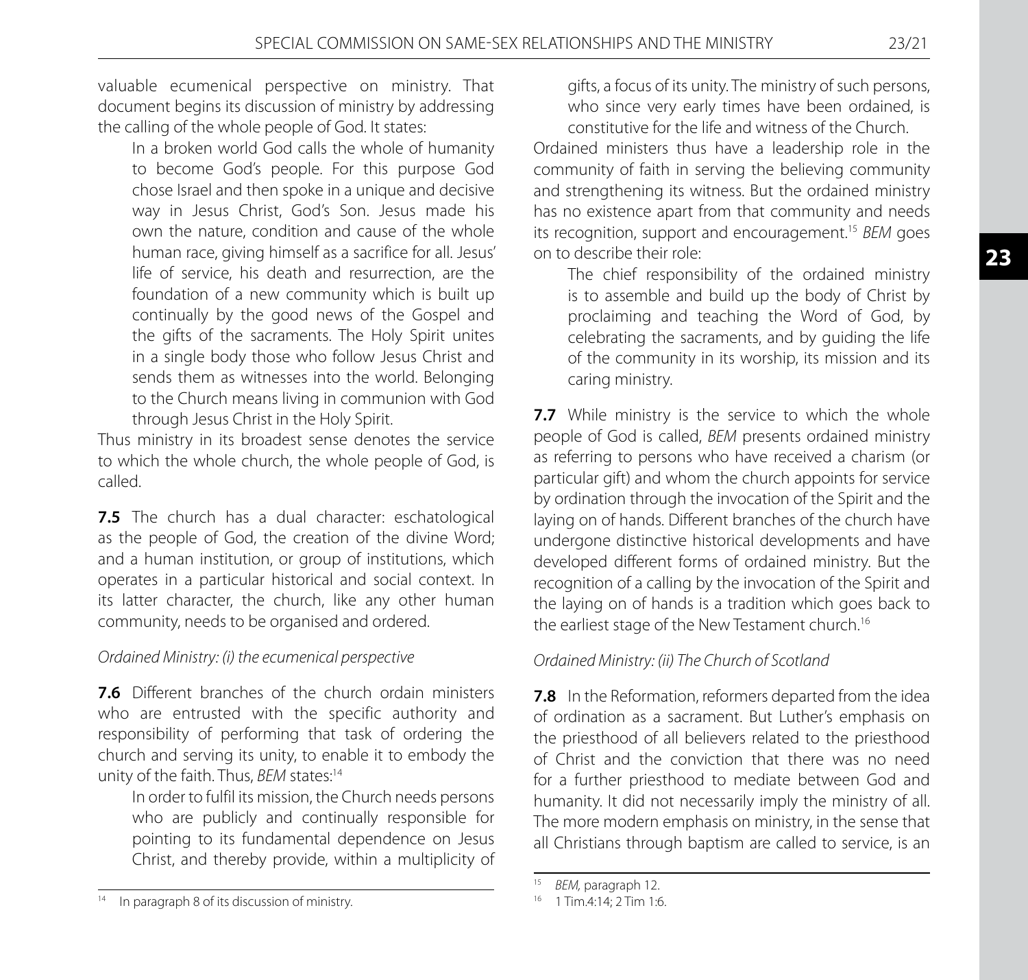valuable ecumenical perspective on ministry. That document begins its discussion of ministry by addressing the calling of the whole people of God. It states:

> In a broken world God calls the whole of humanity to become God's people. For this purpose God chose Israel and then spoke in a unique and decisive way in Jesus Christ, God's Son. Jesus made his own the nature, condition and cause of the whole human race, giving himself as a sacrifice for all. Jesus' life of service, his death and resurrection, are the foundation of a new community which is built up continually by the good news of the Gospel and the gifts of the sacraments. The Holy Spirit unites in a single body those who follow Jesus Christ and sends them as witnesses into the world. Belonging to the Church means living in communion with God through Jesus Christ in the Holy Spirit.

Thus ministry in its broadest sense denotes the service to which the whole church, the whole people of God, is called.

**7.5** The church has a dual character: eschatological as the people of God, the creation of the divine Word; and a human institution, or group of institutions, which operates in a particular historical and social context. In its latter character, the church, like any other human community, needs to be organised and ordered.

*Ordained Ministry: (i) the ecumenical perspective*

**7.6** Different branches of the church ordain ministers who are entrusted with the specific authority and responsibility of performing that task of ordering the church and serving its unity, to enable it to embody the unity of the faith. Thus, *BEM* states:[14]

> In order to fulfil its mission, the Church needs persons who are publicly and continually responsible for pointing to its fundamental dependence on Jesus Christ, and thereby provide, within a multiplicity of gifts, a focus of its unity. The ministry of such persons, who since very early times have been ordained, is constitutive for the life and witness of the Church.

Ordained ministers thus have a leadership role in the community of faith in serving the believing community and strengthening its witness. But the ordained ministry has no existence apart from that community and needs its recognition, support and encouragement.[15] *BEM* goes on to describe their role:

> The chief responsibility of the ordained ministry is to assemble and build up the body of Christ by proclaiming and teaching the Word of God, by celebrating the sacraments, and by guiding the life of the community in its worship, its mission and its caring ministry.

**7.7** While ministry is the service to which the whole people of God is called, *BEM* presents ordained ministry as referring to persons who have received a charism (or particular gift) and whom the church appoints for service by ordination through the invocation of the Spirit and the laying on of hands. Different branches of the church have undergone distinctive historical developments and have developed different forms of ordained ministry. But the recognition of a calling by the invocation of the Spirit and the laying on of hands is a tradition which goes back to the earliest stage of the New Testament church.[16]

*Ordained Ministry: (ii) The Church of Scotland*

**7.8** In the Reformation, reformers departed from the idea of ordination as a sacrament. But Luther's emphasis on the priesthood of all believers related to the priesthood of Christ and the conviction that there was no need for a further priesthood to mediate between God and humanity. It did not necessarily imply the ministry of all. The more modern emphasis on ministry, in the sense that all Christians through baptism are called to service, is an

---

[14] In paragraph 8 of its discussion of ministry.

[15] *BEM,* paragraph 12.

[16] 1 Tim.4:14; 2 Tim 1:6.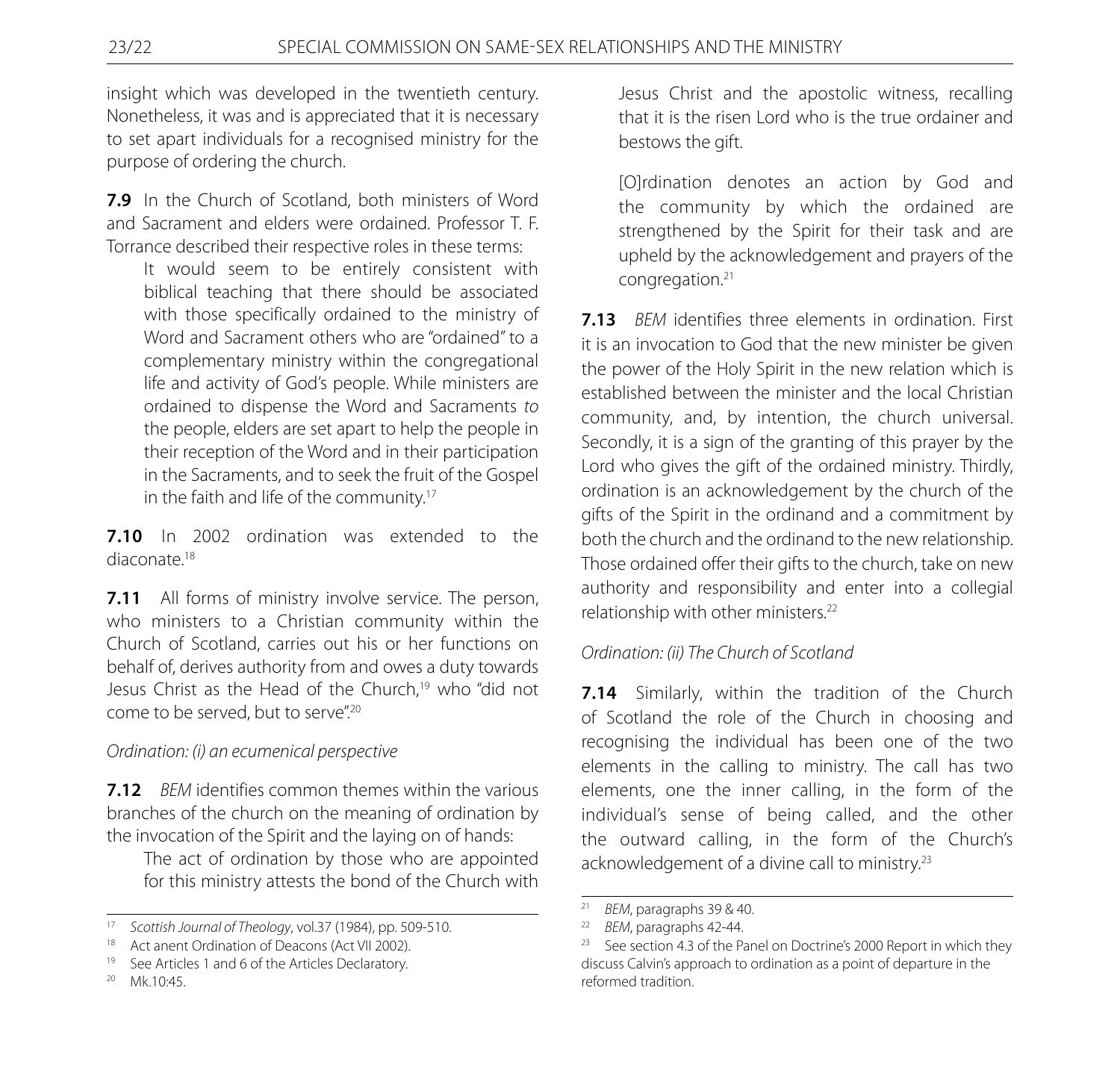insight which was developed in the twentieth century. Nonetheless, it was and is appreciated that it is necessary to set apart individuals for a recognised ministry for the purpose of ordering the church.

**7.9** In the Church of Scotland, both ministers of Word and Sacrament and elders were ordained. Professor T. F. Torrance described their respective roles in these terms:

> It would seem to be entirely consistent with biblical teaching that there should be associated with those specifically ordained to the ministry of Word and Sacrament others who are "ordained" to a complementary ministry within the congregational life and activity of God's people. While ministers are ordained to dispense the Word and Sacraments *to* the people, elders are set apart to help the people in their reception of the Word and in their participation in the Sacraments, and to seek the fruit of the Gospel in the faith and life of the community.[17]

**7.10** In 2002 ordination was extended to the diaconate.[18]

**7.11** All forms of ministry involve service. The person, who ministers to a Christian community within the Church of Scotland, carries out his or her functions on behalf of, derives authority from and owes a duty towards Jesus Christ as the Head of the Church,[19] who "did not come to be served, but to serve".[20]

*Ordination: (i) an ecumenical perspective*

**7.12** *BEM* identifies common themes within the various branches of the church on the meaning of ordination by the invocation of the Spirit and the laying on of hands:

> The act of ordination by those who are appointed for this ministry attests the bond of the Church with Jesus Christ and the apostolic witness, recalling that it is the risen Lord who is the true ordainer and bestows the gift.
>
> [O]rdination denotes an action by God and the community by which the ordained are strengthened by the Spirit for their task and are upheld by the acknowledgement and prayers of the congregation.[21]

**7.13** *BEM* identifies three elements in ordination. First it is an invocation to God that the new minister be given the power of the Holy Spirit in the new relation which is established between the minister and the local Christian community, and, by intention, the church universal. Secondly, it is a sign of the granting of this prayer by the Lord who gives the gift of the ordained ministry. Thirdly, ordination is an acknowledgement by the church of the gifts of the Spirit in the ordinand and a commitment by both the church and the ordinand to the new relationship. Those ordained offer their gifts to the church, take on new authority and responsibility and enter into a collegial relationship with other ministers.[22]

*Ordination: (ii) The Church of Scotland*

**7.14** Similarly, within the tradition of the Church of Scotland the role of the Church in choosing and recognising the individual has been one of the two elements in the calling to ministry. The call has two elements, one the inner calling, in the form of the individual's sense of being called, and the other the outward calling, in the form of the Church's acknowledgement of a divine call to ministry.[23]

---

[17] *Scottish Journal of Theology*, vol.37 (1984), pp. 509-510.

[18] Act anent Ordination of Deacons (Act VII 2002).

[19] See Articles 1 and 6 of the Articles Declaratory.

[20] Mk.10:45.

[21] *BEM*, paragraphs 39 & 40.

[22] *BEM*, paragraphs 42-44.

[23] See section 4.3 of the Panel on Doctrine's 2000 Report in which they discuss Calvin's approach to ordination as a point of departure in the reformed tradition.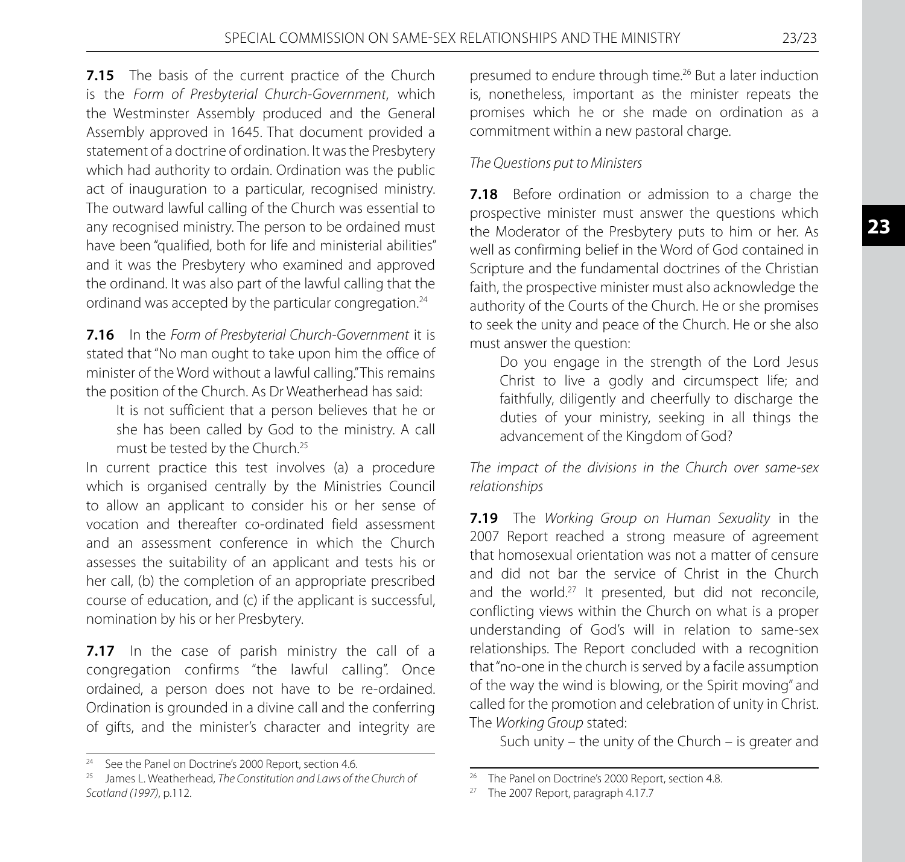**7.15** The basis of the current practice of the Church is the *Form of Presbyterial Church-Government*, which the Westminster Assembly produced and the General Assembly approved in 1645. That document provided a statement of a doctrine of ordination. It was the Presbytery which had authority to ordain. Ordination was the public act of inauguration to a particular, recognised ministry. The outward lawful calling of the Church was essential to any recognised ministry. The person to be ordained must have been "qualified, both for life and ministerial abilities" and it was the Presbytery who examined and approved the ordinand. It was also part of the lawful calling that the ordinand was accepted by the particular congregation.[24]

**7.16** In the *Form of Presbyterial Church-Government* it is stated that "No man ought to take upon him the office of minister of the Word without a lawful calling." This remains the position of the Church. As Dr Weatherhead has said:

> It is not sufficient that a person believes that he or she has been called by God to the ministry. A call must be tested by the Church.[25]

In current practice this test involves (a) a procedure which is organised centrally by the Ministries Council to allow an applicant to consider his or her sense of vocation and thereafter co-ordinated field assessment and an assessment conference in which the Church assesses the suitability of an applicant and tests his or her call, (b) the completion of an appropriate prescribed course of education, and (c) if the applicant is successful, nomination by his or her Presbytery.

**7.17** In the case of parish ministry the call of a congregation confirms "the lawful calling". Once ordained, a person does not have to be re-ordained. Ordination is grounded in a divine call and the conferring of gifts, and the minister's character and integrity are presumed to endure through time.[26] But a later induction is, nonetheless, important as the minister repeats the promises which he or she made on ordination as a commitment within a new pastoral charge.

*The Questions put to Ministers*

**7.18** Before ordination or admission to a charge the prospective minister must answer the questions which the Moderator of the Presbytery puts to him or her. As well as confirming belief in the Word of God contained in Scripture and the fundamental doctrines of the Christian faith, the prospective minister must also acknowledge the authority of the Courts of the Church. He or she promises to seek the unity and peace of the Church. He or she also must answer the question:

> Do you engage in the strength of the Lord Jesus Christ to live a godly and circumspect life; and faithfully, diligently and cheerfully to discharge the duties of your ministry, seeking in all things the advancement of the Kingdom of God?

*The impact of the divisions in the Church over same-sex relationships*

**7.19** The *Working Group on Human Sexuality* in the 2007 Report reached a strong measure of agreement that homosexual orientation was not a matter of censure and did not bar the service of Christ in the Church and the world.[27] It presented, but did not reconcile, conflicting views within the Church on what is a proper understanding of God's will in relation to same-sex relationships. The Report concluded with a recognition that "no-one in the church is served by a facile assumption of the way the wind is blowing, or the Spirit moving" and called for the promotion and celebration of unity in Christ. The *Working Group* stated:

> Such unity – the unity of the Church – is greater and

---

[24] See the Panel on Doctrine's 2000 Report, section 4.6.

[25] James L. Weatherhead, *The Constitution and Laws of the Church of Scotland (1997)*, p.112.

[26] The Panel on Doctrine's 2000 Report, section 4.8.

[27] The 2007 Report, paragraph 4.17.7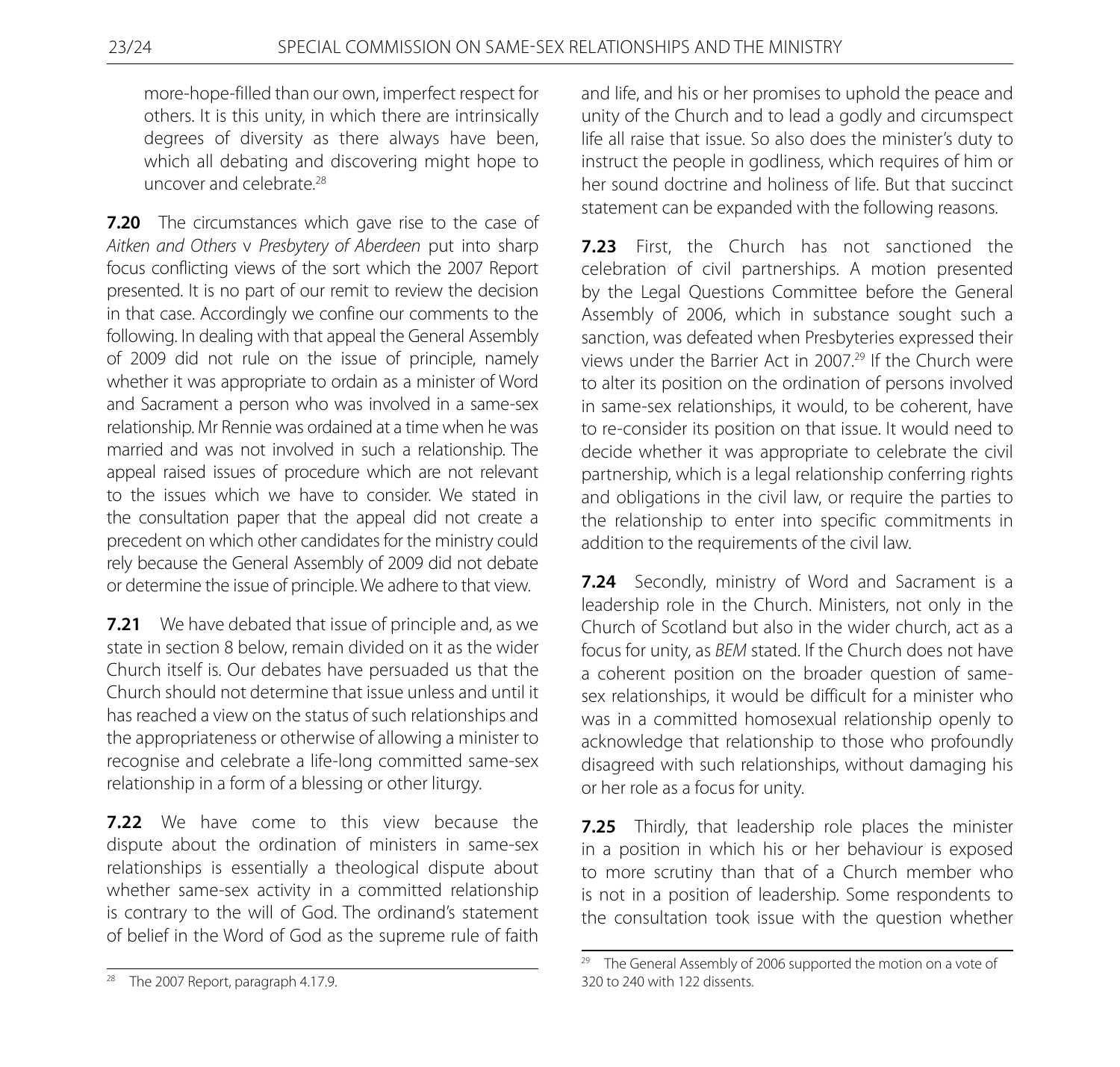more-hope-filled than our own, imperfect respect for others. It is this unity, in which there are intrinsically degrees of diversity as there always have been, which all debating and discovering might hope to uncover and celebrate.[28]

**7.20** The circumstances which gave rise to the case of *Aitken and Others* v *Presbytery of Aberdeen* put into sharp focus conflicting views of the sort which the 2007 Report presented. It is no part of our remit to review the decision in that case. Accordingly we confine our comments to the following. In dealing with that appeal the General Assembly of 2009 did not rule on the issue of principle, namely whether it was appropriate to ordain as a minister of Word and Sacrament a person who was involved in a same-sex relationship. Mr Rennie was ordained at a time when he was married and was not involved in such a relationship. The appeal raised issues of procedure which are not relevant to the issues which we have to consider. We stated in the consultation paper that the appeal did not create a precedent on which other candidates for the ministry could rely because the General Assembly of 2009 did not debate or determine the issue of principle. We adhere to that view.

**7.21** We have debated that issue of principle and, as we state in section 8 below, remain divided on it as the wider Church itself is. Our debates have persuaded us that the Church should not determine that issue unless and until it has reached a view on the status of such relationships and the appropriateness or otherwise of allowing a minister to recognise and celebrate a life-long committed same-sex relationship in a form of a blessing or other liturgy.

**7.22** We have come to this view because the dispute about the ordination of ministers in same-sex relationships is essentially a theological dispute about whether same-sex activity in a committed relationship is contrary to the will of God. The ordinand's statement of belief in the Word of God as the supreme rule of faith and life, and his or her promises to uphold the peace and unity of the Church and to lead a godly and circumspect life all raise that issue. So also does the minister's duty to instruct the people in godliness, which requires of him or her sound doctrine and holiness of life. But that succinct statement can be expanded with the following reasons.

**7.23** First, the Church has not sanctioned the celebration of civil partnerships. A motion presented by the Legal Questions Committee before the General Assembly of 2006, which in substance sought such a sanction, was defeated when Presbyteries expressed their views under the Barrier Act in 2007.[29] If the Church were to alter its position on the ordination of persons involved in same-sex relationships, it would, to be coherent, have to re-consider its position on that issue. It would need to decide whether it was appropriate to celebrate the civil partnership, which is a legal relationship conferring rights and obligations in the civil law, or require the parties to the relationship to enter into specific commitments in addition to the requirements of the civil law.

**7.24** Secondly, ministry of Word and Sacrament is a leadership role in the Church. Ministers, not only in the Church of Scotland but also in the wider church, act as a focus for unity, as *BEM* stated. If the Church does not have a coherent position on the broader question of same-sex relationships, it would be difficult for a minister who was in a committed homosexual relationship openly to acknowledge that relationship to those who profoundly disagreed with such relationships, without damaging his or her role as a focus for unity.

**7.25** Thirdly, that leadership role places the minister in a position in which his or her behaviour is exposed to more scrutiny than that of a Church member who is not in a position of leadership. Some respondents to the consultation took issue with the question whether

[28] The 2007 Report, paragraph 4.17.9.

[29] The General Assembly of 2006 supported the motion on a vote of 320 to 240 with 122 dissents.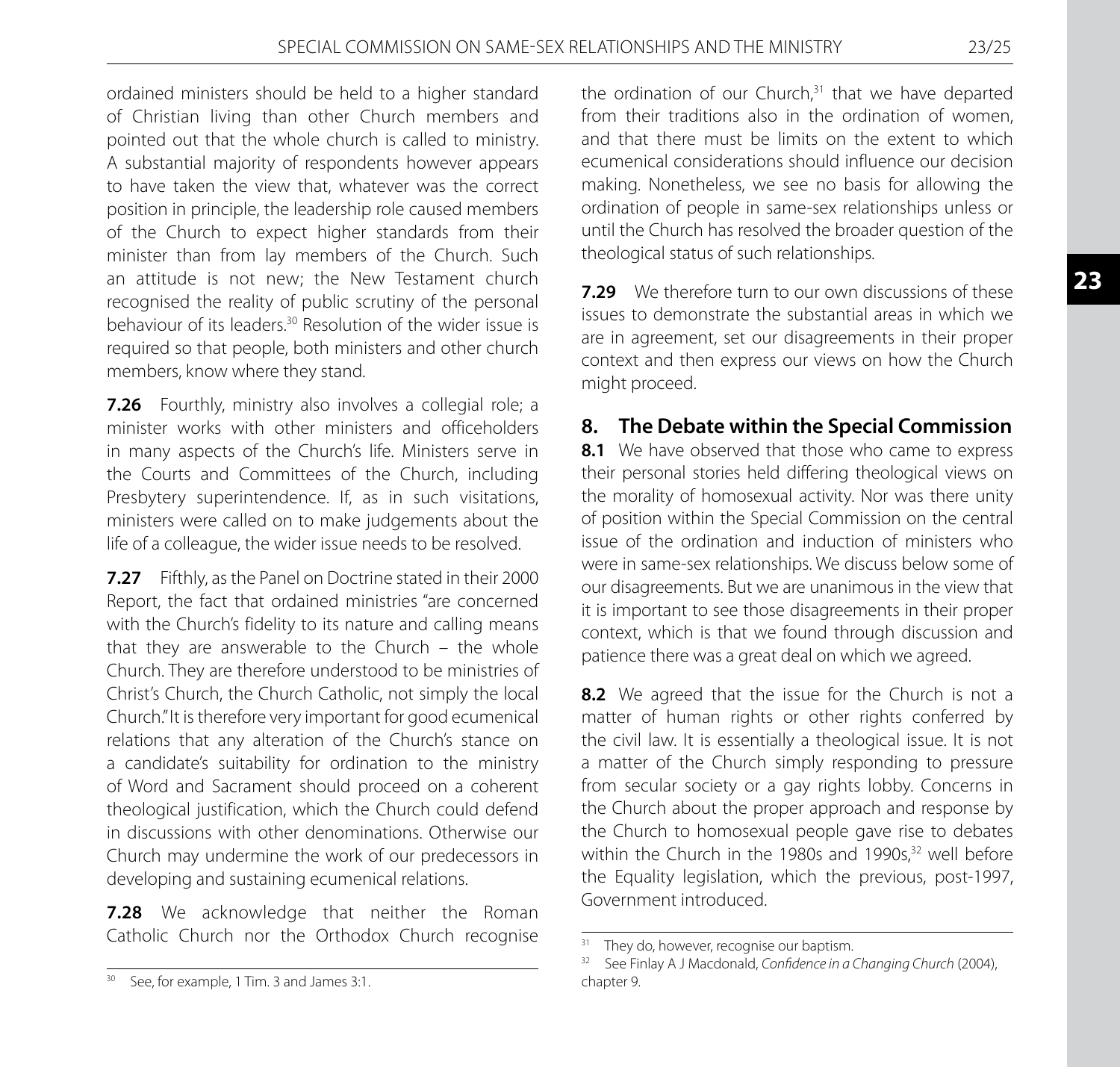ordained ministers should be held to a higher standard of Christian living than other Church members and pointed out that the whole church is called to ministry. A substantial majority of respondents however appears to have taken the view that, whatever was the correct position in principle, the leadership role caused members of the Church to expect higher standards from their minister than from lay members of the Church. Such an attitude is not new; the New Testament church recognised the reality of public scrutiny of the personal behaviour of its leaders.[30] Resolution of the wider issue is required so that people, both ministers and other church members, know where they stand.

**7.26** Fourthly, ministry also involves a collegial role; a minister works with other ministers and officeholders in many aspects of the Church's life. Ministers serve in the Courts and Committees of the Church, including Presbytery superintendence. If, as in such visitations, ministers were called on to make judgements about the life of a colleague, the wider issue needs to be resolved.

**7.27** Fifthly, as the Panel on Doctrine stated in their 2000 Report, the fact that ordained ministries "are concerned with the Church's fidelity to its nature and calling means that they are answerable to the Church – the whole Church. They are therefore understood to be ministries of Christ's Church, the Church Catholic, not simply the local Church." It is therefore very important for good ecumenical relations that any alteration of the Church's stance on a candidate's suitability for ordination to the ministry of Word and Sacrament should proceed on a coherent theological justification, which the Church could defend in discussions with other denominations. Otherwise our Church may undermine the work of our predecessors in developing and sustaining ecumenical relations.

**7.28** We acknowledge that neither the Roman Catholic Church nor the Orthodox Church recognise the ordination of our Church,[31] that we have departed from their traditions also in the ordination of women, and that there must be limits on the extent to which ecumenical considerations should influence our decision making. Nonetheless, we see no basis for allowing the ordination of people in same-sex relationships unless or until the Church has resolved the broader question of the theological status of such relationships.

**7.29** We therefore turn to our own discussions of these issues to demonstrate the substantial areas in which we are in agreement, set our disagreements in their proper context and then express our views on how the Church might proceed.

## 8. The Debate within the Special Commission

**8.1** We have observed that those who came to express their personal stories held differing theological views on the morality of homosexual activity. Nor was there unity of position within the Special Commission on the central issue of the ordination and induction of ministers who were in same-sex relationships. We discuss below some of our disagreements. But we are unanimous in the view that it is important to see those disagreements in their proper context, which is that we found through discussion and patience there was a great deal on which we agreed.

**8.2** We agreed that the issue for the Church is not a matter of human rights or other rights conferred by the civil law. It is essentially a theological issue. It is not a matter of the Church simply responding to pressure from secular society or a gay rights lobby. Concerns in the Church about the proper approach and response by the Church to homosexual people gave rise to debates within the Church in the 1980s and 1990s,[32] well before the Equality legislation, which the previous, post-1997, Government introduced.

---

[30] See, for example, 1 Tim. 3 and James 3:1.

[31] They do, however, recognise our baptism.

[32] See Finlay A J Macdonald, *Confidence in a Changing Church* (2004), chapter 9.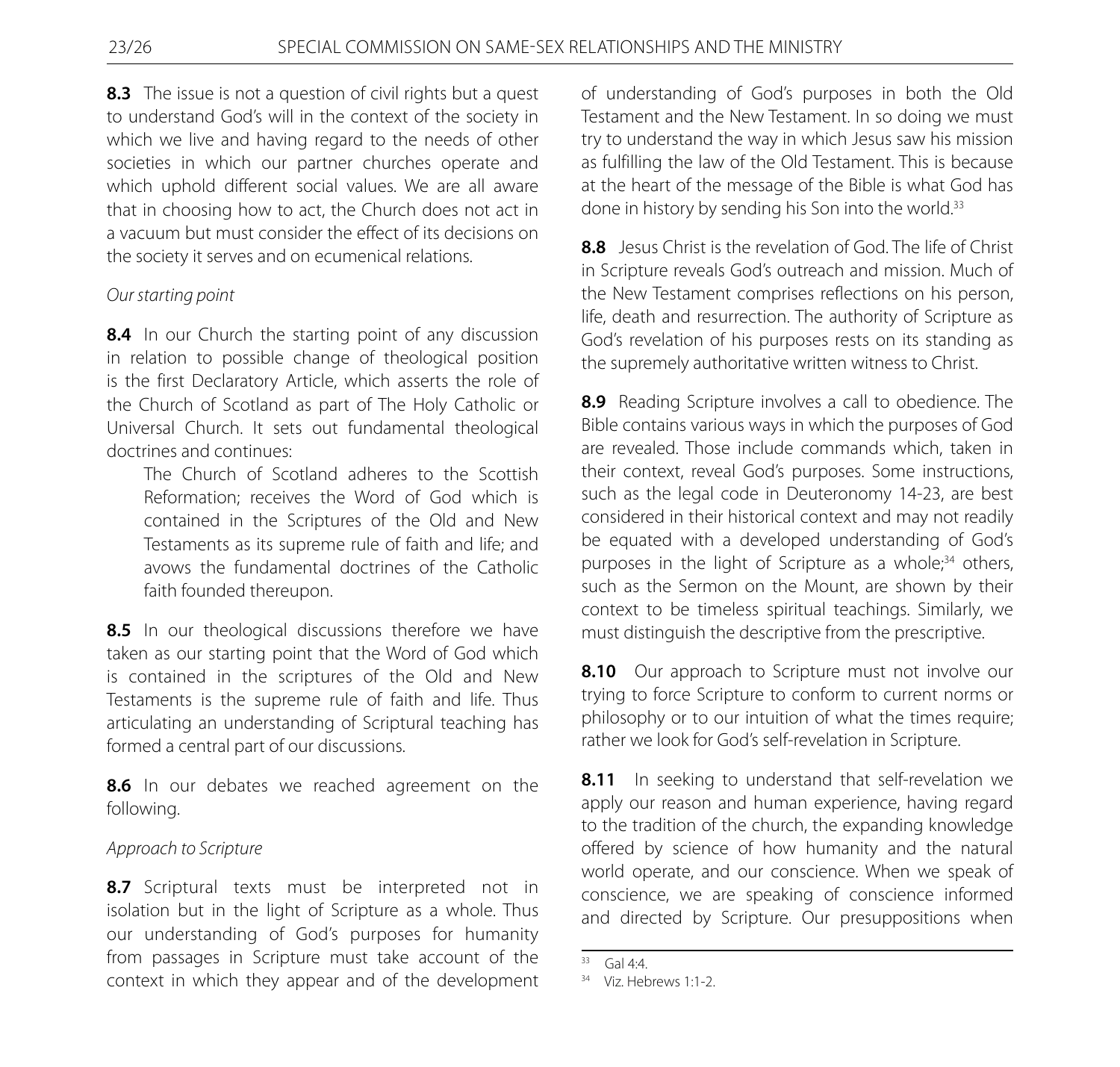**8.3** The issue is not a question of civil rights but a quest to understand God's will in the context of the society in which we live and having regard to the needs of other societies in which our partner churches operate and which uphold different social values. We are all aware that in choosing how to act, the Church does not act in a vacuum but must consider the effect of its decisions on the society it serves and on ecumenical relations.

*Our starting point*

**8.4** In our Church the starting point of any discussion in relation to possible change of theological position is the first Declaratory Article, which asserts the role of the Church of Scotland as part of The Holy Catholic or Universal Church. It sets out fundamental theological doctrines and continues:

> The Church of Scotland adheres to the Scottish Reformation; receives the Word of God which is contained in the Scriptures of the Old and New Testaments as its supreme rule of faith and life; and avows the fundamental doctrines of the Catholic faith founded thereupon.

**8.5** In our theological discussions therefore we have taken as our starting point that the Word of God which is contained in the scriptures of the Old and New Testaments is the supreme rule of faith and life. Thus articulating an understanding of Scriptural teaching has formed a central part of our discussions.

**8.6** In our debates we reached agreement on the following.

*Approach to Scripture*

**8.7** Scriptural texts must be interpreted not in isolation but in the light of Scripture as a whole. Thus our understanding of God's purposes for humanity from passages in Scripture must take account of the context in which they appear and of the development of understanding of God's purposes in both the Old Testament and the New Testament. In so doing we must try to understand the way in which Jesus saw his mission as fulfilling the law of the Old Testament. This is because at the heart of the message of the Bible is what God has done in history by sending his Son into the world.[33]

**8.8** Jesus Christ is the revelation of God. The life of Christ in Scripture reveals God's outreach and mission. Much of the New Testament comprises reflections on his person, life, death and resurrection. The authority of Scripture as God's revelation of his purposes rests on its standing as the supremely authoritative written witness to Christ.

**8.9** Reading Scripture involves a call to obedience. The Bible contains various ways in which the purposes of God are revealed. Those include commands which, taken in their context, reveal God's purposes. Some instructions, such as the legal code in Deuteronomy 14-23, are best considered in their historical context and may not readily be equated with a developed understanding of God's purposes in the light of Scripture as a whole;[34] others, such as the Sermon on the Mount, are shown by their context to be timeless spiritual teachings. Similarly, we must distinguish the descriptive from the prescriptive.

**8.10** Our approach to Scripture must not involve our trying to force Scripture to conform to current norms or philosophy or to our intuition of what the times require; rather we look for God's self-revelation in Scripture.

**8.11** In seeking to understand that self-revelation we apply our reason and human experience, having regard to the tradition of the church, the expanding knowledge offered by science of how humanity and the natural world operate, and our conscience. When we speak of conscience, we are speaking of conscience informed and directed by Scripture. Our presuppositions when

---

[33] Gal 4:4.

[34] Viz. Hebrews 1:1-2.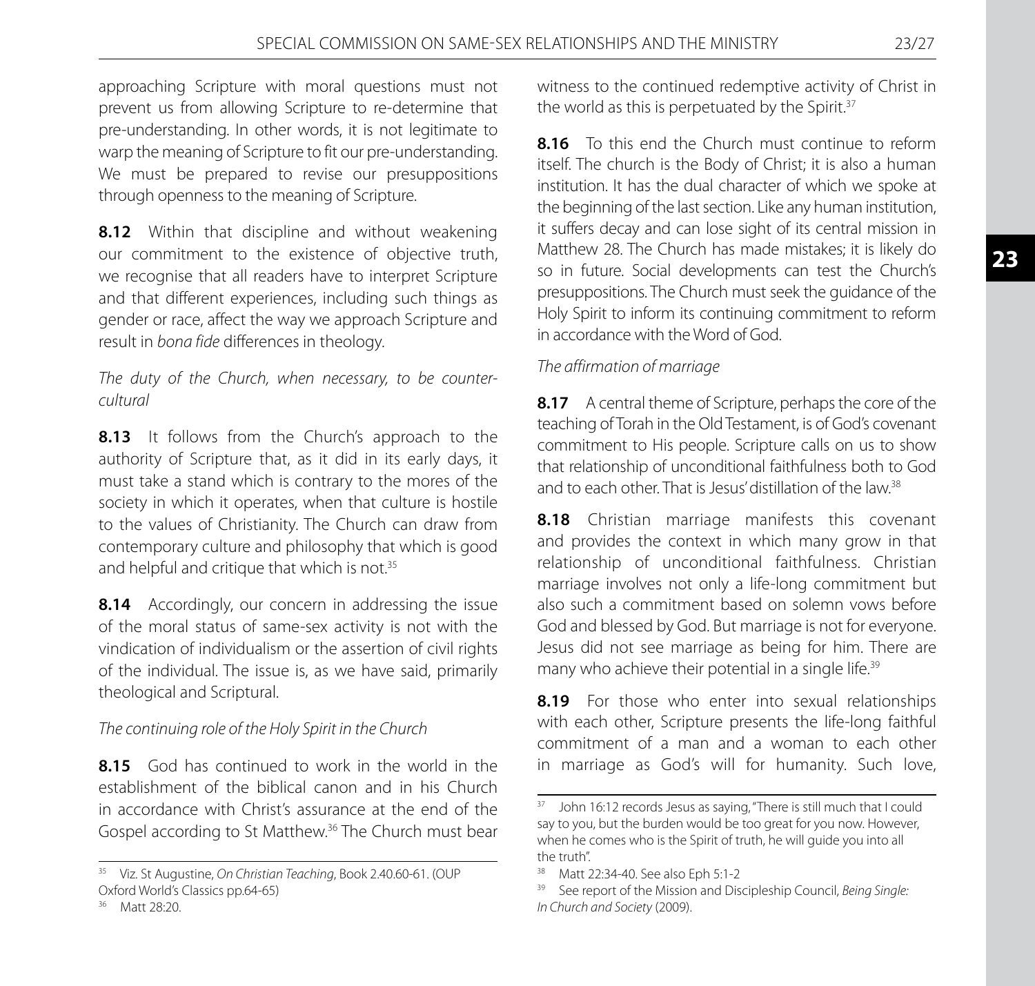approaching Scripture with moral questions must not prevent us from allowing Scripture to re-determine that pre-understanding. In other words, it is not legitimate to warp the meaning of Scripture to fit our pre-understanding. We must be prepared to revise our presuppositions through openness to the meaning of Scripture.

**8.12** Within that discipline and without weakening our commitment to the existence of objective truth, we recognise that all readers have to interpret Scripture and that different experiences, including such things as gender or race, affect the way we approach Scripture and result in *bona fide* differences in theology.

*The duty of the Church, when necessary, to be counter-cultural*

**8.13** It follows from the Church's approach to the authority of Scripture that, as it did in its early days, it must take a stand which is contrary to the mores of the society in which it operates, when that culture is hostile to the values of Christianity. The Church can draw from contemporary culture and philosophy that which is good and helpful and critique that which is not.[35]

**8.14** Accordingly, our concern in addressing the issue of the moral status of same-sex activity is not with the vindication of individualism or the assertion of civil rights of the individual. The issue is, as we have said, primarily theological and Scriptural.

*The continuing role of the Holy Spirit in the Church*

**8.15** God has continued to work in the world in the establishment of the biblical canon and in his Church in accordance with Christ's assurance at the end of the Gospel according to St Matthew.[36] The Church must bear witness to the continued redemptive activity of Christ in the world as this is perpetuated by the Spirit.[37]

**8.16** To this end the Church must continue to reform itself. The church is the Body of Christ; it is also a human institution. It has the dual character of which we spoke at the beginning of the last section. Like any human institution, it suffers decay and can lose sight of its central mission in Matthew 28. The Church has made mistakes; it is likely do so in future. Social developments can test the Church's presuppositions. The Church must seek the guidance of the Holy Spirit to inform its continuing commitment to reform in accordance with the Word of God.

*The affirmation of marriage*

**8.17** A central theme of Scripture, perhaps the core of the teaching of Torah in the Old Testament, is of God's covenant commitment to His people. Scripture calls on us to show that relationship of unconditional faithfulness both to God and to each other. That is Jesus' distillation of the law.[38]

**8.18** Christian marriage manifests this covenant and provides the context in which many grow in that relationship of unconditional faithfulness. Christian marriage involves not only a life-long commitment but also such a commitment based on solemn vows before God and blessed by God. But marriage is not for everyone. Jesus did not see marriage as being for him. There are many who achieve their potential in a single life.[39]

**8.19** For those who enter into sexual relationships with each other, Scripture presents the life-long faithful commitment of a man and a woman to each other in marriage as God's will for humanity. Such love,

---

[35] Viz. St Augustine, *On Christian Teaching*, Book 2.40.60-61. (OUP Oxford World's Classics pp.64-65)

[36] Matt 28:20.

[37] John 16:12 records Jesus as saying, "There is still much that I could say to you, but the burden would be too great for you now. However, when he comes who is the Spirit of truth, he will guide you into all the truth".

[38] Matt 22:34-40. See also Eph 5:1-2

[39] See report of the Mission and Discipleship Council, *Being Single: In Church and Society* (2009).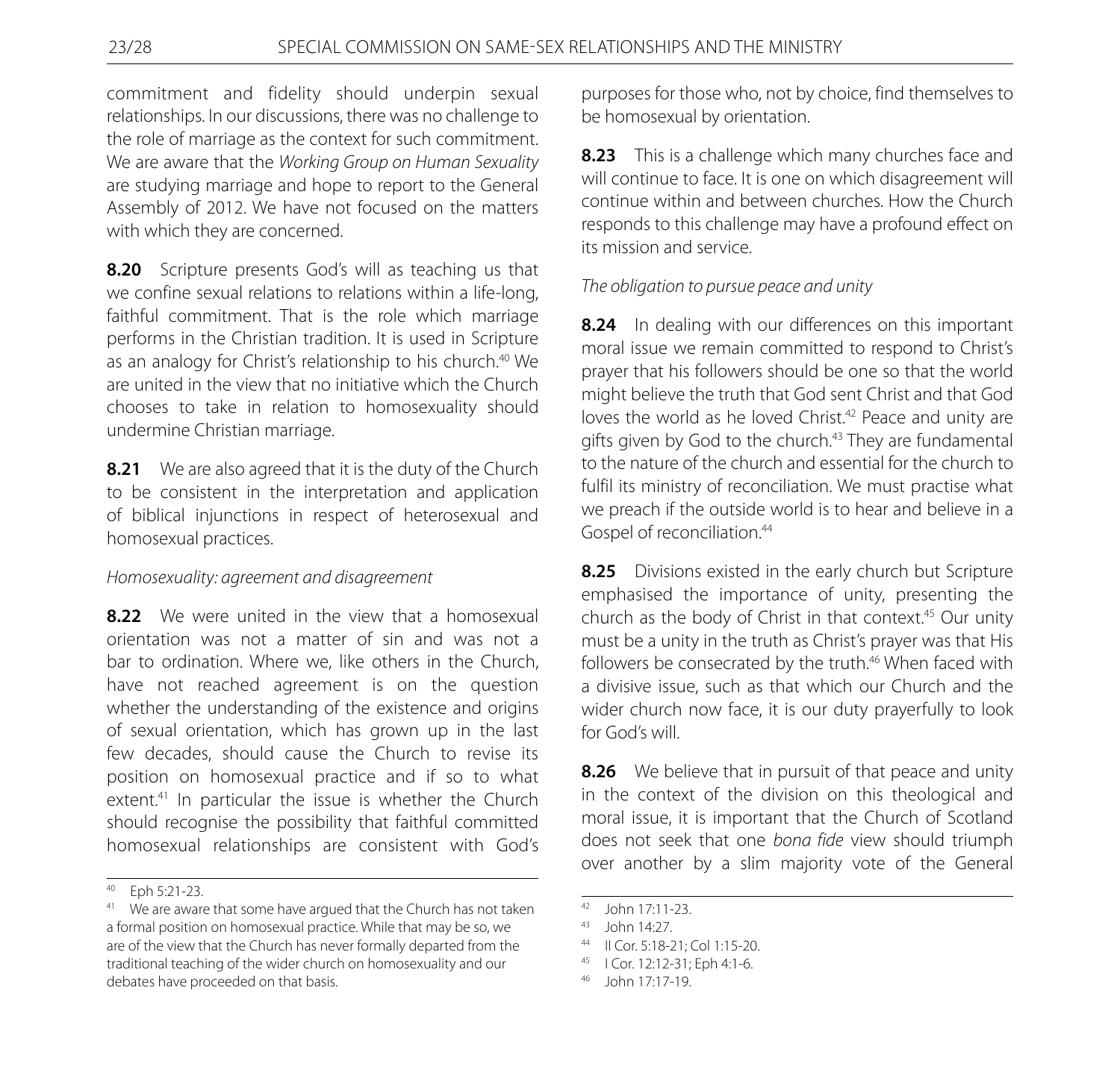commitment and fidelity should underpin sexual relationships. In our discussions, there was no challenge to the role of marriage as the context for such commitment. We are aware that the *Working Group on Human Sexuality* are studying marriage and hope to report to the General Assembly of 2012. We have not focused on the matters with which they are concerned.

**8.20** Scripture presents God's will as teaching us that we confine sexual relations to relations within a life-long, faithful commitment. That is the role which marriage performs in the Christian tradition. It is used in Scripture as an analogy for Christ's relationship to his church.[40] We are united in the view that no initiative which the Church chooses to take in relation to homosexuality should undermine Christian marriage.

**8.21** We are also agreed that it is the duty of the Church to be consistent in the interpretation and application of biblical injunctions in respect of heterosexual and homosexual practices.

*Homosexuality: agreement and disagreement*

**8.22** We were united in the view that a homosexual orientation was not a matter of sin and was not a bar to ordination. Where we, like others in the Church, have not reached agreement is on the question whether the understanding of the existence and origins of sexual orientation, which has grown up in the last few decades, should cause the Church to revise its position on homosexual practice and if so to what extent.[41] In particular the issue is whether the Church should recognise the possibility that faithful committed homosexual relationships are consistent with God's purposes for those who, not by choice, find themselves to be homosexual by orientation.

**8.23** This is a challenge which many churches face and will continue to face. It is one on which disagreement will continue within and between churches. How the Church responds to this challenge may have a profound effect on its mission and service.

*The obligation to pursue peace and unity*

**8.24** In dealing with our differences on this important moral issue we remain committed to respond to Christ's prayer that his followers should be one so that the world might believe the truth that God sent Christ and that God loves the world as he loved Christ.[42] Peace and unity are gifts given by God to the church.[43] They are fundamental to the nature of the church and essential for the church to fulfil its ministry of reconciliation. We must practise what we preach if the outside world is to hear and believe in a Gospel of reconciliation.[44]

**8.25** Divisions existed in the early church but Scripture emphasised the importance of unity, presenting the church as the body of Christ in that context.[45] Our unity must be a unity in the truth as Christ's prayer was that His followers be consecrated by the truth.[46] When faced with a divisive issue, such as that which our Church and the wider church now face, it is our duty prayerfully to look for God's will.

**8.26** We believe that in pursuit of that peace and unity in the context of the division on this theological and moral issue, it is important that the Church of Scotland does not seek that one *bona fide* view should triumph over another by a slim majority vote of the General

---

[40] Eph 5:21-23.

[41] We are aware that some have argued that the Church has not taken a formal position on homosexual practice. While that may be so, we are of the view that the Church has never formally departed from the traditional teaching of the wider church on homosexuality and our debates have proceeded on that basis.

[42] John 17:11-23.

[43] John 14:27.

[44] II Cor. 5:18-21; Col 1:15-20.

[45] I Cor. 12:12-31; Eph 4:1-6.

[46] John 17:17-19.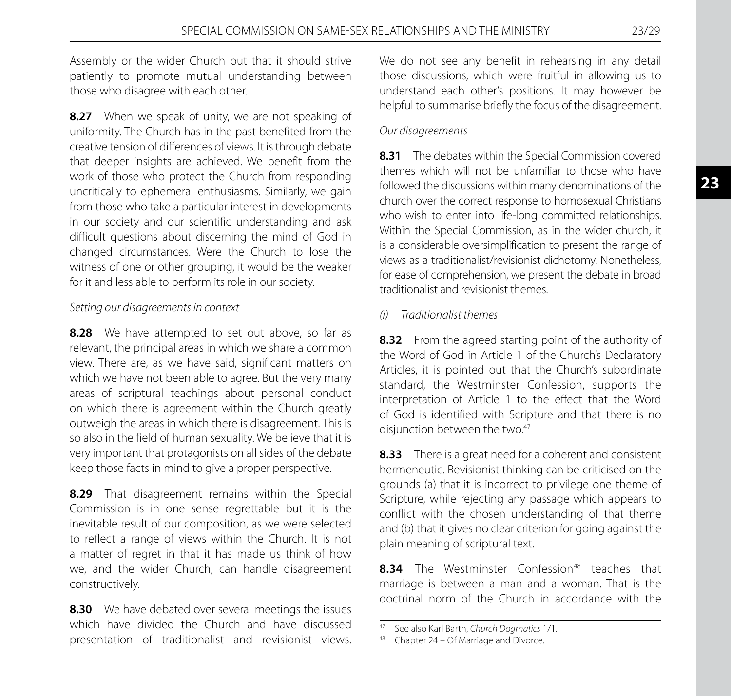Assembly or the wider Church but that it should strive patiently to promote mutual understanding between those who disagree with each other.

**8.27** When we speak of unity, we are not speaking of uniformity. The Church has in the past benefited from the creative tension of differences of views. It is through debate that deeper insights are achieved. We benefit from the work of those who protect the Church from responding uncritically to ephemeral enthusiasms. Similarly, we gain from those who take a particular interest in developments in our society and our scientific understanding and ask difficult questions about discerning the mind of God in changed circumstances. Were the Church to lose the witness of one or other grouping, it would be the weaker for it and less able to perform its role in our society.

*Setting our disagreements in context*

**8.28** We have attempted to set out above, so far as relevant, the principal areas in which we share a common view. There are, as we have said, significant matters on which we have not been able to agree. But the very many areas of scriptural teachings about personal conduct on which there is agreement within the Church greatly outweigh the areas in which there is disagreement. This is so also in the field of human sexuality. We believe that it is very important that protagonists on all sides of the debate keep those facts in mind to give a proper perspective.

**8.29** That disagreement remains within the Special Commission is in one sense regrettable but it is the inevitable result of our composition, as we were selected to reflect a range of views within the Church. It is not a matter of regret in that it has made us think of how we, and the wider Church, can handle disagreement constructively.

**8.30** We have debated over several meetings the issues which have divided the Church and have discussed presentation of traditionalist and revisionist views. We do not see any benefit in rehearsing in any detail those discussions, which were fruitful in allowing us to understand each other's positions. It may however be helpful to summarise briefly the focus of the disagreement.

*Our disagreements*

**8.31** The debates within the Special Commission covered themes which will not be unfamiliar to those who have followed the discussions within many denominations of the church over the correct response to homosexual Christians who wish to enter into life-long committed relationships. Within the Special Commission, as in the wider church, it is a considerable oversimplification to present the range of views as a traditionalist/revisionist dichotomy. Nonetheless, for ease of comprehension, we present the debate in broad traditionalist and revisionist themes.

*(i) Traditionalist themes*

**8.32** From the agreed starting point of the authority of the Word of God in Article 1 of the Church's Declaratory Articles, it is pointed out that the Church's subordinate standard, the Westminster Confession, supports the interpretation of Article 1 to the effect that the Word of God is identified with Scripture and that there is no disjunction between the two.[47]

**8.33** There is a great need for a coherent and consistent hermeneutic. Revisionist thinking can be criticised on the grounds (a) that it is incorrect to privilege one theme of Scripture, while rejecting any passage which appears to conflict with the chosen understanding of that theme and (b) that it gives no clear criterion for going against the plain meaning of scriptural text.

**8.34** The Westminster Confession[48] teaches that marriage is between a man and a woman. That is the doctrinal norm of the Church in accordance with the

---

[47] See also Karl Barth, *Church Dogmatics* 1/1.

[48] Chapter 24 – Of Marriage and Divorce.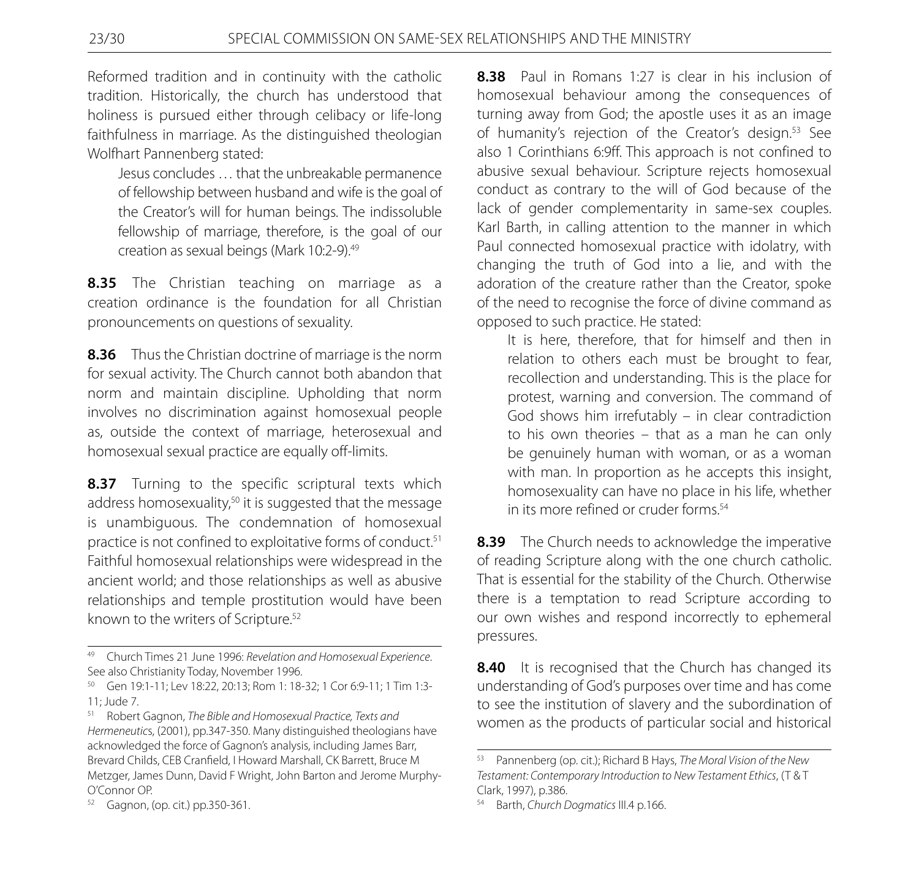Reformed tradition and in continuity with the catholic tradition. Historically, the church has understood that holiness is pursued either through celibacy or life-long faithfulness in marriage. As the distinguished theologian Wolfhart Pannenberg stated:

> Jesus concludes … that the unbreakable permanence of fellowship between husband and wife is the goal of the Creator's will for human beings. The indissoluble fellowship of marriage, therefore, is the goal of our creation as sexual beings (Mark 10:2-9).[49]

**8.35** The Christian teaching on marriage as a creation ordinance is the foundation for all Christian pronouncements on questions of sexuality.

**8.36** Thus the Christian doctrine of marriage is the norm for sexual activity. The Church cannot both abandon that norm and maintain discipline. Upholding that norm involves no discrimination against homosexual people as, outside the context of marriage, heterosexual and homosexual sexual practice are equally off-limits.

**8.37** Turning to the specific scriptural texts which address homosexuality,[50] it is suggested that the message is unambiguous. The condemnation of homosexual practice is not confined to exploitative forms of conduct.[51] Faithful homosexual relationships were widespread in the ancient world; and those relationships as well as abusive relationships and temple prostitution would have been known to the writers of Scripture.[52]

**8.38** Paul in Romans 1:27 is clear in his inclusion of homosexual behaviour among the consequences of turning away from God; the apostle uses it as an image of humanity's rejection of the Creator's design.[53] See also 1 Corinthians 6:9ff. This approach is not confined to abusive sexual behaviour. Scripture rejects homosexual conduct as contrary to the will of God because of the lack of gender complementarity in same-sex couples. Karl Barth, in calling attention to the manner in which Paul connected homosexual practice with idolatry, with changing the truth of God into a lie, and with the adoration of the creature rather than the Creator, spoke of the need to recognise the force of divine command as opposed to such practice. He stated:

> It is here, therefore, that for himself and then in relation to others each must be brought to fear, recollection and understanding. This is the place for protest, warning and conversion. The command of God shows him irrefutably – in clear contradiction to his own theories – that as a man he can only be genuinely human with woman, or as a woman with man. In proportion as he accepts this insight, homosexuality can have no place in his life, whether in its more refined or cruder forms.[54]

**8.39** The Church needs to acknowledge the imperative of reading Scripture along with the one church catholic. That is essential for the stability of the Church. Otherwise there is a temptation to read Scripture according to our own wishes and respond incorrectly to ephemeral pressures.

**8.40** It is recognised that the Church has changed its understanding of God's purposes over time and has come to see the institution of slavery and the subordination of women as the products of particular social and historical

---

[49] Church Times 21 June 1996: *Revelation and Homosexual Experience*. See also Christianity Today, November 1996.

[50] Gen 19:1-11; Lev 18:22, 20:13; Rom 1: 18-32; 1 Cor 6:9-11; 1 Tim 1:3-11; Jude 7.

[51] Robert Gagnon, *The Bible and Homosexual Practice, Texts and Hermeneutics*, (2001), pp.347-350. Many distinguished theologians have acknowledged the force of Gagnon's analysis, including James Barr, Brevard Childs, CEB Cranfield, I Howard Marshall, CK Barrett, Bruce M Metzger, James Dunn, David F Wright, John Barton and Jerome Murphy-O'Connor OP.

[52] Gagnon, (op. cit.) pp.350-361.

[53] Pannenberg (op. cit.); Richard B Hays, *The Moral Vision of the New Testament: Contemporary Introduction to New Testament Ethics*, (T & T Clark, 1997), p.386.

[54] Barth, *Church Dogmatics* III.4 p.166.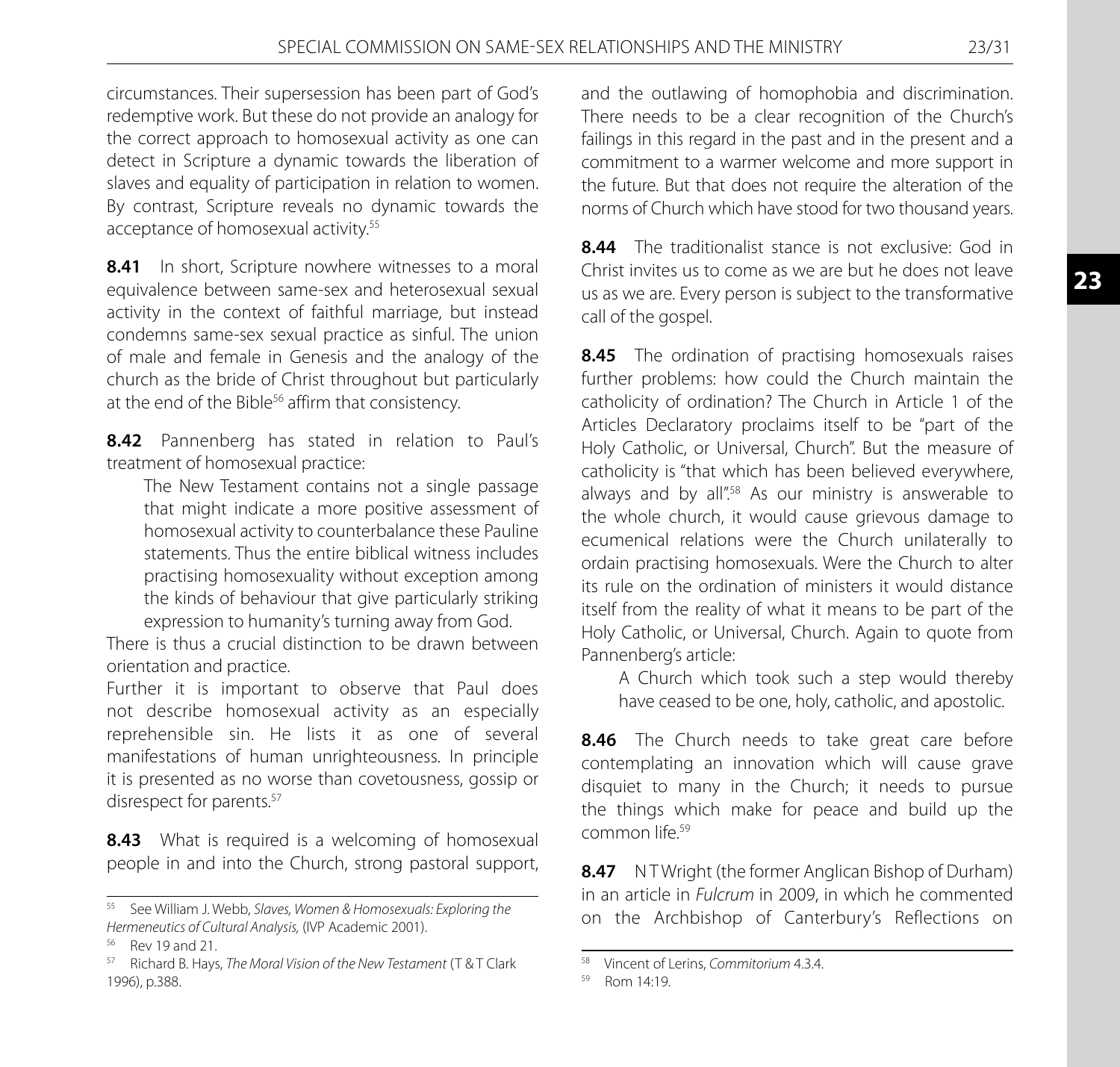circumstances. Their supersession has been part of God's redemptive work. But these do not provide an analogy for the correct approach to homosexual activity as one can detect in Scripture a dynamic towards the liberation of slaves and equality of participation in relation to women. By contrast, Scripture reveals no dynamic towards the acceptance of homosexual activity.[55]

**8.41** In short, Scripture nowhere witnesses to a moral equivalence between same-sex and heterosexual sexual activity in the context of faithful marriage, but instead condemns same-sex sexual practice as sinful. The union of male and female in Genesis and the analogy of the church as the bride of Christ throughout but particularly at the end of the Bible[56] affirm that consistency.

**8.42** Pannenberg has stated in relation to Paul's treatment of homosexual practice:

> The New Testament contains not a single passage that might indicate a more positive assessment of homosexual activity to counterbalance these Pauline statements. Thus the entire biblical witness includes practising homosexuality without exception among the kinds of behaviour that give particularly striking expression to humanity's turning away from God.

There is thus a crucial distinction to be drawn between orientation and practice.

Further it is important to observe that Paul does not describe homosexual activity as an especially reprehensible sin. He lists it as one of several manifestations of human unrighteousness. In principle it is presented as no worse than covetousness, gossip or disrespect for parents.[57]

**8.43** What is required is a welcoming of homosexual people in and into the Church, strong pastoral support, and the outlawing of homophobia and discrimination. There needs to be a clear recognition of the Church's failings in this regard in the past and in the present and a commitment to a warmer welcome and more support in the future. But that does not require the alteration of the norms of Church which have stood for two thousand years.

**8.44** The traditionalist stance is not exclusive: God in Christ invites us to come as we are but he does not leave us as we are. Every person is subject to the transformative call of the gospel.

**8.45** The ordination of practising homosexuals raises further problems: how could the Church maintain the catholicity of ordination? The Church in Article 1 of the Articles Declaratory proclaims itself to be "part of the Holy Catholic, or Universal, Church". But the measure of catholicity is "that which has been believed everywhere, always and by all".[58] As our ministry is answerable to the whole church, it would cause grievous damage to ecumenical relations were the Church unilaterally to ordain practising homosexuals. Were the Church to alter its rule on the ordination of ministers it would distance itself from the reality of what it means to be part of the Holy Catholic, or Universal, Church. Again to quote from Pannenberg's article:

> A Church which took such a step would thereby have ceased to be one, holy, catholic, and apostolic.

**8.46** The Church needs to take great care before contemplating an innovation which will cause grave disquiet to many in the Church; it needs to pursue the things which make for peace and build up the common life.[59]

**8.47** N T Wright (the former Anglican Bishop of Durham) in an article in *Fulcrum* in 2009, in which he commented on the Archbishop of Canterbury's Reflections on

---

[55] See William J. Webb, *Slaves, Women & Homosexuals: Exploring the Hermeneutics of Cultural Analysis,* (IVP Academic 2001).

[56] Rev 19 and 21.

[57] Richard B. Hays, *The Moral Vision of the New Testament* (T & T Clark 1996), p.388.

[58] Vincent of Lerins, *Commitorium* 4.3.4.

[59] Rom 14:19.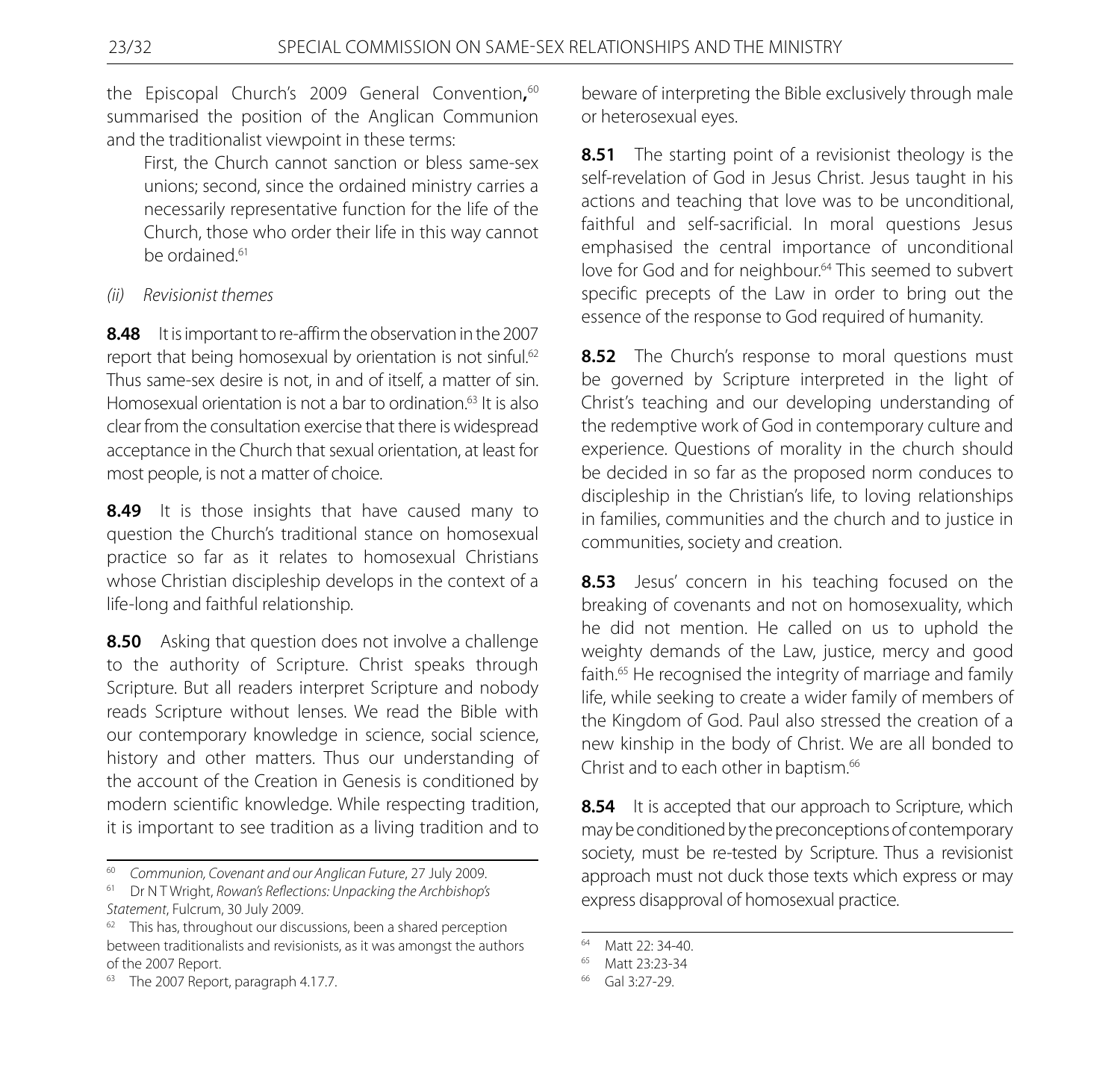the Episcopal Church's 2009 General Convention,[60] summarised the position of the Anglican Communion and the traditionalist viewpoint in these terms:

> First, the Church cannot sanction or bless same-sex unions; second, since the ordained ministry carries a necessarily representative function for the life of the Church, those who order their life in this way cannot be ordained.[61]

*(ii) Revisionist themes*

**8.48** It is important to re-affirm the observation in the 2007 report that being homosexual by orientation is not sinful.[62] Thus same-sex desire is not, in and of itself, a matter of sin. Homosexual orientation is not a bar to ordination.[63] It is also clear from the consultation exercise that there is widespread acceptance in the Church that sexual orientation, at least for most people, is not a matter of choice.

**8.49** It is those insights that have caused many to question the Church's traditional stance on homosexual practice so far as it relates to homosexual Christians whose Christian discipleship develops in the context of a life-long and faithful relationship.

**8.50** Asking that question does not involve a challenge to the authority of Scripture. Christ speaks through Scripture. But all readers interpret Scripture and nobody reads Scripture without lenses. We read the Bible with our contemporary knowledge in science, social science, history and other matters. Thus our understanding of the account of the Creation in Genesis is conditioned by modern scientific knowledge. While respecting tradition, it is important to see tradition as a living tradition and to beware of interpreting the Bible exclusively through male or heterosexual eyes.

**8.51** The starting point of a revisionist theology is the self-revelation of God in Jesus Christ. Jesus taught in his actions and teaching that love was to be unconditional, faithful and self-sacrificial. In moral questions Jesus emphasised the central importance of unconditional love for God and for neighbour.[64] This seemed to subvert specific precepts of the Law in order to bring out the essence of the response to God required of humanity.

**8.52** The Church's response to moral questions must be governed by Scripture interpreted in the light of Christ's teaching and our developing understanding of the redemptive work of God in contemporary culture and experience. Questions of morality in the church should be decided in so far as the proposed norm conduces to discipleship in the Christian's life, to loving relationships in families, communities and the church and to justice in communities, society and creation.

**8.53** Jesus' concern in his teaching focused on the breaking of covenants and not on homosexuality, which he did not mention. He called on us to uphold the weighty demands of the Law, justice, mercy and good faith.[65] He recognised the integrity of marriage and family life, while seeking to create a wider family of members of the Kingdom of God. Paul also stressed the creation of a new kinship in the body of Christ. We are all bonded to Christ and to each other in baptism.[66]

**8.54** It is accepted that our approach to Scripture, which may be conditioned by the preconceptions of contemporary society, must be re-tested by Scripture. Thus a revisionist approach must not duck those texts which express or may express disapproval of homosexual practice.

---

[60] *Communion, Covenant and our Anglican Future*, 27 July 2009.

[61] Dr N T Wright, *Rowan's Reflections: Unpacking the Archbishop's Statement*, Fulcrum, 30 July 2009.

[62] This has, throughout our discussions, been a shared perception between traditionalists and revisionists, as it was amongst the authors of the 2007 Report.

[63] The 2007 Report, paragraph 4.17.7.

[64] Matt 22: 34-40.

[65] Matt 23:23-34

[66] Gal 3:27-29.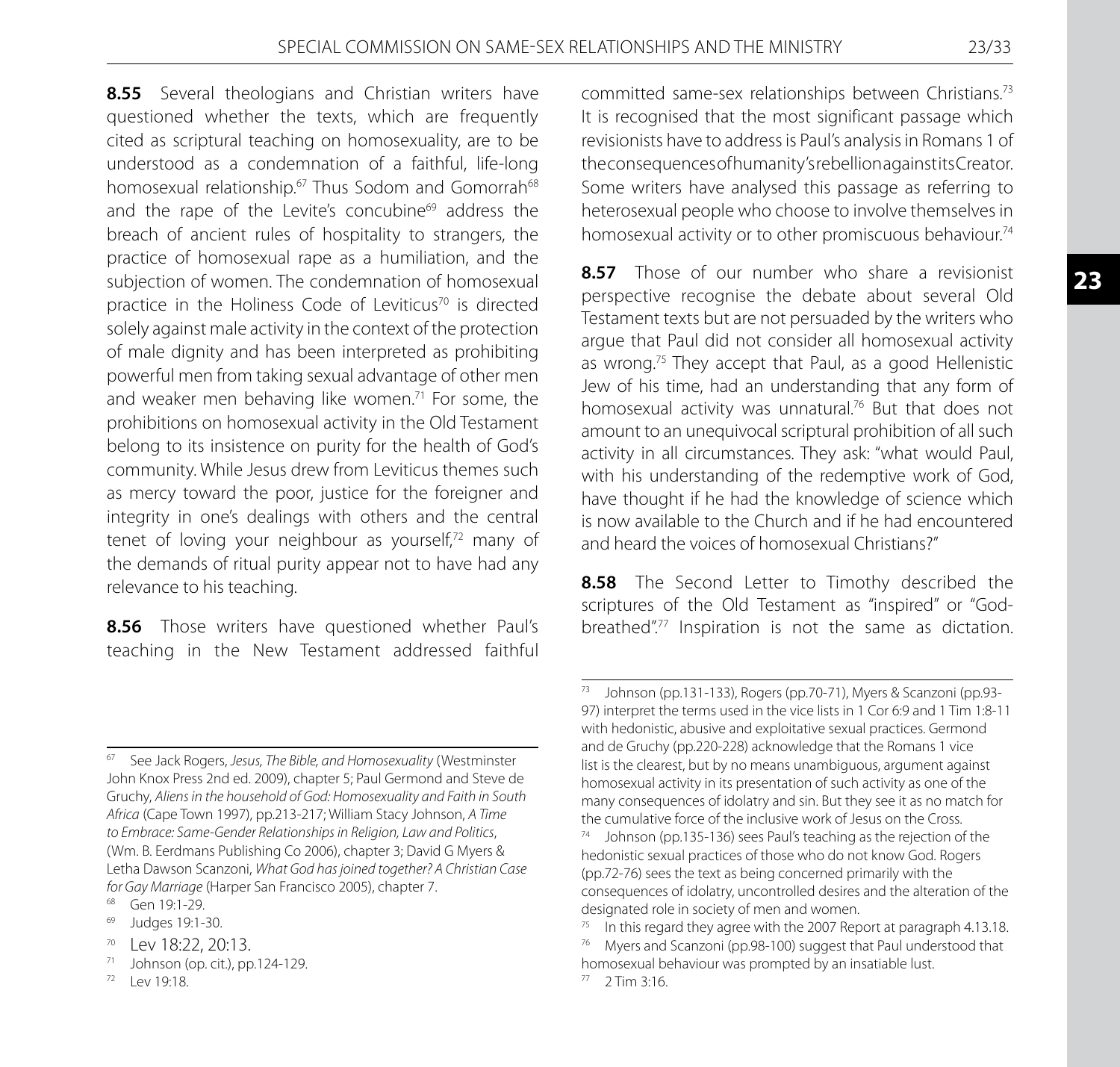**8.55** Several theologians and Christian writers have questioned whether the texts, which are frequently cited as scriptural teaching on homosexuality, are to be understood as a condemnation of a faithful, life-long homosexual relationship.[67] Thus Sodom and Gomorrah[68] and the rape of the Levite's concubine[69] address the breach of ancient rules of hospitality to strangers, the practice of homosexual rape as a humiliation, and the subjection of women. The condemnation of homosexual practice in the Holiness Code of Leviticus[70] is directed solely against male activity in the context of the protection of male dignity and has been interpreted as prohibiting powerful men from taking sexual advantage of other men and weaker men behaving like women.[71] For some, the prohibitions on homosexual activity in the Old Testament belong to its insistence on purity for the health of God's community. While Jesus drew from Leviticus themes such as mercy toward the poor, justice for the foreigner and integrity in one's dealings with others and the central tenet of loving your neighbour as yourself,[72] many of the demands of ritual purity appear not to have had any relevance to his teaching.

**8.56** Those writers have questioned whether Paul's teaching in the New Testament addressed faithful committed same-sex relationships between Christians.[73] It is recognised that the most significant passage which revisionists have to address is Paul's analysis in Romans 1 of the consequences of humanity's rebellion against its Creator. Some writers have analysed this passage as referring to heterosexual people who choose to involve themselves in homosexual activity or to other promiscuous behaviour.[74]

**8.57** Those of our number who share a revisionist perspective recognise the debate about several Old Testament texts but are not persuaded by the writers who argue that Paul did not consider all homosexual activity as wrong.[75] They accept that Paul, as a good Hellenistic Jew of his time, had an understanding that any form of homosexual activity was unnatural.[76] But that does not amount to an unequivocal scriptural prohibition of all such activity in all circumstances. They ask: "what would Paul, with his understanding of the redemptive work of God, have thought if he had the knowledge of science which is now available to the Church and if he had encountered and heard the voices of homosexual Christians?"

**8.58** The Second Letter to Timothy described the scriptures of the Old Testament as "inspired" or "God-breathed".[77] Inspiration is not the same as dictation.

---

[67] See Jack Rogers, *Jesus, The Bible, and Homosexuality* (Westminster John Knox Press 2nd ed. 2009), chapter 5; Paul Germond and Steve de Gruchy, *Aliens in the household of God: Homosexuality and Faith in South Africa* (Cape Town 1997), pp.213-217; William Stacy Johnson, *A Time to Embrace: Same-Gender Relationships in Religion, Law and Politics*, (Wm. B. Eerdmans Publishing Co 2006), chapter 3; David G Myers & Letha Dawson Scanzoni, *What God has joined together? A Christian Case for Gay Marriage* (Harper San Francisco 2005), chapter 7.

[68] Gen 19:1-29.

[69] Judges 19:1-30.

[70] Lev 18:22, 20:13.

[71] Johnson (op. cit.), pp.124-129.

[72] Lev 19:18.

[73] Johnson (pp.131-133), Rogers (pp.70-71), Myers & Scanzoni (pp.93-97) interpret the terms used in the vice lists in 1 Cor 6:9 and 1 Tim 1:8-11 with hedonistic, abusive and exploitative sexual practices. Germond and de Gruchy (pp.220-228) acknowledge that the Romans 1 vice list is the clearest, but by no means unambiguous, argument against homosexual activity in its presentation of such activity as one of the many consequences of idolatry and sin. But they see it as no match for the cumulative force of the inclusive work of Jesus on the Cross.

[74] Johnson (pp.135-136) sees Paul's teaching as the rejection of the hedonistic sexual practices of those who do not know God. Rogers (pp.72-76) sees the text as being concerned primarily with the consequences of idolatry, uncontrolled desires and the alteration of the designated role in society of men and women.

[75] In this regard they agree with the 2007 Report at paragraph 4.13.18.

[76] Myers and Scanzoni (pp.98-100) suggest that Paul understood that homosexual behaviour was prompted by an insatiable lust.

[77] 2 Tim 3:16.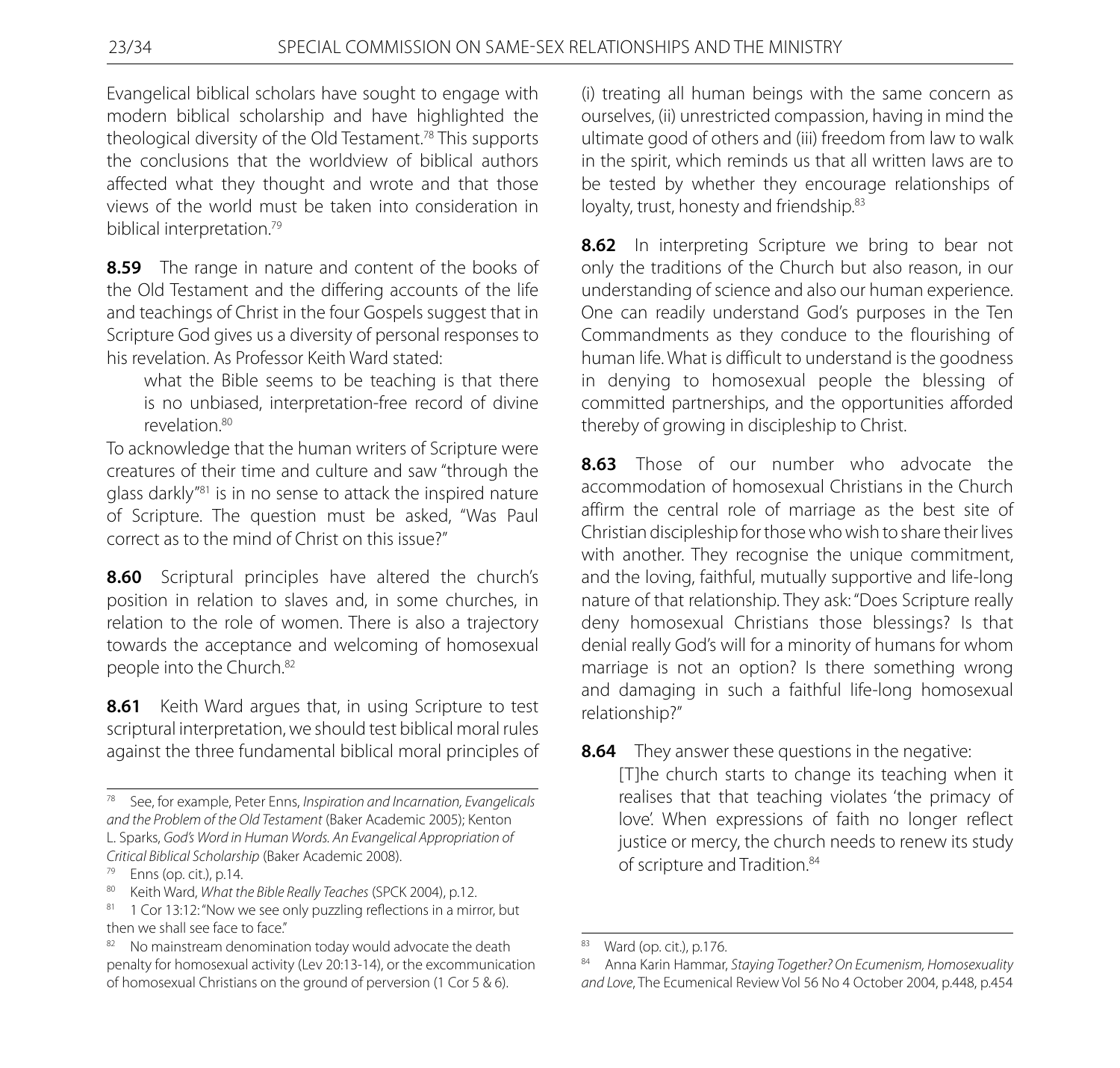Evangelical biblical scholars have sought to engage with modern biblical scholarship and have highlighted the theological diversity of the Old Testament.[78] This supports the conclusions that the worldview of biblical authors affected what they thought and wrote and that those views of the world must be taken into consideration in biblical interpretation.[79]

**8.59** The range in nature and content of the books of the Old Testament and the differing accounts of the life and teachings of Christ in the four Gospels suggest that in Scripture God gives us a diversity of personal responses to his revelation. As Professor Keith Ward stated:

> what the Bible seems to be teaching is that there is no unbiased, interpretation-free record of divine revelation.[80]

To acknowledge that the human writers of Scripture were creatures of their time and culture and saw "through the glass darkly"[81] is in no sense to attack the inspired nature of Scripture. The question must be asked, "Was Paul correct as to the mind of Christ on this issue?"

**8.60** Scriptural principles have altered the church's position in relation to slaves and, in some churches, in relation to the role of women. There is also a trajectory towards the acceptance and welcoming of homosexual people into the Church.[82]

**8.61** Keith Ward argues that, in using Scripture to test scriptural interpretation, we should test biblical moral rules against the three fundamental biblical moral principles of (i) treating all human beings with the same concern as ourselves, (ii) unrestricted compassion, having in mind the ultimate good of others and (iii) freedom from law to walk in the spirit, which reminds us that all written laws are to be tested by whether they encourage relationships of loyalty, trust, honesty and friendship.[83]

**8.62** In interpreting Scripture we bring to bear not only the traditions of the Church but also reason, in our understanding of science and also our human experience. One can readily understand God's purposes in the Ten Commandments as they conduce to the flourishing of human life. What is difficult to understand is the goodness in denying to homosexual people the blessing of committed partnerships, and the opportunities afforded thereby of growing in discipleship to Christ.

**8.63** Those of our number who advocate the accommodation of homosexual Christians in the Church affirm the central role of marriage as the best site of Christian discipleship for those who wish to share their lives with another. They recognise the unique commitment, and the loving, faithful, mutually supportive and life-long nature of that relationship. They ask: "Does Scripture really deny homosexual Christians those blessings? Is that denial really God's will for a minority of humans for whom marriage is not an option? Is there something wrong and damaging in such a faithful life-long homosexual relationship?"

**8.64** They answer these questions in the negative:

> [T]he church starts to change its teaching when it realises that that teaching violates 'the primacy of love'. When expressions of faith no longer reflect justice or mercy, the church needs to renew its study of scripture and Tradition.[84]

---

[78] See, for example, Peter Enns, *Inspiration and Incarnation, Evangelicals and the Problem of the Old Testament* (Baker Academic 2005); Kenton L. Sparks, *God's Word in Human Words. An Evangelical Appropriation of Critical Biblical Scholarship* (Baker Academic 2008).

[79] Enns (op. cit.), p.14.

[80] Keith Ward, *What the Bible Really Teaches* (SPCK 2004), p.12.

[81] 1 Cor 13:12: "Now we see only puzzling reflections in a mirror, but then we shall see face to face."

[82] No mainstream denomination today would advocate the death penalty for homosexual activity (Lev 20:13-14), or the excommunication of homosexual Christians on the ground of perversion (1 Cor 5 & 6).

[83] Ward (op. cit.), p.176.

[84] Anna Karin Hammar, *Staying Together? On Ecumenism, Homosexuality and Love*, The Ecumenical Review Vol 56 No 4 October 2004, p.448, p.454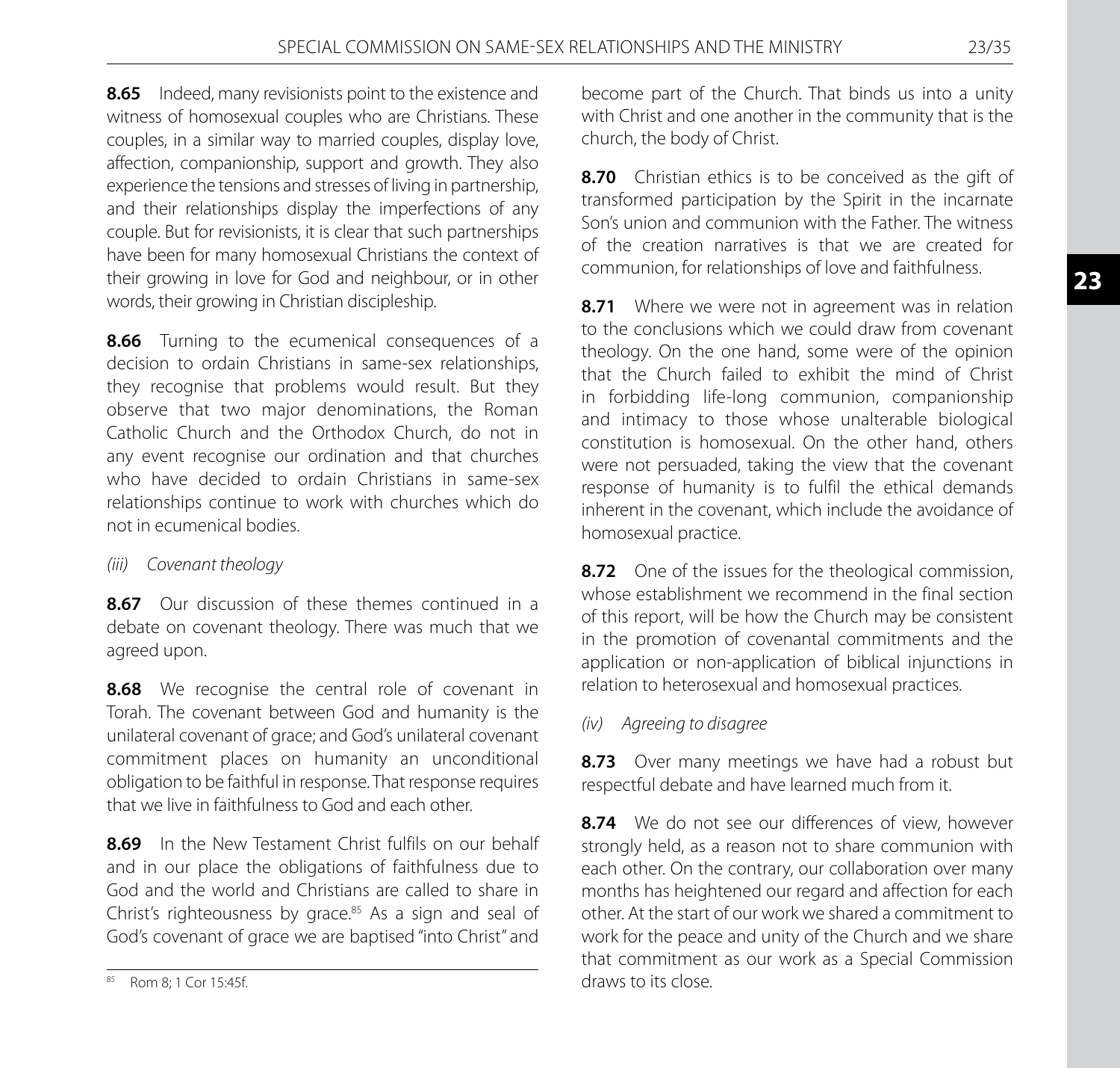**8.65** Indeed, many revisionists point to the existence and witness of homosexual couples who are Christians. These couples, in a similar way to married couples, display love, affection, companionship, support and growth. They also experience the tensions and stresses of living in partnership, and their relationships display the imperfections of any couple. But for revisionists, it is clear that such partnerships have been for many homosexual Christians the context of their growing in love for God and neighbour, or in other words, their growing in Christian discipleship.

**8.66** Turning to the ecumenical consequences of a decision to ordain Christians in same-sex relationships, they recognise that problems would result. But they observe that two major denominations, the Roman Catholic Church and the Orthodox Church, do not in any event recognise our ordination and that churches who have decided to ordain Christians in same-sex relationships continue to work with churches which do not in ecumenical bodies.

*(iii) Covenant theology*

**8.67** Our discussion of these themes continued in a debate on covenant theology. There was much that we agreed upon.

**8.68** We recognise the central role of covenant in Torah. The covenant between God and humanity is the unilateral covenant of grace; and God's unilateral covenant commitment places on humanity an unconditional obligation to be faithful in response. That response requires that we live in faithfulness to God and each other.

**8.69** In the New Testament Christ fulfils on our behalf and in our place the obligations of faithfulness due to God and the world and Christians are called to share in Christ's righteousness by grace.[85] As a sign and seal of God's covenant of grace we are baptised "into Christ" and become part of the Church. That binds us into a unity with Christ and one another in the community that is the church, the body of Christ.

**8.70** Christian ethics is to be conceived as the gift of transformed participation by the Spirit in the incarnate Son's union and communion with the Father. The witness of the creation narratives is that we are created for communion, for relationships of love and faithfulness.

**8.71** Where we were not in agreement was in relation to the conclusions which we could draw from covenant theology. On the one hand, some were of the opinion that the Church failed to exhibit the mind of Christ in forbidding life-long communion, companionship and intimacy to those whose unalterable biological constitution is homosexual. On the other hand, others were not persuaded, taking the view that the covenant response of humanity is to fulfil the ethical demands inherent in the covenant, which include the avoidance of homosexual practice.

**8.72** One of the issues for the theological commission, whose establishment we recommend in the final section of this report, will be how the Church may be consistent in the promotion of covenantal commitments and the application or non-application of biblical injunctions in relation to heterosexual and homosexual practices.

*(iv) Agreeing to disagree*

**8.73** Over many meetings we have had a robust but respectful debate and have learned much from it.

**8.74** We do not see our differences of view, however strongly held, as a reason not to share communion with each other. On the contrary, our collaboration over many months has heightened our regard and affection for each other. At the start of our work we shared a commitment to work for the peace and unity of the Church and we share that commitment as our work as a Special Commission draws to its close.

[85] Rom 8; 1 Cor 15:45f.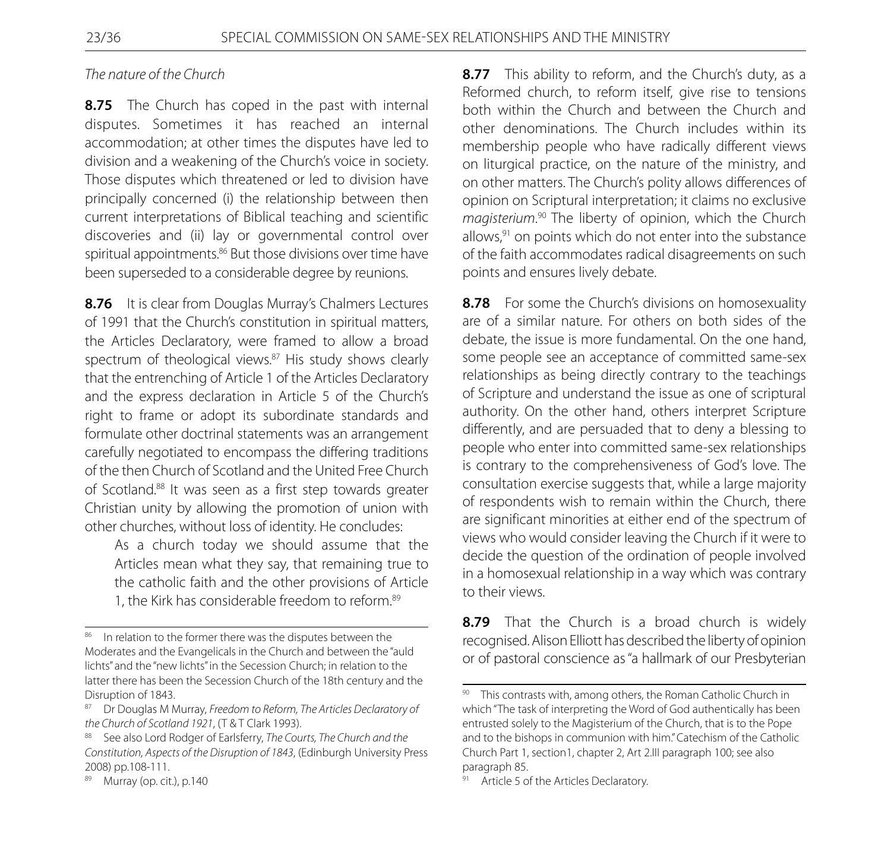*The nature of the Church*

**8.75** The Church has coped in the past with internal disputes. Sometimes it has reached an internal accommodation; at other times the disputes have led to division and a weakening of the Church's voice in society. Those disputes which threatened or led to division have principally concerned (i) the relationship between then current interpretations of Biblical teaching and scientific discoveries and (ii) lay or governmental control over spiritual appointments.[86] But those divisions over time have been superseded to a considerable degree by reunions.

**8.76** It is clear from Douglas Murray's Chalmers Lectures of 1991 that the Church's constitution in spiritual matters, the Articles Declaratory, were framed to allow a broad spectrum of theological views.[87] His study shows clearly that the entrenching of Article 1 of the Articles Declaratory and the express declaration in Article 5 of the Church's right to frame or adopt its subordinate standards and formulate other doctrinal statements was an arrangement carefully negotiated to encompass the differing traditions of the then Church of Scotland and the United Free Church of Scotland.[88] It was seen as a first step towards greater Christian unity by allowing the promotion of union with other churches, without loss of identity. He concludes:

> As a church today we should assume that the Articles mean what they say, that remaining true to the catholic faith and the other provisions of Article 1, the Kirk has considerable freedom to reform.[89]

**8.77** This ability to reform, and the Church's duty, as a Reformed church, to reform itself, give rise to tensions both within the Church and between the Church and other denominations. The Church includes within its membership people who have radically different views on liturgical practice, on the nature of the ministry, and on other matters. The Church's polity allows differences of opinion on Scriptural interpretation; it claims no exclusive *magisterium*.[90] The liberty of opinion, which the Church allows,[91] on points which do not enter into the substance of the faith accommodates radical disagreements on such points and ensures lively debate.

**8.78** For some the Church's divisions on homosexuality are of a similar nature. For others on both sides of the debate, the issue is more fundamental. On the one hand, some people see an acceptance of committed same-sex relationships as being directly contrary to the teachings of Scripture and understand the issue as one of scriptural authority. On the other hand, others interpret Scripture differently, and are persuaded that to deny a blessing to people who enter into committed same-sex relationships is contrary to the comprehensiveness of God's love. The consultation exercise suggests that, while a large majority of respondents wish to remain within the Church, there are significant minorities at either end of the spectrum of views who would consider leaving the Church if it were to decide the question of the ordination of people involved in a homosexual relationship in a way which was contrary to their views.

**8.79** That the Church is a broad church is widely recognised. Alison Elliott has described the liberty of opinion or of pastoral conscience as "a hallmark of our Presbyterian

---

[86] In relation to the former there was the disputes between the Moderates and the Evangelicals in the Church and between the "auld lichts" and the "new lichts" in the Secession Church; in relation to the latter there has been the Secession Church of the 18th century and the Disruption of 1843.

[87] Dr Douglas M Murray, *Freedom to Reform, The Articles Declaratory of the Church of Scotland 1921*, (T & T Clark 1993).

[88] See also Lord Rodger of Earlsferry, *The Courts, The Church and the Constitution, Aspects of the Disruption of 1843*, (Edinburgh University Press 2008) pp.108-111.

[89] Murray (op. cit.), p.140

[90] This contrasts with, among others, the Roman Catholic Church in which "The task of interpreting the Word of God authentically has been entrusted solely to the Magisterium of the Church, that is to the Pope and to the bishops in communion with him." Catechism of the Catholic Church Part 1, section1, chapter 2, Art 2.III paragraph 100; see also paragraph 85.

[91] Article 5 of the Articles Declaratory.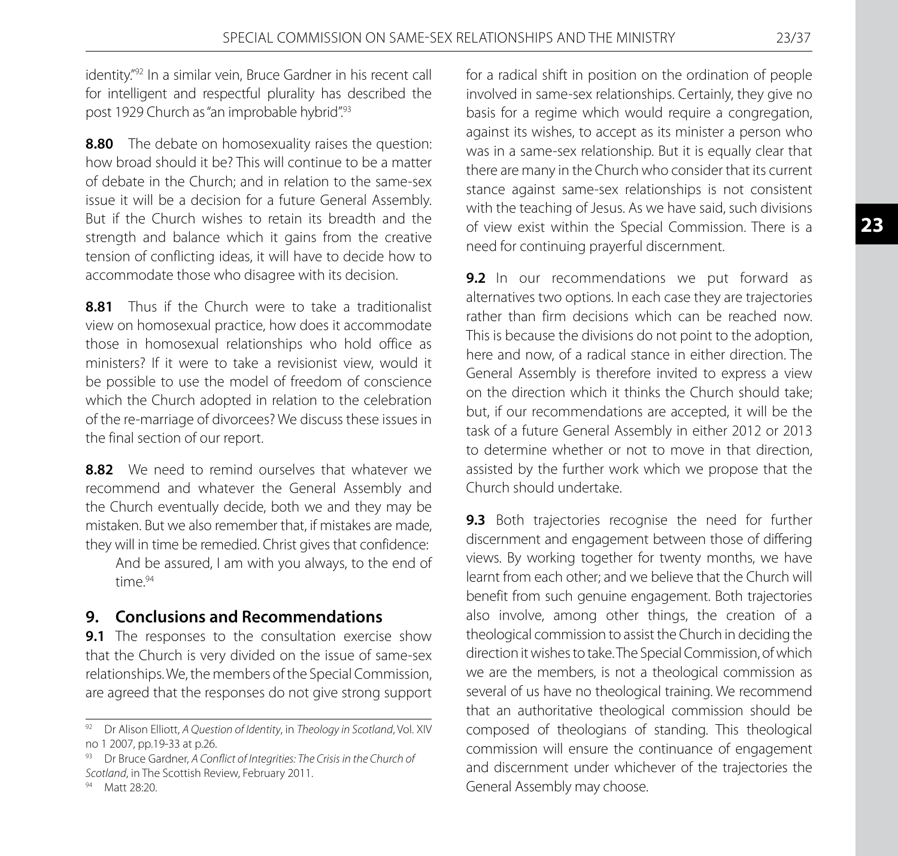identity."[92] In a similar vein, Bruce Gardner in his recent call for intelligent and respectful plurality has described the post 1929 Church as "an improbable hybrid".[93]

**8.80** The debate on homosexuality raises the question: how broad should it be? This will continue to be a matter of debate in the Church; and in relation to the same-sex issue it will be a decision for a future General Assembly. But if the Church wishes to retain its breadth and the strength and balance which it gains from the creative tension of conflicting ideas, it will have to decide how to accommodate those who disagree with its decision.

**8.81** Thus if the Church were to take a traditionalist view on homosexual practice, how does it accommodate those in homosexual relationships who hold office as ministers? If it were to take a revisionist view, would it be possible to use the model of freedom of conscience which the Church adopted in relation to the celebration of the re-marriage of divorcees? We discuss these issues in the final section of our report.

**8.82** We need to remind ourselves that whatever we recommend and whatever the General Assembly and the Church eventually decide, both we and they may be mistaken. But we also remember that, if mistakes are made, they will in time be remedied. Christ gives that confidence:

> And be assured, I am with you always, to the end of time.[94]

## 9. Conclusions and Recommendations

**9.1** The responses to the consultation exercise show that the Church is very divided on the issue of same-sex relationships. We, the members of the Special Commission, are agreed that the responses do not give strong support for a radical shift in position on the ordination of people involved in same-sex relationships. Certainly, they give no basis for a regime which would require a congregation, against its wishes, to accept as its minister a person who was in a same-sex relationship. But it is equally clear that there are many in the Church who consider that its current stance against same-sex relationships is not consistent with the teaching of Jesus. As we have said, such divisions of view exist within the Special Commission. There is a need for continuing prayerful discernment.

**9.2** In our recommendations we put forward as alternatives two options. In each case they are trajectories rather than firm decisions which can be reached now. This is because the divisions do not point to the adoption, here and now, of a radical stance in either direction. The General Assembly is therefore invited to express a view on the direction which it thinks the Church should take; but, if our recommendations are accepted, it will be the task of a future General Assembly in either 2012 or 2013 to determine whether or not to move in that direction, assisted by the further work which we propose that the Church should undertake.

**9.3** Both trajectories recognise the need for further discernment and engagement between those of differing views. By working together for twenty months, we have learnt from each other; and we believe that the Church will benefit from such genuine engagement. Both trajectories also involve, among other things, the creation of a theological commission to assist the Church in deciding the direction it wishes to take. The Special Commission, of which we are the members, is not a theological commission as several of us have no theological training. We recommend that an authoritative theological commission should be composed of theologians of standing. This theological commission will ensure the continuance of engagement and discernment under whichever of the trajectories the General Assembly may choose.

---

[92] Dr Alison Elliott, *A Question of Identity*, in *Theology in Scotland*, Vol. XIV no 1 2007, pp.19-33 at p.26.

[93] Dr Bruce Gardner, *A Conflict of Integrities: The Crisis in the Church of Scotland*, in The Scottish Review, February 2011.

[94] Matt 28:20.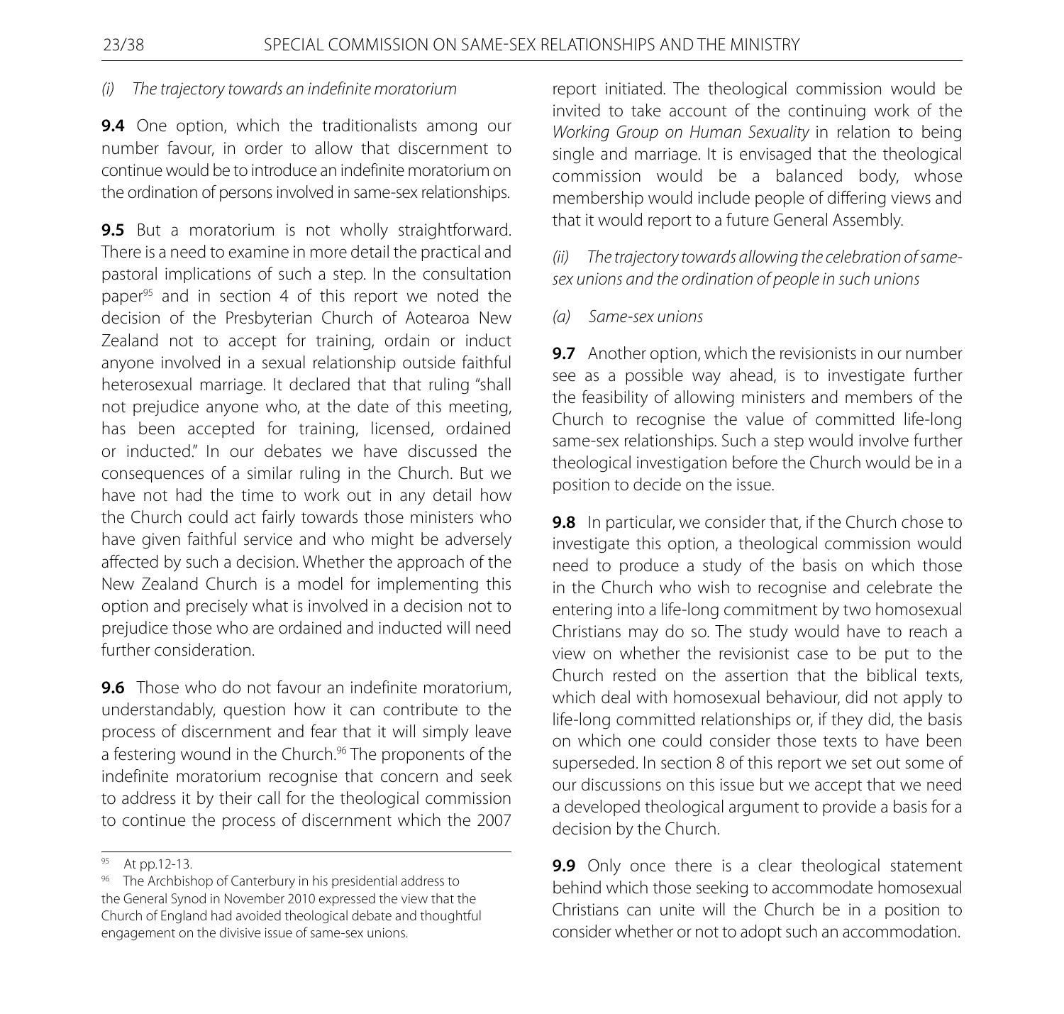*(i) The trajectory towards an indefinite moratorium*

**9.4** One option, which the traditionalists among our number favour, in order to allow that discernment to continue would be to introduce an indefinite moratorium on the ordination of persons involved in same-sex relationships.

**9.5** But a moratorium is not wholly straightforward. There is a need to examine in more detail the practical and pastoral implications of such a step. In the consultation paper[95] and in section 4 of this report we noted the decision of the Presbyterian Church of Aotearoa New Zealand not to accept for training, ordain or induct anyone involved in a sexual relationship outside faithful heterosexual marriage. It declared that that ruling "shall not prejudice anyone who, at the date of this meeting, has been accepted for training, licensed, ordained or inducted." In our debates we have discussed the consequences of a similar ruling in the Church. But we have not had the time to work out in any detail how the Church could act fairly towards those ministers who have given faithful service and who might be adversely affected by such a decision. Whether the approach of the New Zealand Church is a model for implementing this option and precisely what is involved in a decision not to prejudice those who are ordained and inducted will need further consideration.

**9.6** Those who do not favour an indefinite moratorium, understandably, question how it can contribute to the process of discernment and fear that it will simply leave a festering wound in the Church.[96] The proponents of the indefinite moratorium recognise that concern and seek to address it by their call for the theological commission to continue the process of discernment which the 2007 report initiated. The theological commission would be invited to take account of the continuing work of the *Working Group on Human Sexuality* in relation to being single and marriage. It is envisaged that the theological commission would be a balanced body, whose membership would include people of differing views and that it would report to a future General Assembly.

*(ii) The trajectory towards allowing the celebration of same-sex unions and the ordination of people in such unions*

*(a) Same-sex unions*

**9.7** Another option, which the revisionists in our number see as a possible way ahead, is to investigate further the feasibility of allowing ministers and members of the Church to recognise the value of committed life-long same-sex relationships. Such a step would involve further theological investigation before the Church would be in a position to decide on the issue.

**9.8** In particular, we consider that, if the Church chose to investigate this option, a theological commission would need to produce a study of the basis on which those in the Church who wish to recognise and celebrate the entering into a life-long commitment by two homosexual Christians may do so. The study would have to reach a view on whether the revisionist case to be put to the Church rested on the assertion that the biblical texts, which deal with homosexual behaviour, did not apply to life-long committed relationships or, if they did, the basis on which one could consider those texts to have been superseded. In section 8 of this report we set out some of our discussions on this issue but we accept that we need a developed theological argument to provide a basis for a decision by the Church.

**9.9** Only once there is a clear theological statement behind which those seeking to accommodate homosexual Christians can unite will the Church be in a position to consider whether or not to adopt such an accommodation.

---

[95] At pp.12-13.

[96] The Archbishop of Canterbury in his presidential address to the General Synod in November 2010 expressed the view that the Church of England had avoided theological debate and thoughtful engagement on the divisive issue of same-sex unions.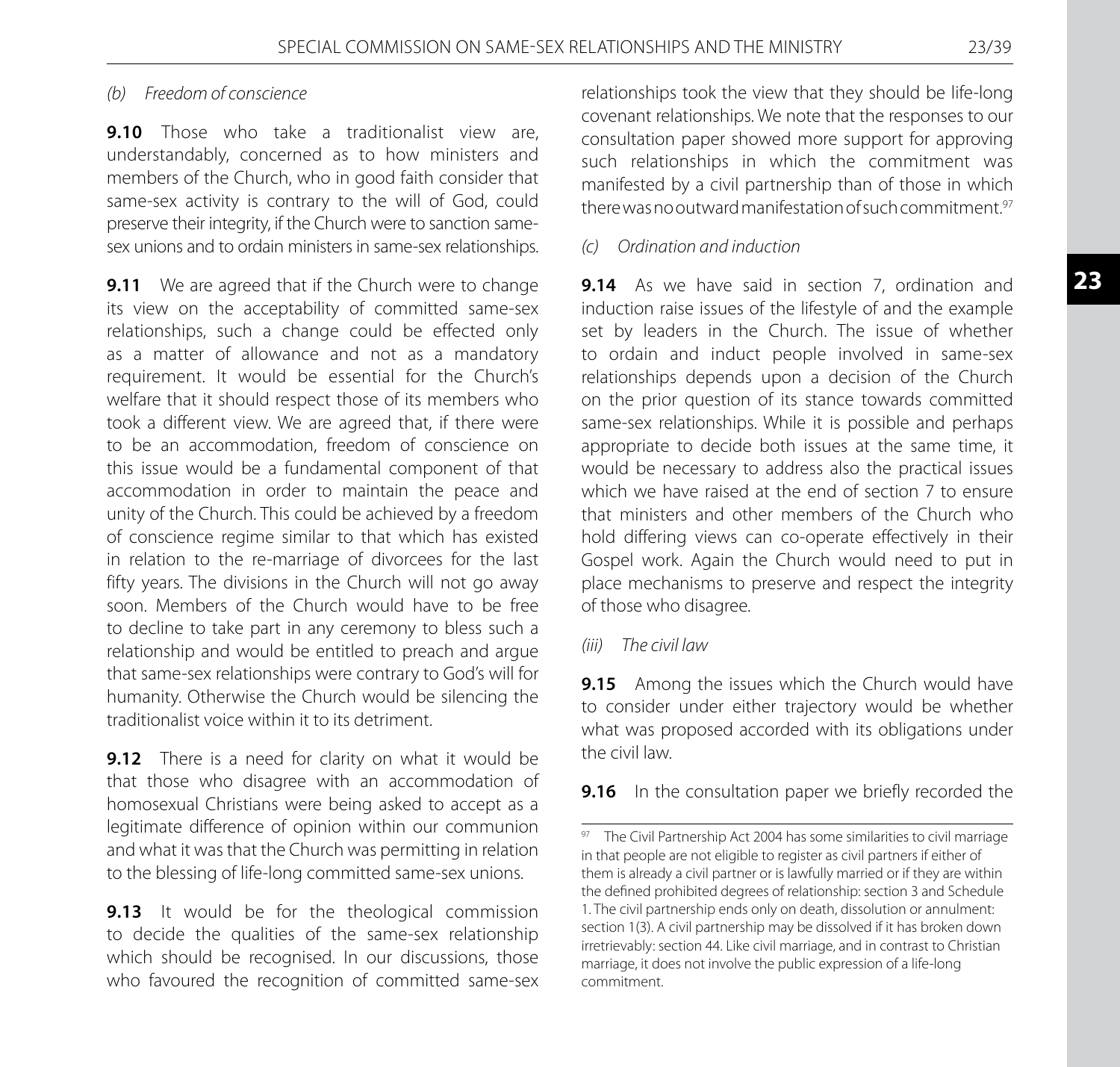*(b) Freedom of conscience*

**9.10** Those who take a traditionalist view are, understandably, concerned as to how ministers and members of the Church, who in good faith consider that same-sex activity is contrary to the will of God, could preserve their integrity, if the Church were to sanction same-sex unions and to ordain ministers in same-sex relationships.

**9.11** We are agreed that if the Church were to change its view on the acceptability of committed same-sex relationships, such a change could be effected only as a matter of allowance and not as a mandatory requirement. It would be essential for the Church's welfare that it should respect those of its members who took a different view. We are agreed that, if there were to be an accommodation, freedom of conscience on this issue would be a fundamental component of that accommodation in order to maintain the peace and unity of the Church. This could be achieved by a freedom of conscience regime similar to that which has existed in relation to the re-marriage of divorcees for the last fifty years. The divisions in the Church will not go away soon. Members of the Church would have to be free to decline to take part in any ceremony to bless such a relationship and would be entitled to preach and argue that same-sex relationships were contrary to God's will for humanity. Otherwise the Church would be silencing the traditionalist voice within it to its detriment.

**9.12** There is a need for clarity on what it would be that those who disagree with an accommodation of homosexual Christians were being asked to accept as a legitimate difference of opinion within our communion and what it was that the Church was permitting in relation to the blessing of life-long committed same-sex unions.

**9.13** It would be for the theological commission to decide the qualities of the same-sex relationship which should be recognised. In our discussions, those who favoured the recognition of committed same-sex relationships took the view that they should be life-long covenant relationships. We note that the responses to our consultation paper showed more support for approving such relationships in which the commitment was manifested by a civil partnership than of those in which there was no outward manifestation of such commitment.[97]

*(c) Ordination and induction*

**9.14** As we have said in section 7, ordination and induction raise issues of the lifestyle of and the example set by leaders in the Church. The issue of whether to ordain and induct people involved in same-sex relationships depends upon a decision of the Church on the prior question of its stance towards committed same-sex relationships. While it is possible and perhaps appropriate to decide both issues at the same time, it would be necessary to address also the practical issues which we have raised at the end of section 7 to ensure that ministers and other members of the Church who hold differing views can co-operate effectively in their Gospel work. Again the Church would need to put in place mechanisms to preserve and respect the integrity of those who disagree.

*(iii) The civil law*

**9.15** Among the issues which the Church would have to consider under either trajectory would be whether what was proposed accorded with its obligations under the civil law.

**9.16** In the consultation paper we briefly recorded the

---

[97] The Civil Partnership Act 2004 has some similarities to civil marriage in that people are not eligible to register as civil partners if either of them is already a civil partner or is lawfully married or if they are within the defined prohibited degrees of relationship: section 3 and Schedule 1. The civil partnership ends only on death, dissolution or annulment: section 1(3). A civil partnership may be dissolved if it has broken down irretrievably: section 44. Like civil marriage, and in contrast to Christian marriage, it does not involve the public expression of a life-long commitment.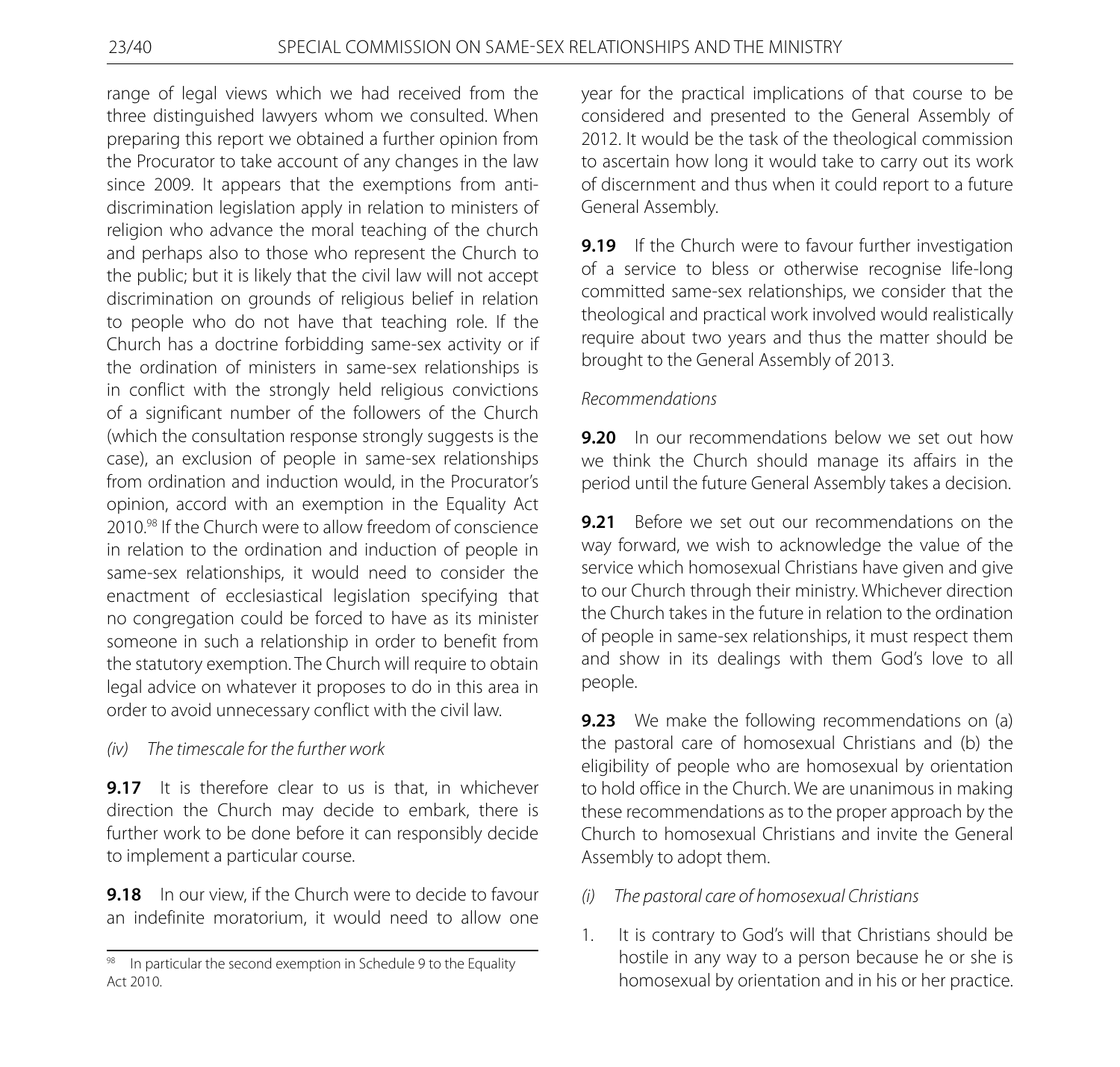range of legal views which we had received from the three distinguished lawyers whom we consulted. When preparing this report we obtained a further opinion from the Procurator to take account of any changes in the law since 2009. It appears that the exemptions from anti-discrimination legislation apply in relation to ministers of religion who advance the moral teaching of the church and perhaps also to those who represent the Church to the public; but it is likely that the civil law will not accept discrimination on grounds of religious belief in relation to people who do not have that teaching role. If the Church has a doctrine forbidding same-sex activity or if the ordination of ministers in same-sex relationships is in conflict with the strongly held religious convictions of a significant number of the followers of the Church (which the consultation response strongly suggests is the case), an exclusion of people in same-sex relationships from ordination and induction would, in the Procurator's opinion, accord with an exemption in the Equality Act 2010.[98] If the Church were to allow freedom of conscience in relation to the ordination and induction of people in same-sex relationships, it would need to consider the enactment of ecclesiastical legislation specifying that no congregation could be forced to have as its minister someone in such a relationship in order to benefit from the statutory exemption. The Church will require to obtain legal advice on whatever it proposes to do in this area in order to avoid unnecessary conflict with the civil law.

*(iv) The timescale for the further work*

**9.17** It is therefore clear to us is that, in whichever direction the Church may decide to embark, there is further work to be done before it can responsibly decide to implement a particular course.

**9.18** In our view, if the Church were to decide to favour an indefinite moratorium, it would need to allow one year for the practical implications of that course to be considered and presented to the General Assembly of 2012. It would be the task of the theological commission to ascertain how long it would take to carry out its work of discernment and thus when it could report to a future General Assembly.

**9.19** If the Church were to favour further investigation of a service to bless or otherwise recognise life-long committed same-sex relationships, we consider that the theological and practical work involved would realistically require about two years and thus the matter should be brought to the General Assembly of 2013.

*Recommendations*

**9.20** In our recommendations below we set out how we think the Church should manage its affairs in the period until the future General Assembly takes a decision.

**9.21** Before we set out our recommendations on the way forward, we wish to acknowledge the value of the service which homosexual Christians have given and give to our Church through their ministry. Whichever direction the Church takes in the future in relation to the ordination of people in same-sex relationships, it must respect them and show in its dealings with them God's love to all people.

**9.23** We make the following recommendations on (a) the pastoral care of homosexual Christians and (b) the eligibility of people who are homosexual by orientation to hold office in the Church. We are unanimous in making these recommendations as to the proper approach by the Church to homosexual Christians and invite the General Assembly to adopt them.

*(i) The pastoral care of homosexual Christians*

1. It is contrary to God's will that Christians should be hostile in any way to a person because he or she is homosexual by orientation and in his or her practice.

[98] In particular the second exemption in Schedule 9 to the Equality Act 2010.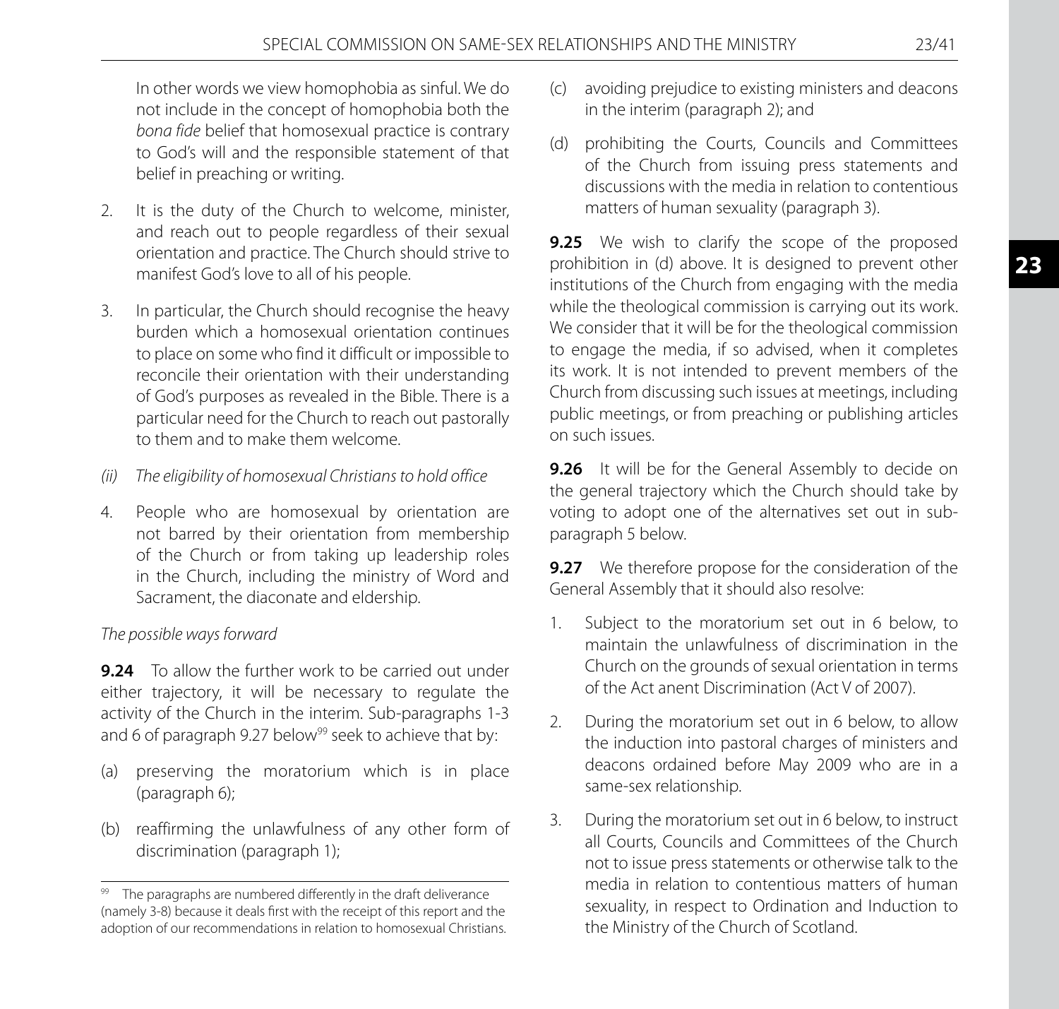In other words we view homophobia as sinful. We do not include in the concept of homophobia both the *bona fide* belief that homosexual practice is contrary to God's will and the responsible statement of that belief in preaching or writing.

2. It is the duty of the Church to welcome, minister, and reach out to people regardless of their sexual orientation and practice. The Church should strive to manifest God's love to all of his people.

3. In particular, the Church should recognise the heavy burden which a homosexual orientation continues to place on some who find it difficult or impossible to reconcile their orientation with their understanding of God's purposes as revealed in the Bible. There is a particular need for the Church to reach out pastorally to them and to make them welcome.

*(ii) The eligibility of homosexual Christians to hold office*

4. People who are homosexual by orientation are not barred by their orientation from membership of the Church or from taking up leadership roles in the Church, including the ministry of Word and Sacrament, the diaconate and eldership.

*The possible ways forward*

**9.24** To allow the further work to be carried out under either trajectory, it will be necessary to regulate the activity of the Church in the interim. Sub-paragraphs 1-3 and 6 of paragraph 9.27 below[99] seek to achieve that by:

(a) preserving the moratorium which is in place (paragraph 6);

(b) reaffirming the unlawfulness of any other form of discrimination (paragraph 1);

(c) avoiding prejudice to existing ministers and deacons in the interim (paragraph 2); and

(d) prohibiting the Courts, Councils and Committees of the Church from issuing press statements and discussions with the media in relation to contentious matters of human sexuality (paragraph 3).

**9.25** We wish to clarify the scope of the proposed prohibition in (d) above. It is designed to prevent other institutions of the Church from engaging with the media while the theological commission is carrying out its work. We consider that it will be for the theological commission to engage the media, if so advised, when it completes its work. It is not intended to prevent members of the Church from discussing such issues at meetings, including public meetings, or from preaching or publishing articles on such issues.

**9.26** It will be for the General Assembly to decide on the general trajectory which the Church should take by voting to adopt one of the alternatives set out in sub-paragraph 5 below.

**9.27** We therefore propose for the consideration of the General Assembly that it should also resolve:

1. Subject to the moratorium set out in 6 below, to maintain the unlawfulness of discrimination in the Church on the grounds of sexual orientation in terms of the Act anent Discrimination (Act V of 2007).

2. During the moratorium set out in 6 below, to allow the induction into pastoral charges of ministers and deacons ordained before May 2009 who are in a same-sex relationship.

3. During the moratorium set out in 6 below, to instruct all Courts, Councils and Committees of the Church not to issue press statements or otherwise talk to the media in relation to contentious matters of human sexuality, in respect to Ordination and Induction to the Ministry of the Church of Scotland.

[99] The paragraphs are numbered differently in the draft deliverance (namely 3-8) because it deals first with the receipt of this report and the adoption of our recommendations in relation to homosexual Christians.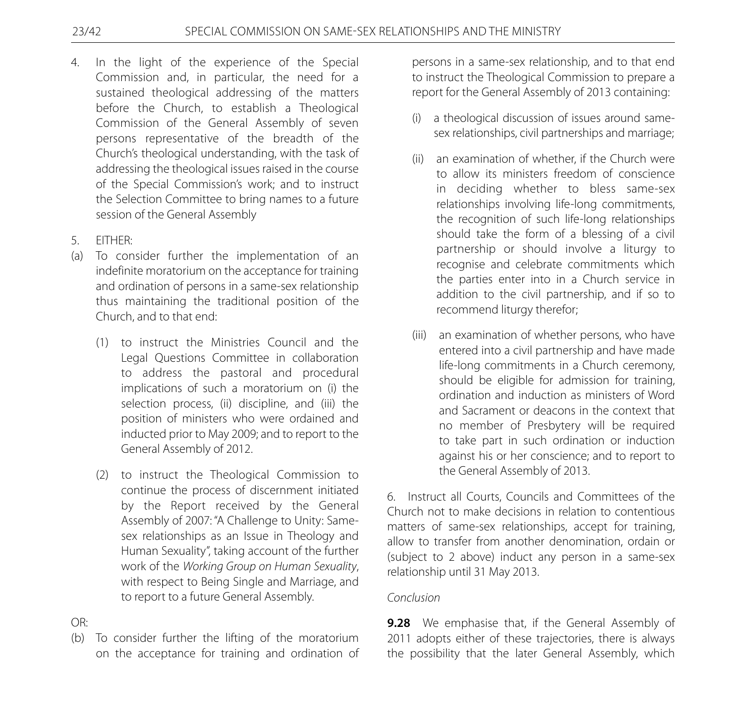4. In the light of the experience of the Special Commission and, in particular, the need for a sustained theological addressing of the matters before the Church, to establish a Theological Commission of the General Assembly of seven persons representative of the breadth of the Church's theological understanding, with the task of addressing the theological issues raised in the course of the Special Commission's work; and to instruct the Selection Committee to bring names to a future session of the General Assembly

5. EITHER:

(a) To consider further the implementation of an indefinite moratorium on the acceptance for training and ordination of persons in a same-sex relationship thus maintaining the traditional position of the Church, and to that end:

   (1) to instruct the Ministries Council and the Legal Questions Committee in collaboration to address the pastoral and procedural implications of such a moratorium on (i) the selection process, (ii) discipline, and (iii) the position of ministers who were ordained and inducted prior to May 2009; and to report to the General Assembly of 2012.

   (2) to instruct the Theological Commission to continue the process of discernment initiated by the Report received by the General Assembly of 2007: "A Challenge to Unity: Same-sex relationships as an Issue in Theology and Human Sexuality", taking account of the further work of the *Working Group on Human Sexuality*, with respect to Being Single and Marriage, and to report to a future General Assembly.

OR:

(b) To consider further the lifting of the moratorium on the acceptance for training and ordination of persons in a same-sex relationship, and to that end to instruct the Theological Commission to prepare a report for the General Assembly of 2013 containing:

   (i) a theological discussion of issues around same-sex relationships, civil partnerships and marriage;

   (ii) an examination of whether, if the Church were to allow its ministers freedom of conscience in deciding whether to bless same-sex relationships involving life-long commitments, the recognition of such life-long relationships should take the form of a blessing of a civil partnership or should involve a liturgy to recognise and celebrate commitments which the parties enter into in a Church service in addition to the civil partnership, and if so to recommend liturgy therefor;

   (iii) an examination of whether persons, who have entered into a civil partnership and have made life-long commitments in a Church ceremony, should be eligible for admission for training, ordination and induction as ministers of Word and Sacrament or deacons in the context that no member of Presbytery will be required to take part in such ordination or induction against his or her conscience; and to report to the General Assembly of 2013.

6. Instruct all Courts, Councils and Committees of the Church not to make decisions in relation to contentious matters of same-sex relationships, accept for training, allow to transfer from another denomination, ordain or (subject to 2 above) induct any person in a same-sex relationship until 31 May 2013.

*Conclusion*

**9.28** We emphasise that, if the General Assembly of 2011 adopts either of these trajectories, there is always the possibility that the later General Assembly, which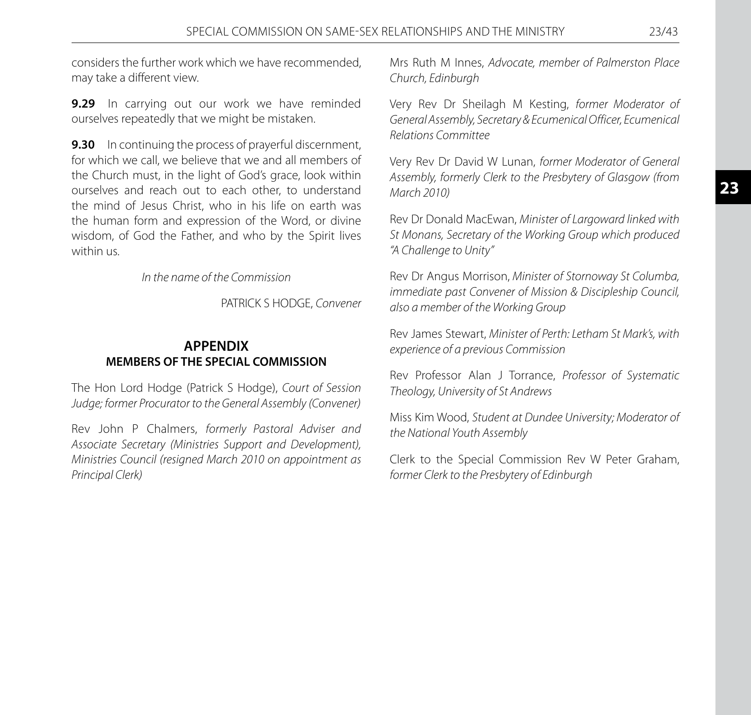considers the further work which we have recommended, may take a different view.

**9.29** In carrying out our work we have reminded ourselves repeatedly that we might be mistaken.

**9.30** In continuing the process of prayerful discernment, for which we call, we believe that we and all members of the Church must, in the light of God's grace, look within ourselves and reach out to each other, to understand the mind of Jesus Christ, who in his life on earth was the human form and expression of the Word, or divine wisdom, of God the Father, and who by the Spirit lives within us.

*In the name of the Commission*

PATRICK S HODGE, *Convener*

## APPENDIX
### MEMBERS OF THE SPECIAL COMMISSION

The Hon Lord Hodge (Patrick S Hodge), *Court of Session Judge; former Procurator to the General Assembly (Convener)*

Rev John P Chalmers, *formerly Pastoral Adviser and Associate Secretary (Ministries Support and Development), Ministries Council (resigned March 2010 on appointment as Principal Clerk)*

Mrs Ruth M Innes, *Advocate, member of Palmerston Place Church, Edinburgh*

Very Rev Dr Sheilagh M Kesting, *former Moderator of General Assembly, Secretary & Ecumenical Officer, Ecumenical Relations Committee*

Very Rev Dr David W Lunan, *former Moderator of General Assembly, formerly Clerk to the Presbytery of Glasgow (from March 2010)*

Rev Dr Donald MacEwan, *Minister of Largoward linked with St Monans, Secretary of the Working Group which produced "A Challenge to Unity"*

Rev Dr Angus Morrison, *Minister of Stornoway St Columba, immediate past Convener of Mission & Discipleship Council, also a member of the Working Group*

Rev James Stewart, *Minister of Perth: Letham St Mark's, with experience of a previous Commission*

Rev Professor Alan J Torrance, *Professor of Systematic Theology, University of St Andrews*

Miss Kim Wood, *Student at Dundee University; Moderator of the National Youth Assembly*

Clerk to the Special Commission Rev W Peter Graham, *former Clerk to the Presbytery of Edinburgh*